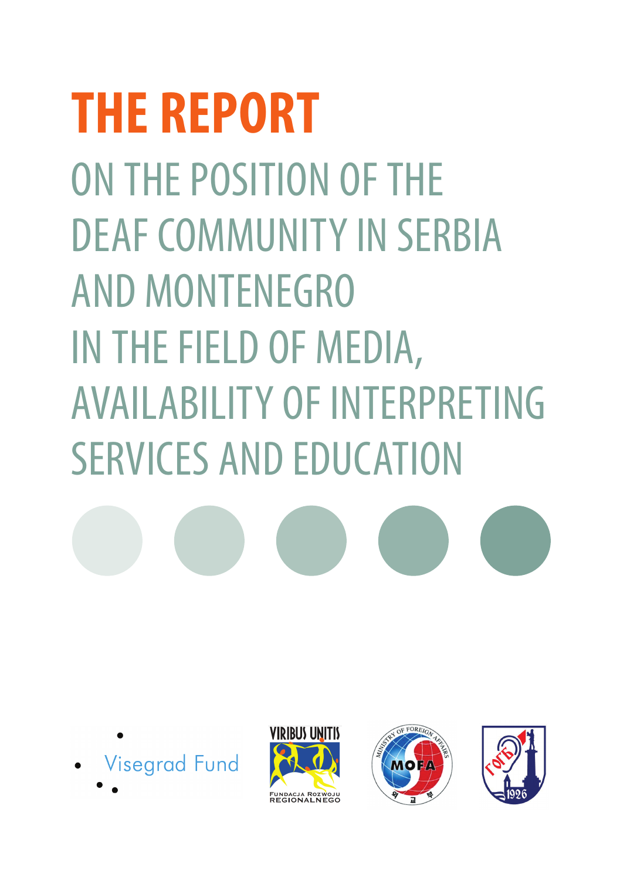# THE REPORT

## ON THE POSITION OF THE DEAF COMMUNITY IN SERBIA AND MONTENEGRO IN THE FIELD OF MEDIA, AVAILABILITY OF INTERPRETING SERVICES AND EDUCATION

Visegrad Fund

VIRIBUS UNITIS

FUNDACJA ROZWOJU REGIONALNEGO

MINISTRY OF FOREIGN AFFAIRS

MOFA

1926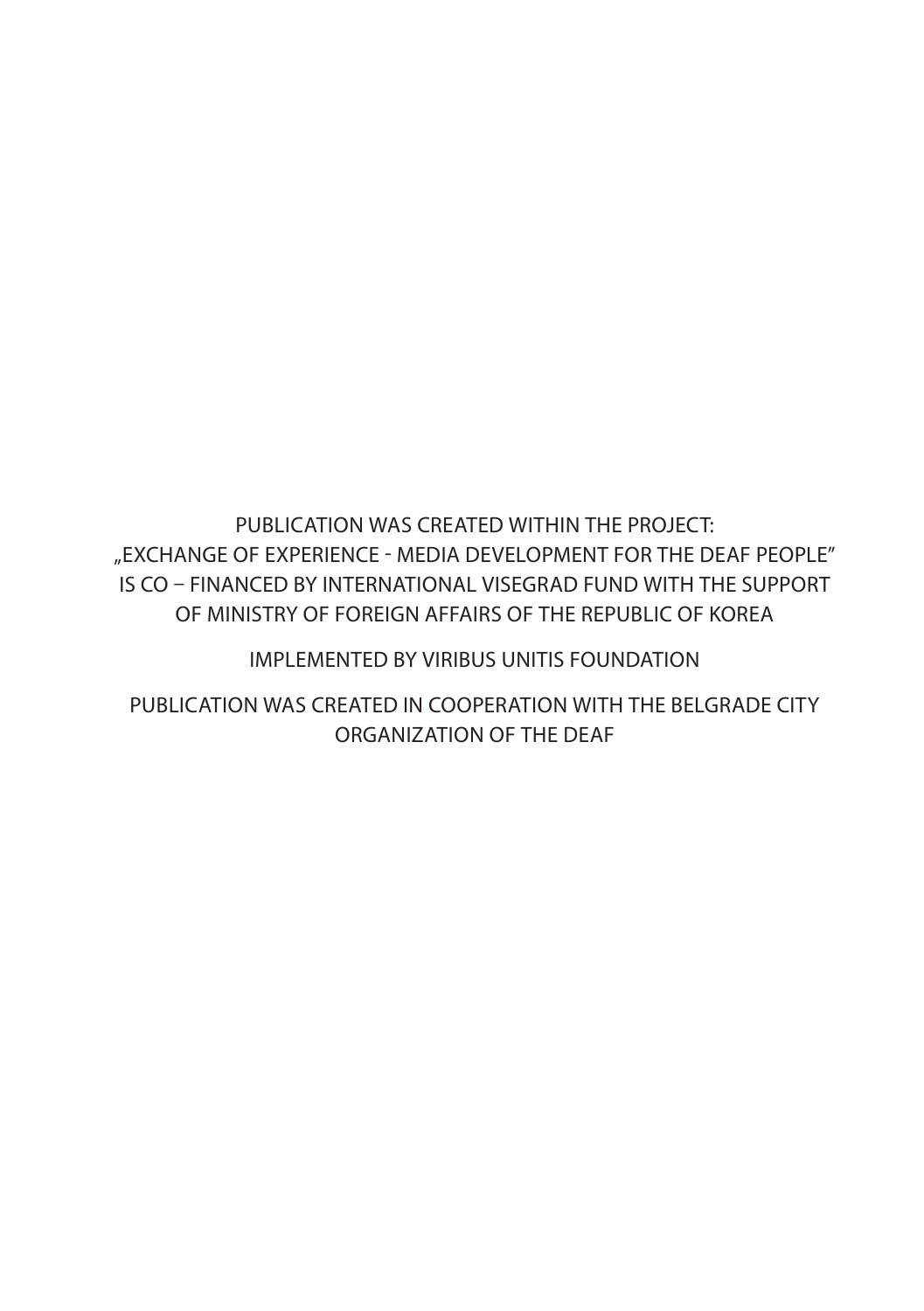PUBLICATION WAS CREATED WITHIN THE PROJECT:
„EXCHANGE OF EXPERIENCE - MEDIA DEVELOPMENT FOR THE DEAF PEOPLE"
IS CO – FINANCED BY INTERNATIONAL VISEGRAD FUND WITH THE SUPPORT
OF MINISTRY OF FOREIGN AFFAIRS OF THE REPUBLIC OF KOREA

IMPLEMENTED BY VIRIBUS UNITIS FOUNDATION

PUBLICATION WAS CREATED IN COOPERATION WITH THE BELGRADE CITY
ORGANIZATION OF THE DEAF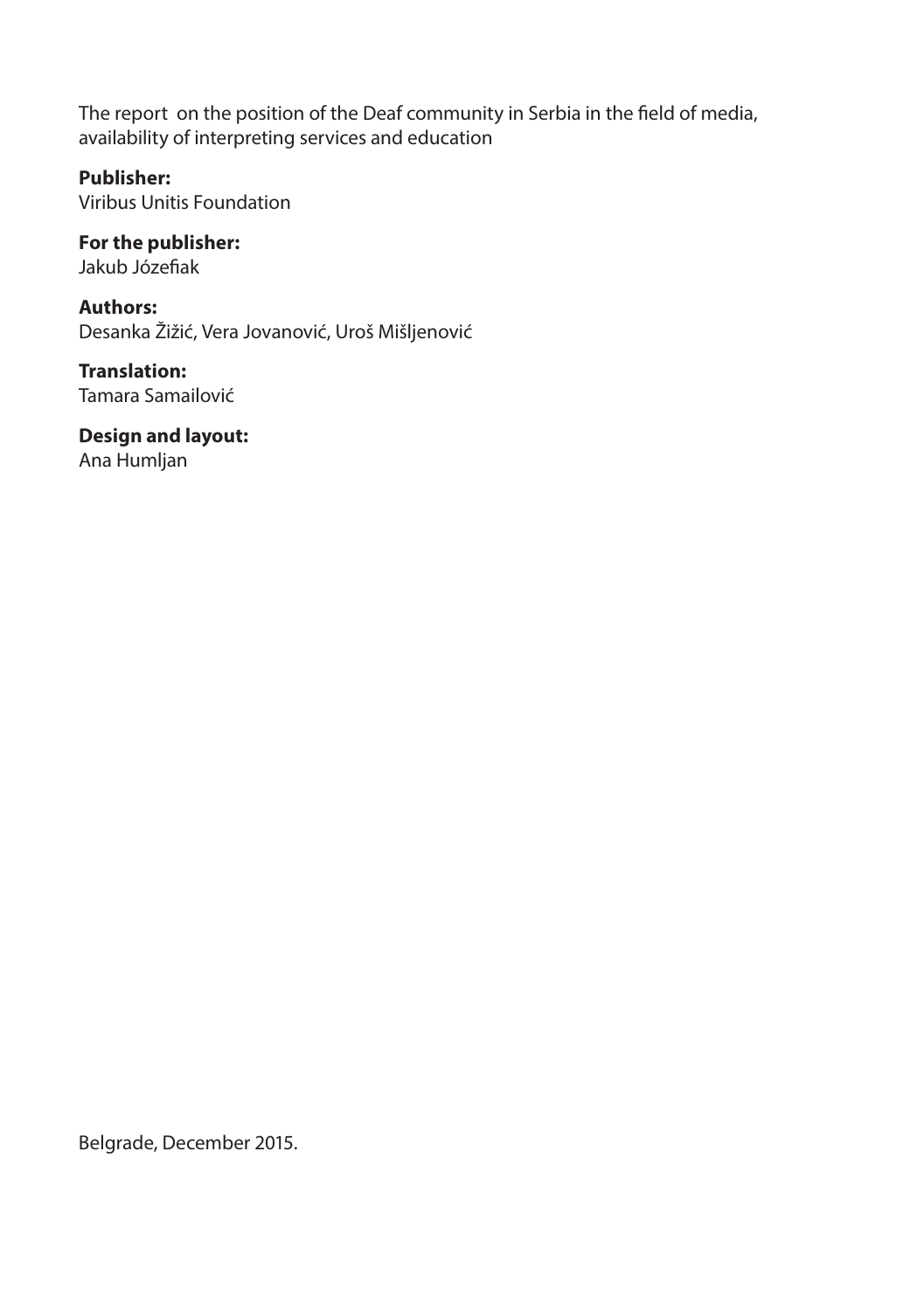The report on the position of the Deaf community in Serbia in the field of media, availability of interpreting services and education

**Publisher:**
Viribus Unitis Foundation

**For the publisher:**
Jakub Józefiak

**Authors:**
Desanka Žižić, Vera Jovanović, Uroš Mišljenović

**Translation:**
Tamara Samailović

**Design and layout:**
Ana Humljan

Belgrade, December 2015.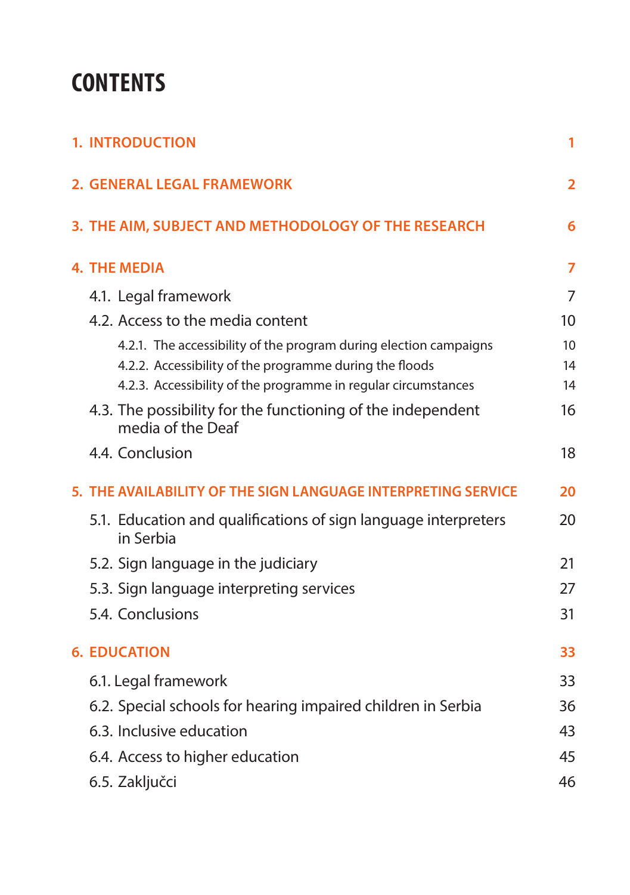# CONTENTS

| | |
|---|---|
| **1. INTRODUCTION** | **1** |
| **2. GENERAL LEGAL FRAMEWORK** | **2** |
| **3. THE AIM, SUBJECT AND METHODOLOGY OF THE RESEARCH** | **6** |
| **4. THE MEDIA** | **7** |
| 4.1. Legal framework | 7 |
| 4.2. Access to the media content | 10 |
| 4.2.1. The accessibility of the program during election campaigns | 10 |
| 4.2.2. Accessibility of the programme during the floods | 14 |
| 4.2.3. Accessibility of the programme in regular circumstances | 14 |
| 4.3. The possibility for the functioning of the independent media of the Deaf | 16 |
| 4.4. Conclusion | 18 |
| **5. THE AVAILABILITY OF THE SIGN LANGUAGE INTERPRETING SERVICE** | **20** |
| 5.1. Education and qualifications of sign language interpreters in Serbia | 20 |
| 5.2. Sign language in the judiciary | 21 |
| 5.3. Sign language interpreting services | 27 |
| 5.4. Conclusions | 31 |
| **6. EDUCATION** | **33** |
| 6.1. Legal framework | 33 |
| 6.2. Special schools for hearing impaired children in Serbia | 36 |
| 6.3. Inclusive education | 43 |
| 6.4. Access to higher education | 45 |
| 6.5. Zaključci | 46 |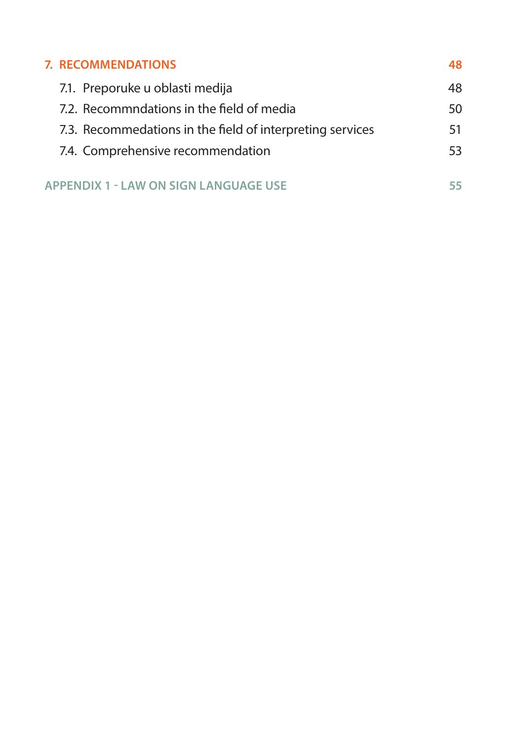| | |
|---|---|
| **7. RECOMMENDATIONS** | **48** |
| 7.1. Preporuke u oblasti medija | 48 |
| 7.2. Recommndations in the field of media | 50 |
| 7.3. Recommedations in the field of interpreting services | 51 |
| 7.4. Comprehensive recommendation | 53 |
| **APPENDIX 1 - LAW ON SIGN LANGUAGE USE** | **55** |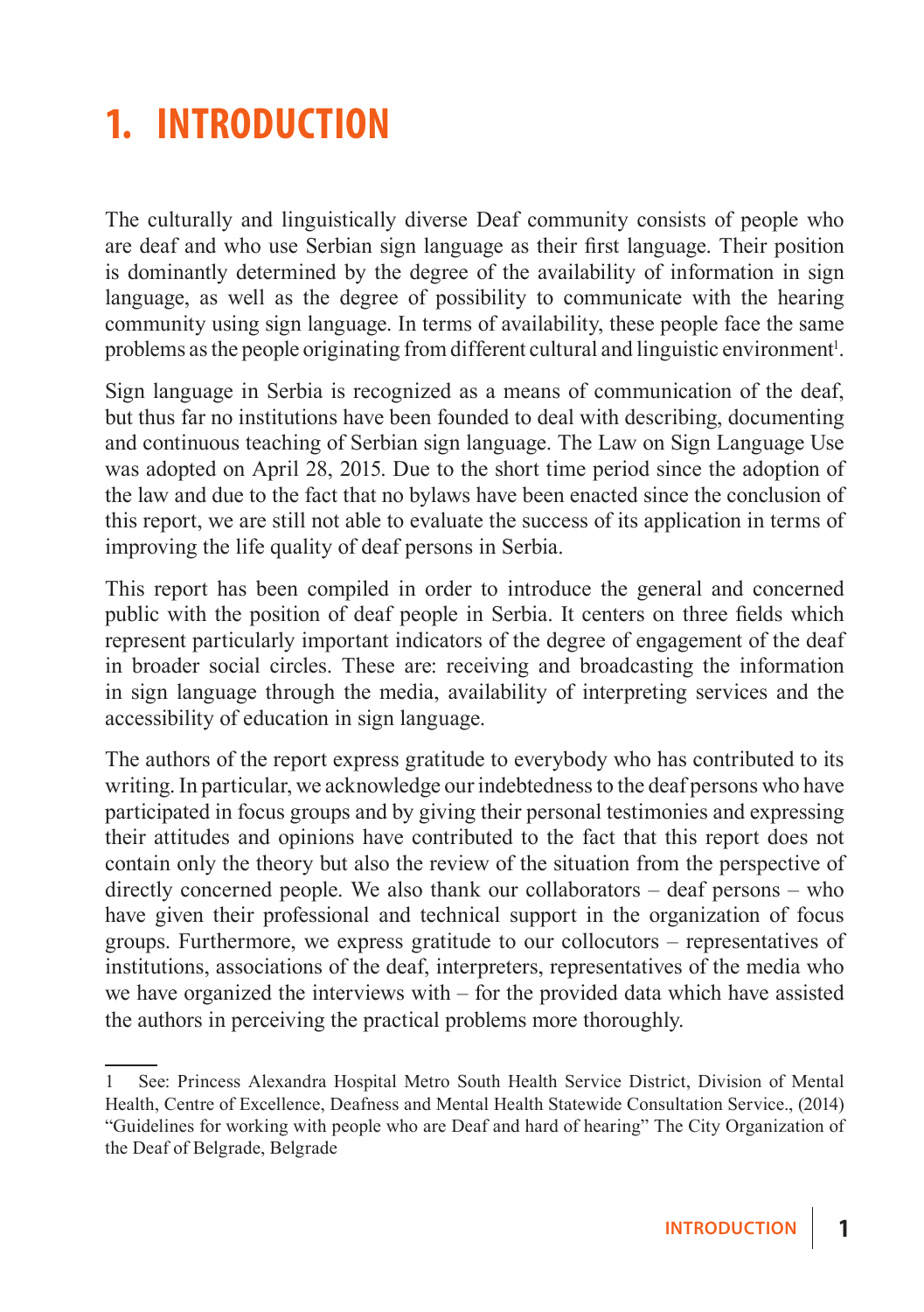# 1. INTRODUCTION

The culturally and linguistically diverse Deaf community consists of people who are deaf and who use Serbian sign language as their first language. Their position is dominantly determined by the degree of the availability of information in sign language, as well as the degree of possibility to communicate with the hearing community using sign language. In terms of availability, these people face the same problems as the people originating from different cultural and linguistic environment[1].

Sign language in Serbia is recognized as a means of communication of the deaf, but thus far no institutions have been founded to deal with describing, documenting and continuous teaching of Serbian sign language. The Law on Sign Language Use was adopted on April 28, 2015. Due to the short time period since the adoption of the law and due to the fact that no bylaws have been enacted since the conclusion of this report, we are still not able to evaluate the success of its application in terms of improving the life quality of deaf persons in Serbia.

This report has been compiled in order to introduce the general and concerned public with the position of deaf people in Serbia. It centers on three fields which represent particularly important indicators of the degree of engagement of the deaf in broader social circles. These are: receiving and broadcasting the information in sign language through the media, availability of interpreting services and the accessibility of education in sign language.

The authors of the report express gratitude to everybody who has contributed to its writing. In particular, we acknowledge our indebtedness to the deaf persons who have participated in focus groups and by giving their personal testimonies and expressing their attitudes and opinions have contributed to the fact that this report does not contain only the theory but also the review of the situation from the perspective of directly concerned people. We also thank our collaborators – deaf persons – who have given their professional and technical support in the organization of focus groups. Furthermore, we express gratitude to our collocutors – representatives of institutions, associations of the deaf, interpreters, representatives of the media who we have organized the interviews with – for the provided data which have assisted the authors in perceiving the practical problems more thoroughly.

---

1 See: Princess Alexandra Hospital Metro South Health Service District, Division of Mental Health, Centre of Excellence, Deafness and Mental Health Statewide Consultation Service., (2014) "Guidelines for working with people who are Deaf and hard of hearing" The City Organization of the Deaf of Belgrade, Belgrade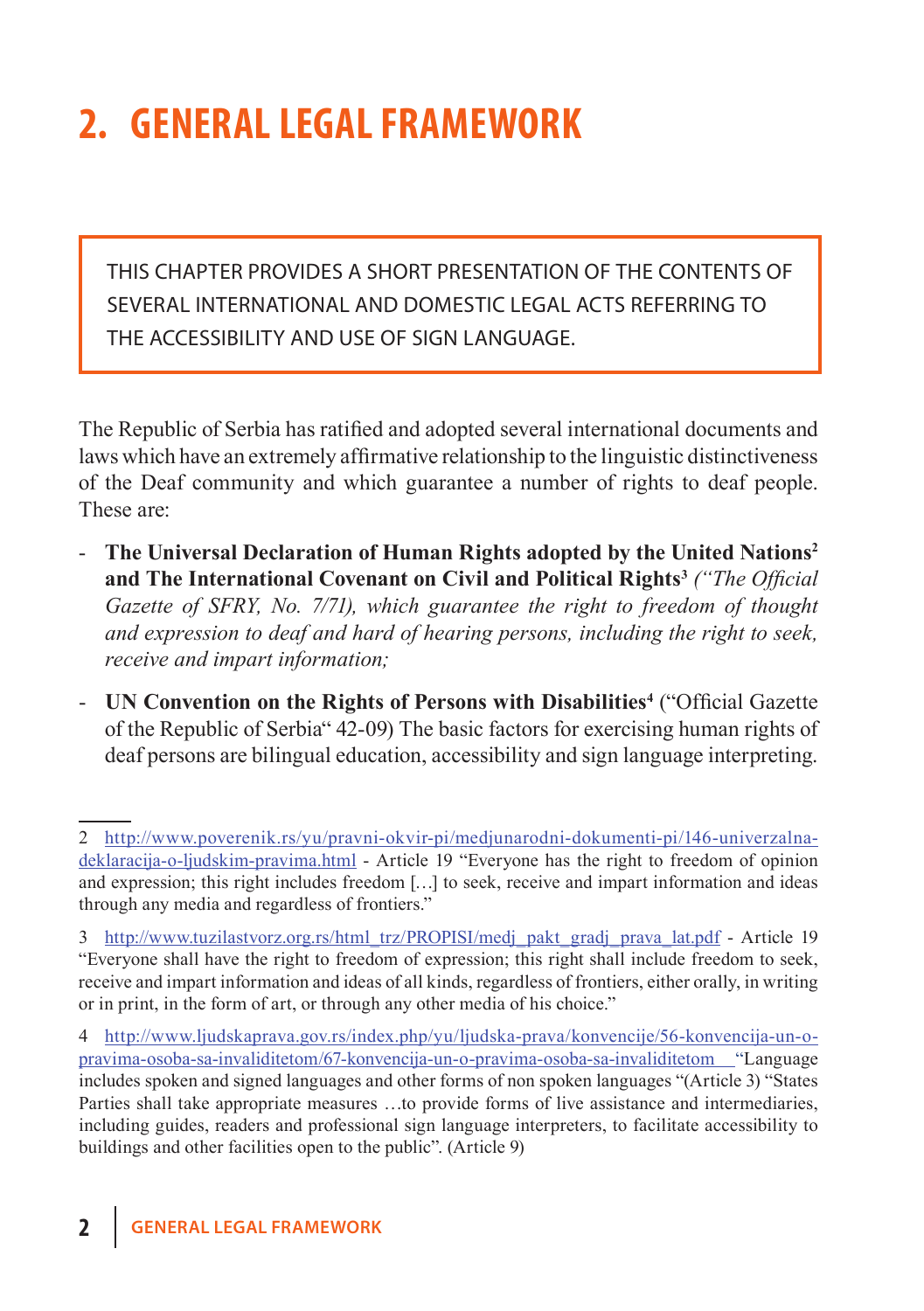# 2. GENERAL LEGAL FRAMEWORK

THIS CHAPTER PROVIDES A SHORT PRESENTATION OF THE CONTENTS OF SEVERAL INTERNATIONAL AND DOMESTIC LEGAL ACTS REFERRING TO THE ACCESSIBILITY AND USE OF SIGN LANGUAGE.

The Republic of Serbia has ratified and adopted several international documents and laws which have an extremely affirmative relationship to the linguistic distinctiveness of the Deaf community and which guarantee a number of rights to deaf people. These are:

- **The Universal Declaration of Human Rights adopted by the United Nations**[2] **and The International Covenant on Civil and Political Rights**[3] *("The Official Gazette of SFRY, No. 7/71), which guarantee the right to freedom of thought and expression to deaf and hard of hearing persons, including the right to seek, receive and impart information;*
- **UN Convention on the Rights of Persons with Disabilities**[4] ("Official Gazette of the Republic of Serbia" 42-09) The basic factors for exercising human rights of deaf persons are bilingual education, accessibility and sign language interpreting.

---

2 http://www.poverenik.rs/yu/pravni-okvir-pi/medjunarodni-dokumenti-pi/146-univerzalna-deklaracija-o-ljudskim-pravima.html - Article 19 "Everyone has the right to freedom of opinion and expression; this right includes freedom […] to seek, receive and impart information and ideas through any media and regardless of frontiers."

3 http://www.tuzilastvorz.org.rs/html_trz/PROPISI/medj_pakt_gradj_prava_lat.pdf - Article 19 "Everyone shall have the right to freedom of expression; this right shall include freedom to seek, receive and impart information and ideas of all kinds, regardless of frontiers, either orally, in writing or in print, in the form of art, or through any other media of his choice."

4 http://www.ljudskaprava.gov.rs/index.php/yu/ljudska-prava/konvencije/56-konvencija-un-o-pravima-osoba-sa-invaliditetom/67-konvencija-un-o-pravima-osoba-sa-invaliditetom "Language includes spoken and signed languages and other forms of non spoken languages "(Article 3) "States Parties shall take appropriate measures …to provide forms of live assistance and intermediaries, including guides, readers and professional sign language interpreters, to facilitate accessibility to buildings and other facilities open to the public". (Article 9)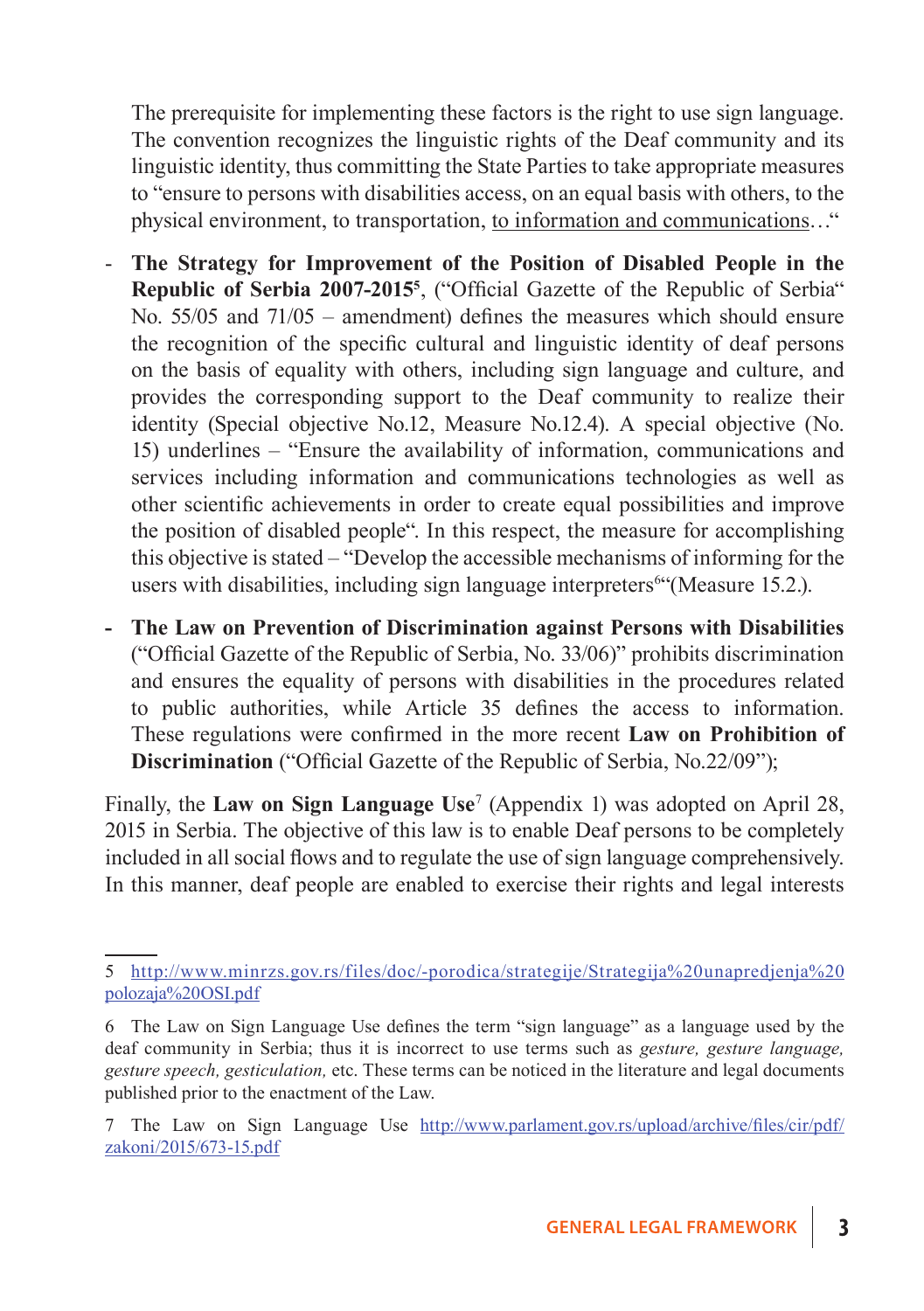The prerequisite for implementing these factors is the right to use sign language. The convention recognizes the linguistic rights of the Deaf community and its linguistic identity, thus committing the State Parties to take appropriate measures to "ensure to persons with disabilities access, on an equal basis with others, to the physical environment, to transportation, to information and communications…"

- **The Strategy for Improvement of the Position of Disabled People in the Republic of Serbia 2007-2015**[5], ("Official Gazette of the Republic of Serbia" No. 55/05 and 71/05 – amendment) defines the measures which should ensure the recognition of the specific cultural and linguistic identity of deaf persons on the basis of equality with others, including sign language and culture, and provides the corresponding support to the Deaf community to realize their identity (Special objective No.12, Measure No.12.4). A special objective (No. 15) underlines – "Ensure the availability of information, communications and services including information and communications technologies as well as other scientific achievements in order to create equal possibilities and improve the position of disabled people". In this respect, the measure for accomplishing this objective is stated – "Develop the accessible mechanisms of informing for the users with disabilities, including sign language interpreters[6]"(Measure 15.2.).
- **The Law on Prevention of Discrimination against Persons with Disabilities** ("Official Gazette of the Republic of Serbia, No. 33/06)" prohibits discrimination and ensures the equality of persons with disabilities in the procedures related to public authorities, while Article 35 defines the access to information. These regulations were confirmed in the more recent **Law on Prohibition of Discrimination** ("Official Gazette of the Republic of Serbia, No.22/09");

Finally, the **Law on Sign Language Use**[7] (Appendix 1) was adopted on April 28, 2015 in Serbia. The objective of this law is to enable Deaf persons to be completely included in all social flows and to regulate the use of sign language comprehensively. In this manner, deaf people are enabled to exercise their rights and legal interests

---

5 http://www.minrzs.gov.rs/files/doc/-porodica/strategije/Strategija%20unapredjenja%20polozaja%20OSI.pdf

6 The Law on Sign Language Use defines the term "sign language" as a language used by the deaf community in Serbia; thus it is incorrect to use terms such as *gesture, gesture language, gesture speech, gesticulation,* etc. These terms can be noticed in the literature and legal documents published prior to the enactment of the Law.

7 The Law on Sign Language Use http://www.parlament.gov.rs/upload/archive/files/cir/pdf/zakoni/2015/673-15.pdf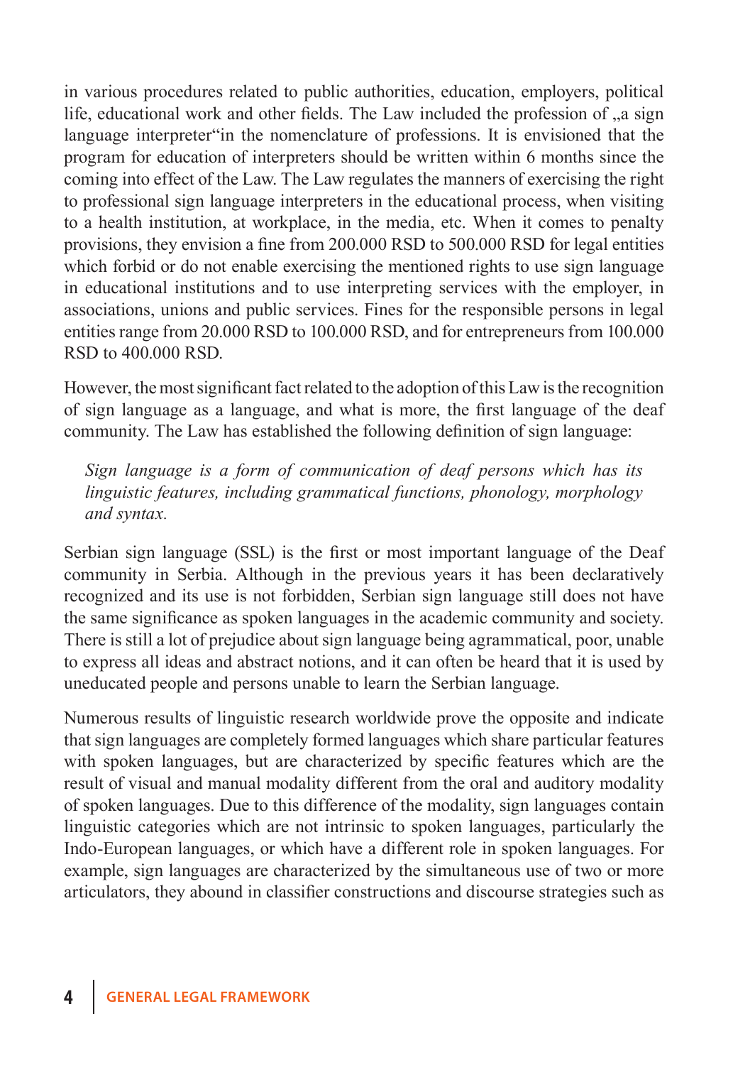in various procedures related to public authorities, education, employers, political life, educational work and other fields. The Law included the profession of „a sign language interpreter"in the nomenclature of professions. It is envisioned that the program for education of interpreters should be written within 6 months since the coming into effect of the Law. The Law regulates the manners of exercising the right to professional sign language interpreters in the educational process, when visiting to a health institution, at workplace, in the media, etc. When it comes to penalty provisions, they envision a fine from 200.000 RSD to 500.000 RSD for legal entities which forbid or do not enable exercising the mentioned rights to use sign language in educational institutions and to use interpreting services with the employer, in associations, unions and public services. Fines for the responsible persons in legal entities range from 20.000 RSD to 100.000 RSD, and for entrepreneurs from 100.000 RSD to 400.000 RSD.

However, the most significant fact related to the adoption of this Law is the recognition of sign language as a language, and what is more, the first language of the deaf community. The Law has established the following definition of sign language:

> *Sign language is a form of communication of deaf persons which has its linguistic features, including grammatical functions, phonology, morphology and syntax.*

Serbian sign language (SSL) is the first or most important language of the Deaf community in Serbia. Although in the previous years it has been declaratively recognized and its use is not forbidden, Serbian sign language still does not have the same significance as spoken languages in the academic community and society. There is still a lot of prejudice about sign language being agrammatical, poor, unable to express all ideas and abstract notions, and it can often be heard that it is used by uneducated people and persons unable to learn the Serbian language.

Numerous results of linguistic research worldwide prove the opposite and indicate that sign languages are completely formed languages which share particular features with spoken languages, but are characterized by specific features which are the result of visual and manual modality different from the oral and auditory modality of spoken languages. Due to this difference of the modality, sign languages contain linguistic categories which are not intrinsic to spoken languages, particularly the Indo-European languages, or which have a different role in spoken languages. For example, sign languages are characterized by the simultaneous use of two or more articulators, they abound in classifier constructions and discourse strategies such as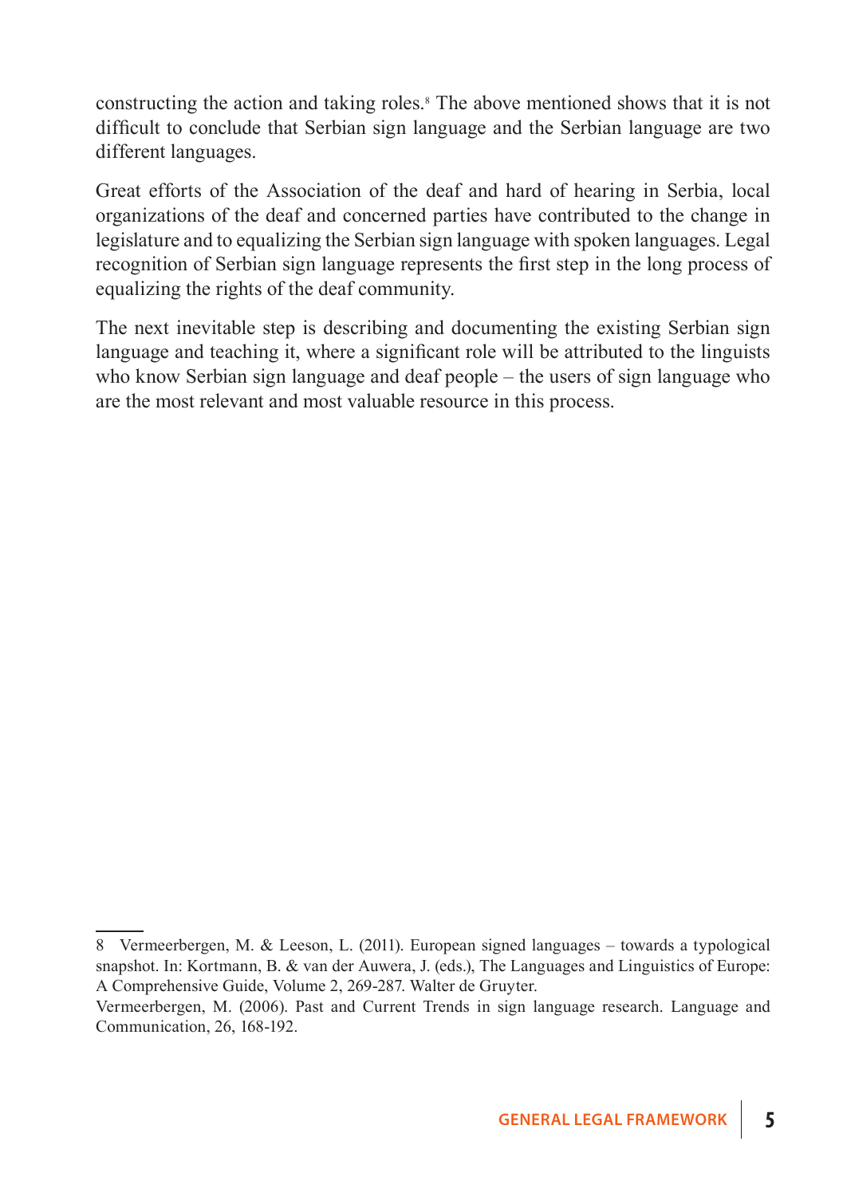constructing the action and taking roles.[8] The above mentioned shows that it is not difficult to conclude that Serbian sign language and the Serbian language are two different languages.

Great efforts of the Association of the deaf and hard of hearing in Serbia, local organizations of the deaf and concerned parties have contributed to the change in legislature and to equalizing the Serbian sign language with spoken languages. Legal recognition of Serbian sign language represents the first step in the long process of equalizing the rights of the deaf community.

The next inevitable step is describing and documenting the existing Serbian sign language and teaching it, where a significant role will be attributed to the linguists who know Serbian sign language and deaf people – the users of sign language who are the most relevant and most valuable resource in this process.

---

8 Vermeerbergen, M. & Leeson, L. (2011). European signed languages – towards a typological snapshot. In: Kortmann, B. & van der Auwera, J. (eds.), The Languages and Linguistics of Europe: A Comprehensive Guide, Volume 2, 269-287. Walter de Gruyter.

Vermeerbergen, M. (2006). Past and Current Trends in sign language research. Language and Communication, 26, 168-192.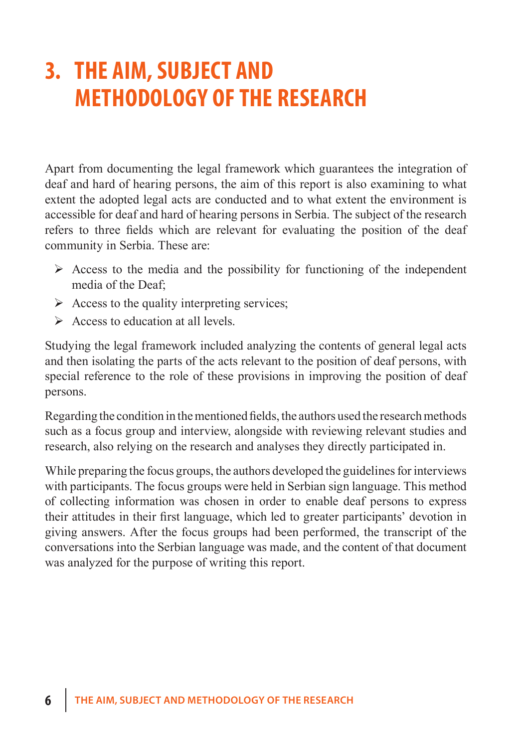# 3. THE AIM, SUBJECT AND METHODOLOGY OF THE RESEARCH

Apart from documenting the legal framework which guarantees the integration of deaf and hard of hearing persons, the aim of this report is also examining to what extent the adopted legal acts are conducted and to what extent the environment is accessible for deaf and hard of hearing persons in Serbia. The subject of the research refers to three fields which are relevant for evaluating the position of the deaf community in Serbia. These are:

- Access to the media and the possibility for functioning of the independent media of the Deaf;
- Access to the quality interpreting services;
- Access to education at all levels.

Studying the legal framework included analyzing the contents of general legal acts and then isolating the parts of the acts relevant to the position of deaf persons, with special reference to the role of these provisions in improving the position of deaf persons.

Regarding the condition in the mentioned fields, the authors used the research methods such as a focus group and interview, alongside with reviewing relevant studies and research, also relying on the research and analyses they directly participated in.

While preparing the focus groups, the authors developed the guidelines for interviews with participants. The focus groups were held in Serbian sign language. This method of collecting information was chosen in order to enable deaf persons to express their attitudes in their first language, which led to greater participants' devotion in giving answers. After the focus groups had been performed, the transcript of the conversations into the Serbian language was made, and the content of that document was analyzed for the purpose of writing this report.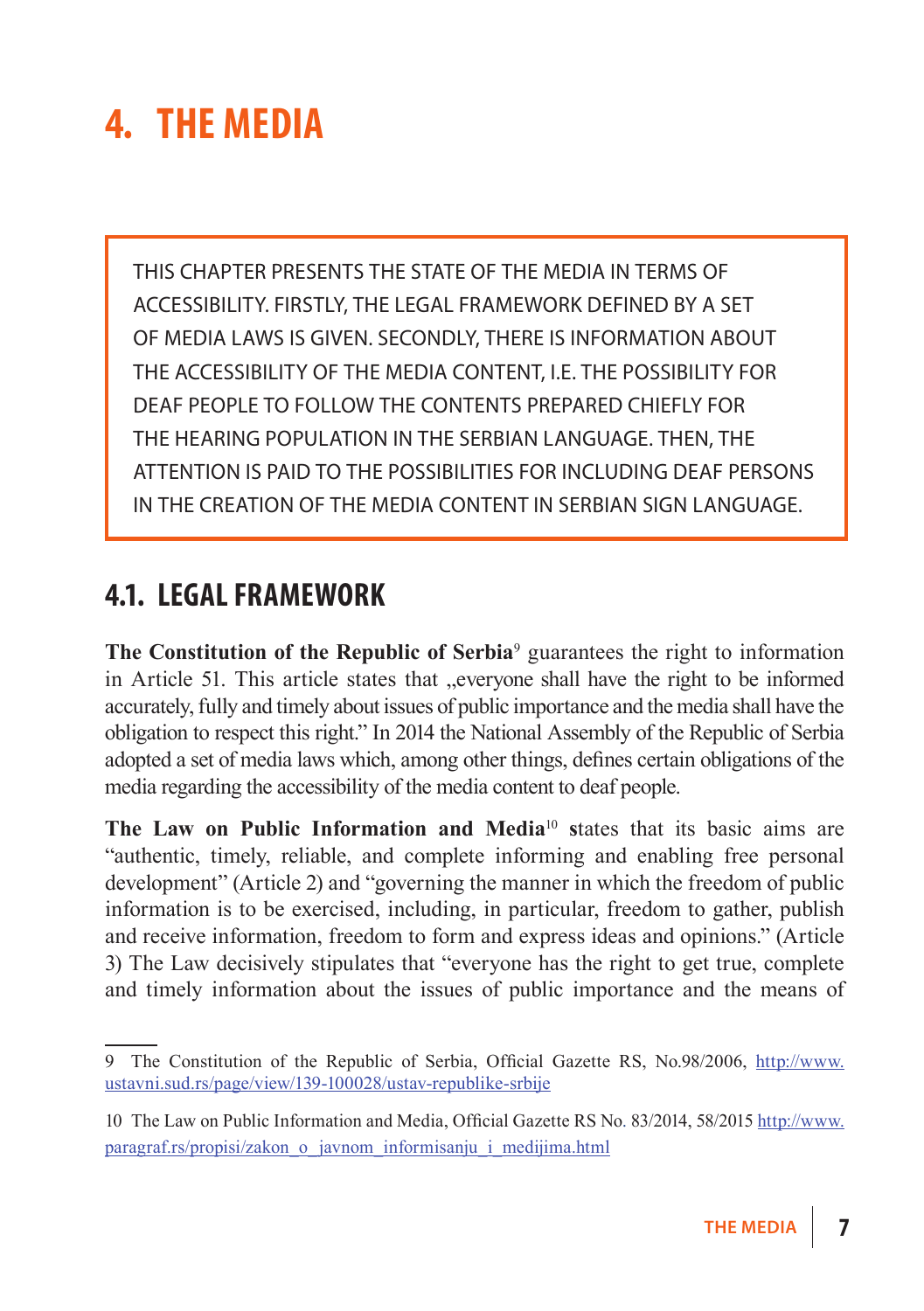# 4. THE MEDIA

THIS CHAPTER PRESENTS THE STATE OF THE MEDIA IN TERMS OF ACCESSIBILITY. FIRSTLY, THE LEGAL FRAMEWORK DEFINED BY A SET OF MEDIA LAWS IS GIVEN. SECONDLY, THERE IS INFORMATION ABOUT THE ACCESSIBILITY OF THE MEDIA CONTENT, I.E. THE POSSIBILITY FOR DEAF PEOPLE TO FOLLOW THE CONTENTS PREPARED CHIEFLY FOR THE HEARING POPULATION IN THE SERBIAN LANGUAGE. THEN, THE ATTENTION IS PAID TO THE POSSIBILITIES FOR INCLUDING DEAF PERSONS IN THE CREATION OF THE MEDIA CONTENT IN SERBIAN SIGN LANGUAGE.

## 4.1. LEGAL FRAMEWORK

**The Constitution of the Republic of Serbia**[9] guarantees the right to information in Article 51. This article states that „everyone shall have the right to be informed accurately, fully and timely about issues of public importance and the media shall have the obligation to respect this right." In 2014 the National Assembly of the Republic of Serbia adopted a set of media laws which, among other things, defines certain obligations of the media regarding the accessibility of the media content to deaf people.

**The Law on Public Information and Media**[10] **s**tates that its basic aims are "authentic, timely, reliable, and complete informing and enabling free personal development" (Article 2) and "governing the manner in which the freedom of public information is to be exercised, including, in particular, freedom to gather, publish and receive information, freedom to form and express ideas and opinions." (Article 3) The Law decisively stipulates that "everyone has the right to get true, complete and timely information about the issues of public importance and the means of

9 The Constitution of the Republic of Serbia, Official Gazette RS, No.98/2006, http://www.ustavni.sud.rs/page/view/139-100028/ustav-republike-srbije

10 The Law on Public Information and Media, Official Gazette RS No. 83/2014, 58/2015 http://www.paragraf.rs/propisi/zakon_o_javnom_informisanju_i_medijima.html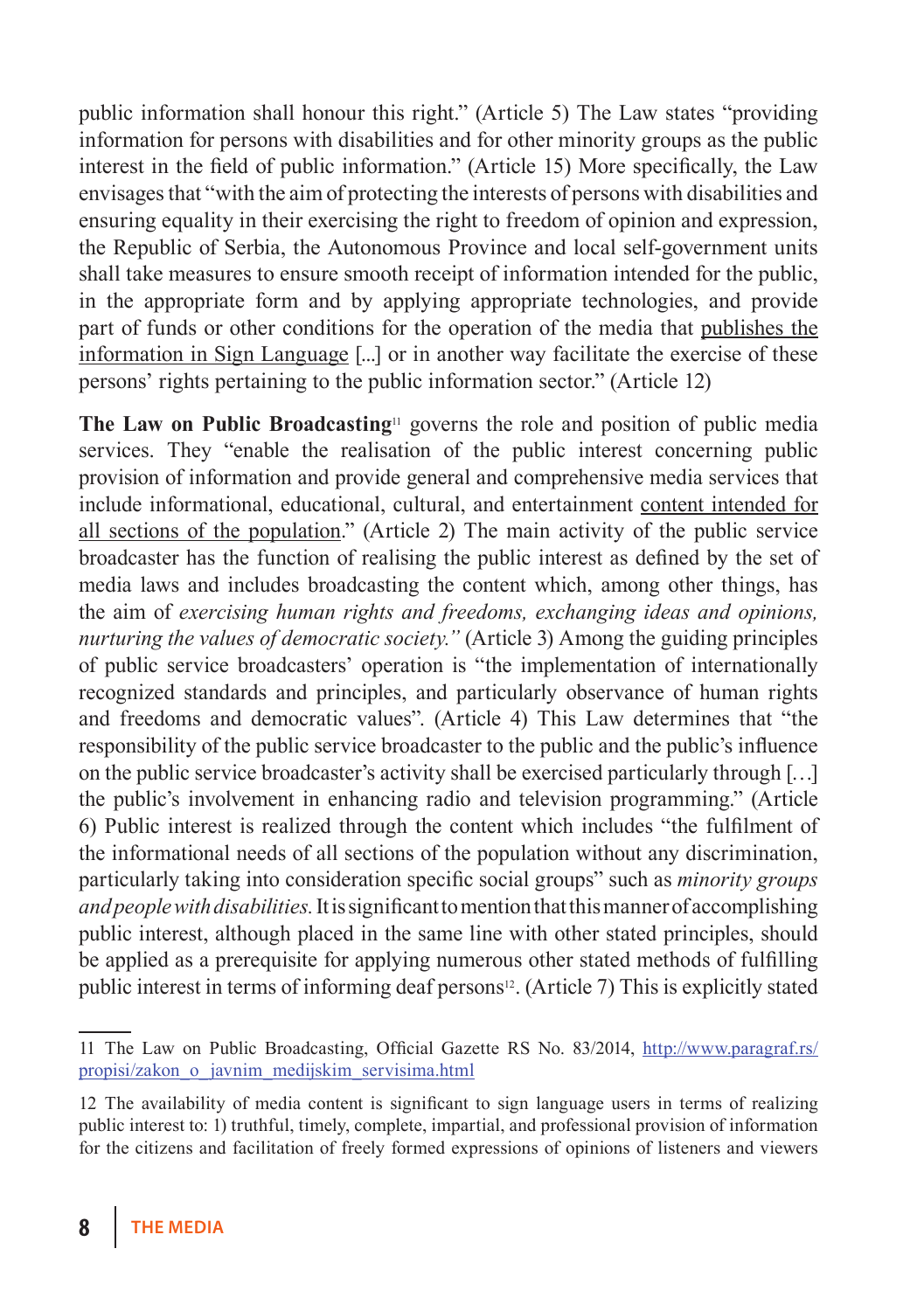public information shall honour this right." (Article 5) The Law states "providing information for persons with disabilities and for other minority groups as the public interest in the field of public information." (Article 15) More specifically, the Law envisages that "with the aim of protecting the interests of persons with disabilities and ensuring equality in their exercising the right to freedom of opinion and expression, the Republic of Serbia, the Autonomous Province and local self-government units shall take measures to ensure smooth receipt of information intended for the public, in the appropriate form and by applying appropriate technologies, and provide part of funds or other conditions for the operation of the media that publishes the information in Sign Language [...] or in another way facilitate the exercise of these persons' rights pertaining to the public information sector." (Article 12)

**The Law on Public Broadcasting**[11] governs the role and position of public media services. They "enable the realisation of the public interest concerning public provision of information and provide general and comprehensive media services that include informational, educational, cultural, and entertainment content intended for all sections of the population." (Article 2) The main activity of the public service broadcaster has the function of realising the public interest as defined by the set of media laws and includes broadcasting the content which, among other things, has the aim of *exercising human rights and freedoms, exchanging ideas and opinions, nurturing the values of democratic society."* (Article 3) Among the guiding principles of public service broadcasters' operation is "the implementation of internationally recognized standards and principles, and particularly observance of human rights and freedoms and democratic values". (Article 4) This Law determines that "the responsibility of the public service broadcaster to the public and the public's influence on the public service broadcaster's activity shall be exercised particularly through […] the public's involvement in enhancing radio and television programming." (Article 6) Public interest is realized through the content which includes "the fulfilment of the informational needs of all sections of the population without any discrimination, particularly taking into consideration specific social groups" such as *minority groups and people with disabilities.* It is significant to mention that this manner of accomplishing public interest, although placed in the same line with other stated principles, should be applied as a prerequisite for applying numerous other stated methods of fulfilling public interest in terms of informing deaf persons[12]. (Article 7) This is explicitly stated

---

[11] The Law on Public Broadcasting, Official Gazette RS No. 83/2014, http://www.paragraf.rs/propisi/zakon_o_javnim_medijskim_servisima.html

[12] The availability of media content is significant to sign language users in terms of realizing public interest to: 1) truthful, timely, complete, impartial, and professional provision of information for the citizens and facilitation of freely formed expressions of opinions of listeners and viewers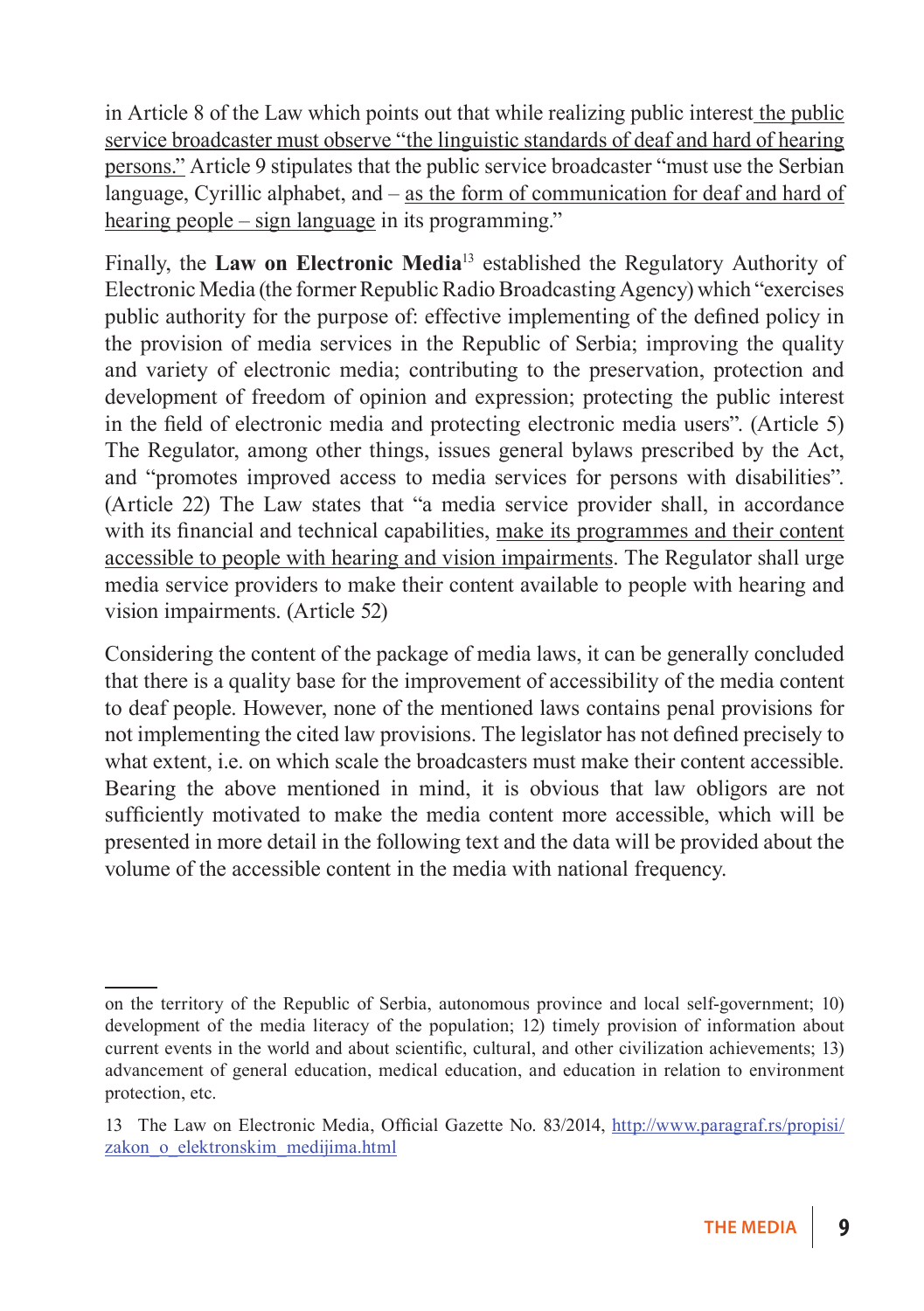in Article 8 of the Law which points out that while realizing public interest <u>the public service broadcaster must observe "the linguistic standards of deaf and hard of hearing persons."</u> Article 9 stipulates that the public service broadcaster "must use the Serbian language, Cyrillic alphabet, and – <u>as the form of communication for deaf and hard of hearing people – sign language</u> in its programming."

Finally, the **Law on Electronic Media**[13] established the Regulatory Authority of Electronic Media (the former Republic Radio Broadcasting Agency) which "exercises public authority for the purpose of: effective implementing of the defined policy in the provision of media services in the Republic of Serbia; improving the quality and variety of electronic media; contributing to the preservation, protection and development of freedom of opinion and expression; protecting the public interest in the field of electronic media and protecting electronic media users". (Article 5) The Regulator, among other things, issues general bylaws prescribed by the Act, and "promotes improved access to media services for persons with disabilities". (Article 22) The Law states that "a media service provider shall, in accordance with its financial and technical capabilities, <u>make its programmes and their content accessible to people with hearing and vision impairments</u>. The Regulator shall urge media service providers to make their content available to people with hearing and vision impairments. (Article 52)

Considering the content of the package of media laws, it can be generally concluded that there is a quality base for the improvement of accessibility of the media content to deaf people. However, none of the mentioned laws contains penal provisions for not implementing the cited law provisions. The legislator has not defined precisely to what extent, i.e. on which scale the broadcasters must make their content accessible. Bearing the above mentioned in mind, it is obvious that law obligors are not sufficiently motivated to make the media content more accessible, which will be presented in more detail in the following text and the data will be provided about the volume of the accessible content in the media with national frequency.

---

on the territory of the Republic of Serbia, autonomous province and local self-government; 10) development of the media literacy of the population; 12) timely provision of information about current events in the world and about scientific, cultural, and other civilization achievements; 13) advancement of general education, medical education, and education in relation to environment protection, etc.

13 The Law on Electronic Media, Official Gazette No. 83/2014, http://www.paragraf.rs/propisi/zakon_o_elektronskim_medijima.html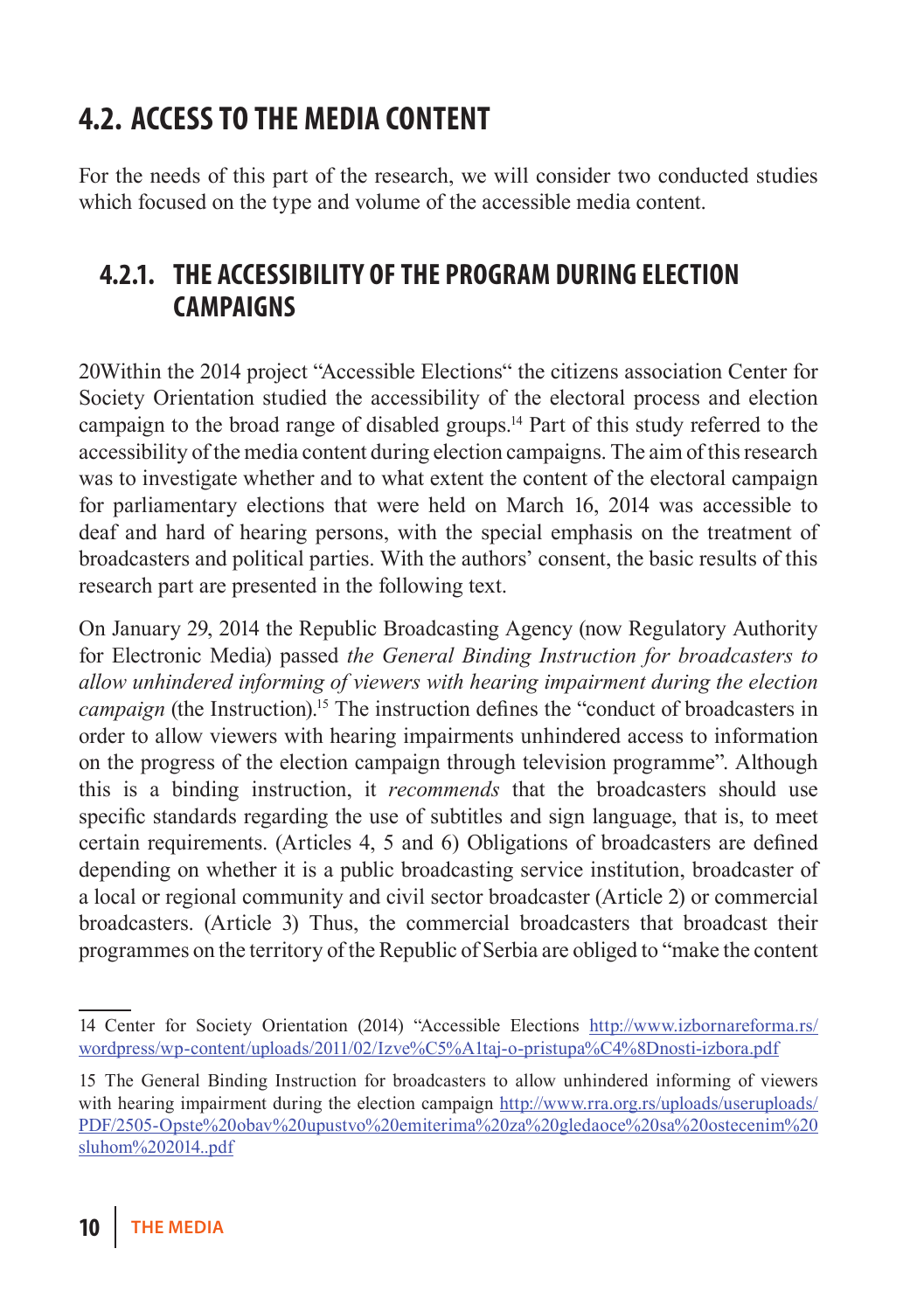# 4.2. ACCESS TO THE MEDIA CONTENT

For the needs of this part of the research, we will consider two conducted studies which focused on the type and volume of the accessible media content.

## 4.2.1. THE ACCESSIBILITY OF THE PROGRAM DURING ELECTION CAMPAIGNS

20Within the 2014 project "Accessible Elections" the citizens association Center for Society Orientation studied the accessibility of the electoral process and election campaign to the broad range of disabled groups.[14] Part of this study referred to the accessibility of the media content during election campaigns. The aim of this research was to investigate whether and to what extent the content of the electoral campaign for parliamentary elections that were held on March 16, 2014 was accessible to deaf and hard of hearing persons, with the special emphasis on the treatment of broadcasters and political parties. With the authors' consent, the basic results of this research part are presented in the following text.

On January 29, 2014 the Republic Broadcasting Agency (now Regulatory Authority for Electronic Media) passed *the General Binding Instruction for broadcasters to allow unhindered informing of viewers with hearing impairment during the election campaign* (the Instruction).[15] The instruction defines the "conduct of broadcasters in order to allow viewers with hearing impairments unhindered access to information on the progress of the election campaign through television programme". Although this is a binding instruction, it *recommends* that the broadcasters should use specific standards regarding the use of subtitles and sign language, that is, to meet certain requirements. (Articles 4, 5 and 6) Obligations of broadcasters are defined depending on whether it is a public broadcasting service institution, broadcaster of a local or regional community and civil sector broadcaster (Article 2) or commercial broadcasters. (Article 3) Thus, the commercial broadcasters that broadcast their programmes on the territory of the Republic of Serbia are obliged to "make the content

14 Center for Society Orientation (2014) "Accessible Elections http://www.izbornareforma.rs/wordpress/wp-content/uploads/2011/02/Izve%C5%A1taj-o-pristupa%C4%8Dnosti-izbora.pdf

15 The General Binding Instruction for broadcasters to allow unhindered informing of viewers with hearing impairment during the election campaign http://www.rra.org.rs/uploads/useruploads/PDF/2505-Opste%20obav%20upustvo%20emiterima%20za%20gledaoce%20sa%20ostecenim%20sluhom%202014..pdf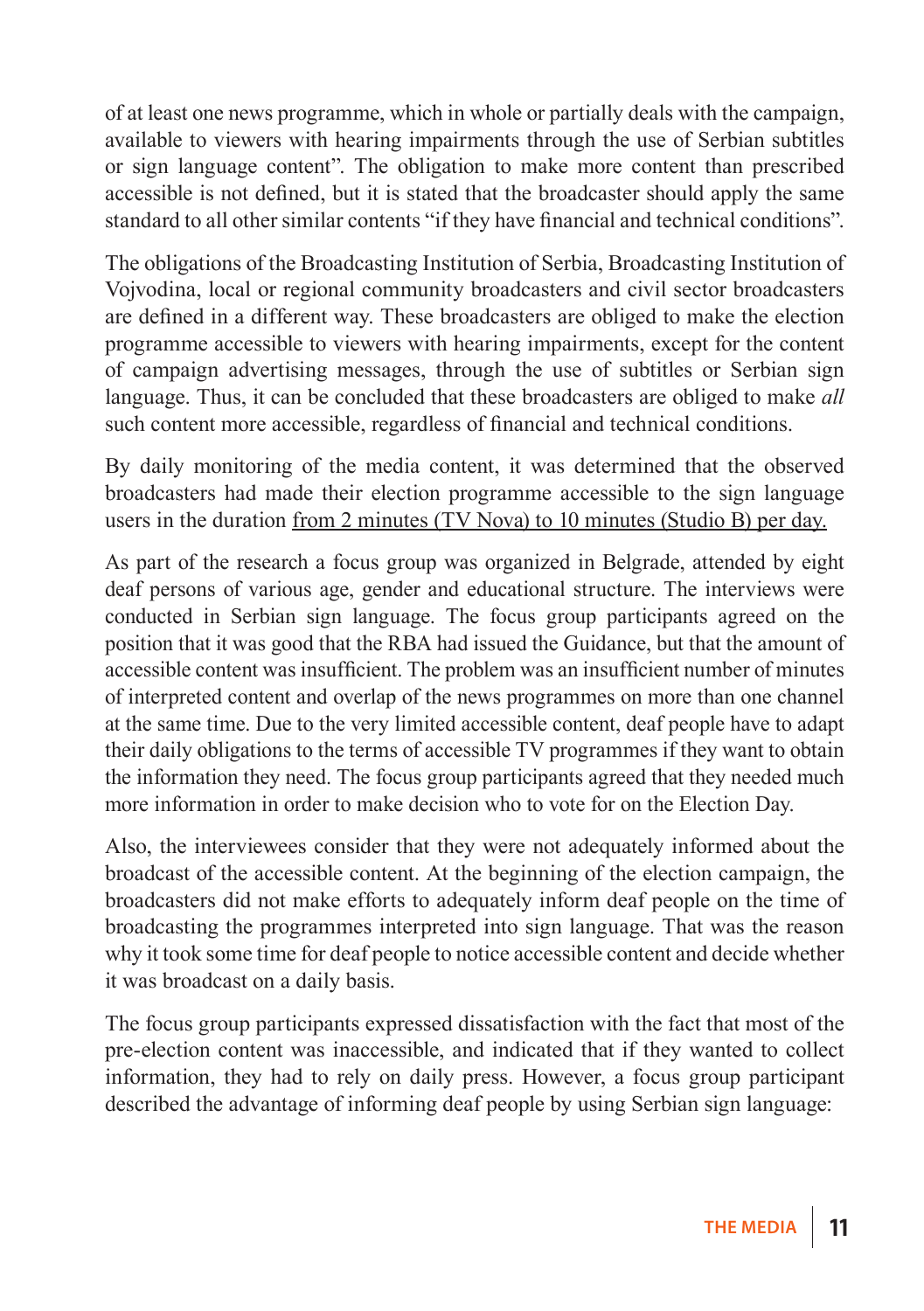of at least one news programme, which in whole or partially deals with the campaign, available to viewers with hearing impairments through the use of Serbian subtitles or sign language content". The obligation to make more content than prescribed accessible is not defined, but it is stated that the broadcaster should apply the same standard to all other similar contents "if they have financial and technical conditions".

The obligations of the Broadcasting Institution of Serbia, Broadcasting Institution of Vojvodina, local or regional community broadcasters and civil sector broadcasters are defined in a different way. These broadcasters are obliged to make the election programme accessible to viewers with hearing impairments, except for the content of campaign advertising messages, through the use of subtitles or Serbian sign language. Thus, it can be concluded that these broadcasters are obliged to make *all* such content more accessible, regardless of financial and technical conditions.

By daily monitoring of the media content, it was determined that the observed broadcasters had made their election programme accessible to the sign language users in the duration <u>from 2 minutes (TV Nova) to 10 minutes (Studio B) per day.</u>

As part of the research a focus group was organized in Belgrade, attended by eight deaf persons of various age, gender and educational structure. The interviews were conducted in Serbian sign language. The focus group participants agreed on the position that it was good that the RBA had issued the Guidance, but that the amount of accessible content was insufficient. The problem was an insufficient number of minutes of interpreted content and overlap of the news programmes on more than one channel at the same time. Due to the very limited accessible content, deaf people have to adapt their daily obligations to the terms of accessible TV programmes if they want to obtain the information they need. The focus group participants agreed that they needed much more information in order to make decision who to vote for on the Election Day.

Also, the interviewees consider that they were not adequately informed about the broadcast of the accessible content. At the beginning of the election campaign, the broadcasters did not make efforts to adequately inform deaf people on the time of broadcasting the programmes interpreted into sign language. That was the reason why it took some time for deaf people to notice accessible content and decide whether it was broadcast on a daily basis.

The focus group participants expressed dissatisfaction with the fact that most of the pre-election content was inaccessible, and indicated that if they wanted to collect information, they had to rely on daily press. However, a focus group participant described the advantage of informing deaf people by using Serbian sign language: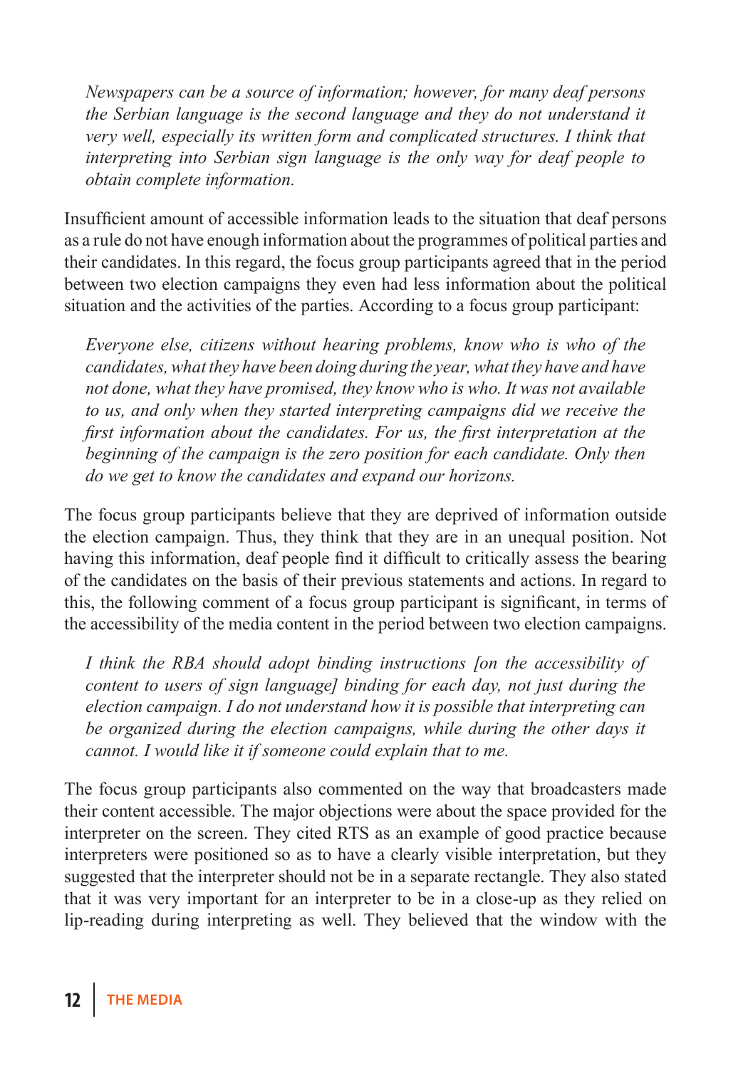*Newspapers can be a source of information; however, for many deaf persons the Serbian language is the second language and they do not understand it very well, especially its written form and complicated structures. I think that interpreting into Serbian sign language is the only way for deaf people to obtain complete information.*

Insufficient amount of accessible information leads to the situation that deaf persons as a rule do not have enough information about the programmes of political parties and their candidates. In this regard, the focus group participants agreed that in the period between two election campaigns they even had less information about the political situation and the activities of the parties. According to a focus group participant:

*Everyone else, citizens without hearing problems, know who is who of the candidates, what they have been doing during the year, what they have and have not done, what they have promised, they know who is who. It was not available to us, and only when they started interpreting campaigns did we receive the first information about the candidates. For us, the first interpretation at the beginning of the campaign is the zero position for each candidate. Only then do we get to know the candidates and expand our horizons.*

The focus group participants believe that they are deprived of information outside the election campaign. Thus, they think that they are in an unequal position. Not having this information, deaf people find it difficult to critically assess the bearing of the candidates on the basis of their previous statements and actions. In regard to this, the following comment of a focus group participant is significant, in terms of the accessibility of the media content in the period between two election campaigns.

*I think the RBA should adopt binding instructions [on the accessibility of content to users of sign language] binding for each day, not just during the election campaign. I do not understand how it is possible that interpreting can be organized during the election campaigns, while during the other days it cannot. I would like it if someone could explain that to me.*

The focus group participants also commented on the way that broadcasters made their content accessible. The major objections were about the space provided for the interpreter on the screen. They cited RTS as an example of good practice because interpreters were positioned so as to have a clearly visible interpretation, but they suggested that the interpreter should not be in a separate rectangle. They also stated that it was very important for an interpreter to be in a close-up as they relied on lip-reading during interpreting as well. They believed that the window with the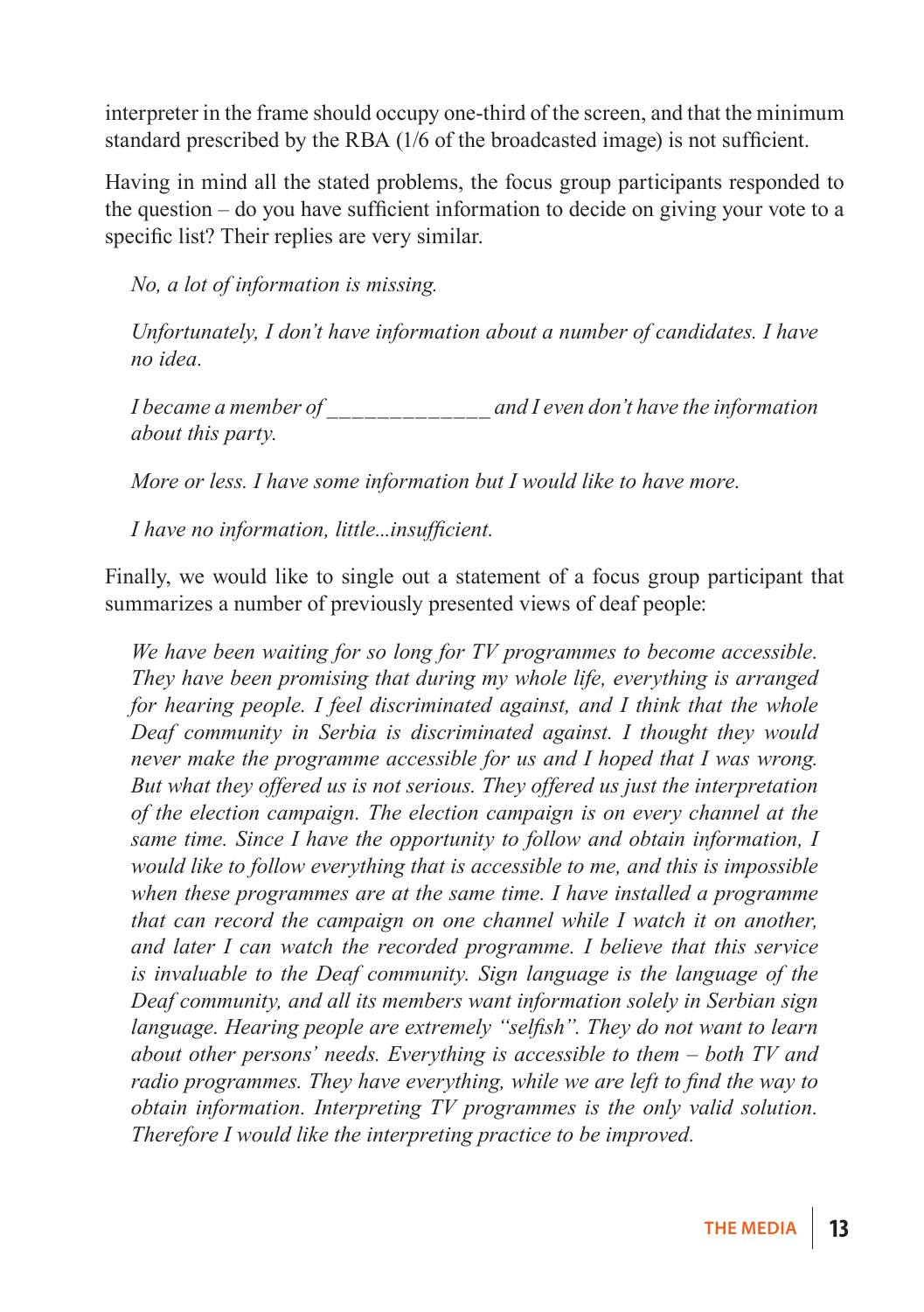interpreter in the frame should occupy one-third of the screen, and that the minimum standard prescribed by the RBA (1/6 of the broadcasted image) is not sufficient.

Having in mind all the stated problems, the focus group participants responded to the question – do you have sufficient information to decide on giving your vote to a specific list? Their replies are very similar.

> *No, a lot of information is missing.*
>
> *Unfortunately, I don't have information about a number of candidates. I have no idea.*
>
> *I became a member of ______________ and I even don't have the information about this party.*
>
> *More or less. I have some information but I would like to have more.*
>
> *I have no information, little...insufficient.*

Finally, we would like to single out a statement of a focus group participant that summarizes a number of previously presented views of deaf people:

> *We have been waiting for so long for TV programmes to become accessible. They have been promising that during my whole life, everything is arranged for hearing people. I feel discriminated against, and I think that the whole Deaf community in Serbia is discriminated against. I thought they would never make the programme accessible for us and I hoped that I was wrong. But what they offered us is not serious. They offered us just the interpretation of the election campaign. The election campaign is on every channel at the same time. Since I have the opportunity to follow and obtain information, I would like to follow everything that is accessible to me, and this is impossible when these programmes are at the same time. I have installed a programme that can record the campaign on one channel while I watch it on another, and later I can watch the recorded programme. I believe that this service is invaluable to the Deaf community. Sign language is the language of the Deaf community, and all its members want information solely in Serbian sign language. Hearing people are extremely "selfish". They do not want to learn about other persons' needs. Everything is accessible to them – both TV and radio programmes. They have everything, while we are left to find the way to obtain information. Interpreting TV programmes is the only valid solution. Therefore I would like the interpreting practice to be improved.*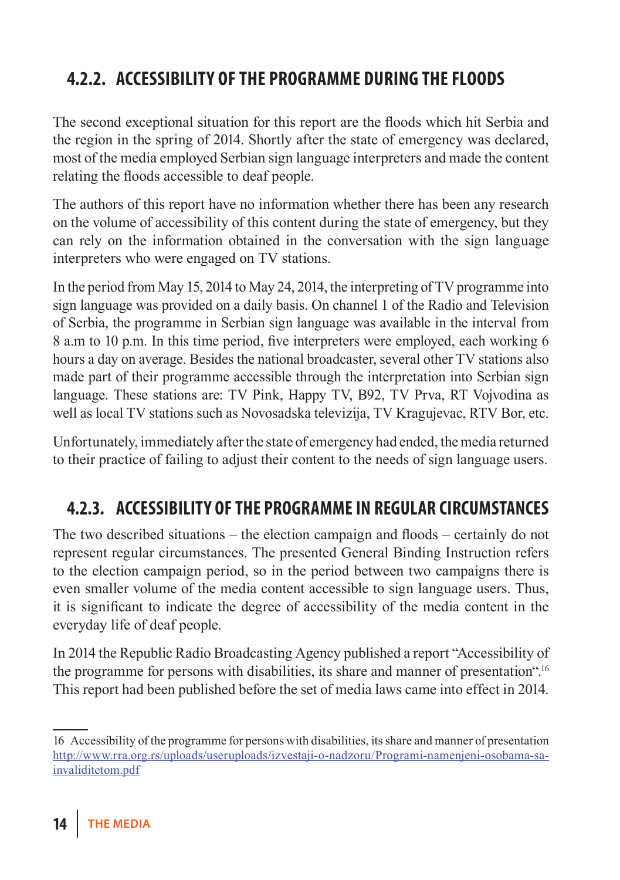### 4.2.2. ACCESSIBILITY OF THE PROGRAMME DURING THE FLOODS

The second exceptional situation for this report are the floods which hit Serbia and the region in the spring of 2014. Shortly after the state of emergency was declared, most of the media employed Serbian sign language interpreters and made the content relating the floods accessible to deaf people.

The authors of this report have no information whether there has been any research on the volume of accessibility of this content during the state of emergency, but they can rely on the information obtained in the conversation with the sign language interpreters who were engaged on TV stations.

In the period from May 15, 2014 to May 24, 2014, the interpreting of TV programme into sign language was provided on a daily basis. On channel 1 of the Radio and Television of Serbia, the programme in Serbian sign language was available in the interval from 8 a.m to 10 p.m. In this time period, five interpreters were employed, each working 6 hours a day on average. Besides the national broadcaster, several other TV stations also made part of their programme accessible through the interpretation into Serbian sign language. These stations are: TV Pink, Happy TV, B92, TV Prva, RT Vojvodina as well as local TV stations such as Novosadska televizija, TV Kragujevac, RTV Bor, etc.

Unfortunately, immediately after the state of emergency had ended, the media returned to their practice of failing to adjust their content to the needs of sign language users.

### 4.2.3. ACCESSIBILITY OF THE PROGRAMME IN REGULAR CIRCUMSTANCES

The two described situations – the election campaign and floods – certainly do not represent regular circumstances. The presented General Binding Instruction refers to the election campaign period, so in the period between two campaigns there is even smaller volume of the media content accessible to sign language users. Thus, it is significant to indicate the degree of accessibility of the media content in the everyday life of deaf people.

In 2014 the Republic Radio Broadcasting Agency published a report "Accessibility of the programme for persons with disabilities, its share and manner of presentation".[16] This report had been published before the set of media laws came into effect in 2014.

---

16 Accessibility of the programme for persons with disabilities, its share and manner of presentation http://www.rra.org.rs/uploads/useruploads/izvestaji-o-nadzoru/Programi-namenjeni-osobama-sa-invaliditetom.pdf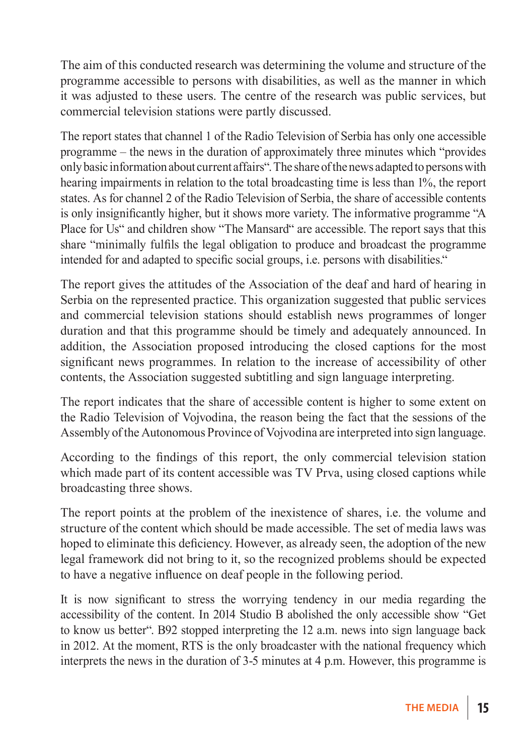The aim of this conducted research was determining the volume and structure of the programme accessible to persons with disabilities, as well as the manner in which it was adjusted to these users. The centre of the research was public services, but commercial television stations were partly discussed.

The report states that channel 1 of the Radio Television of Serbia has only one accessible programme – the news in the duration of approximately three minutes which "provides only basic information about current affairs". The share of the news adapted to persons with hearing impairments in relation to the total broadcasting time is less than 1%, the report states. As for channel 2 of the Radio Television of Serbia, the share of accessible contents is only insignificantly higher, but it shows more variety. The informative programme "A Place for Us" and children show "The Mansard" are accessible. The report says that this share "minimally fulfils the legal obligation to produce and broadcast the programme intended for and adapted to specific social groups, i.e. persons with disabilities."

The report gives the attitudes of the Association of the deaf and hard of hearing in Serbia on the represented practice. This organization suggested that public services and commercial television stations should establish news programmes of longer duration and that this programme should be timely and adequately announced. In addition, the Association proposed introducing the closed captions for the most significant news programmes. In relation to the increase of accessibility of other contents, the Association suggested subtitling and sign language interpreting.

The report indicates that the share of accessible content is higher to some extent on the Radio Television of Vojvodina, the reason being the fact that the sessions of the Assembly of the Autonomous Province of Vojvodina are interpreted into sign language.

According to the findings of this report, the only commercial television station which made part of its content accessible was TV Prva, using closed captions while broadcasting three shows.

The report points at the problem of the inexistence of shares, i.e. the volume and structure of the content which should be made accessible. The set of media laws was hoped to eliminate this deficiency. However, as already seen, the adoption of the new legal framework did not bring to it, so the recognized problems should be expected to have a negative influence on deaf people in the following period.

It is now significant to stress the worrying tendency in our media regarding the accessibility of the content. In 2014 Studio B abolished the only accessible show "Get to know us better". B92 stopped interpreting the 12 a.m. news into sign language back in 2012. At the moment, RTS is the only broadcaster with the national frequency which interprets the news in the duration of 3-5 minutes at 4 p.m. However, this programme is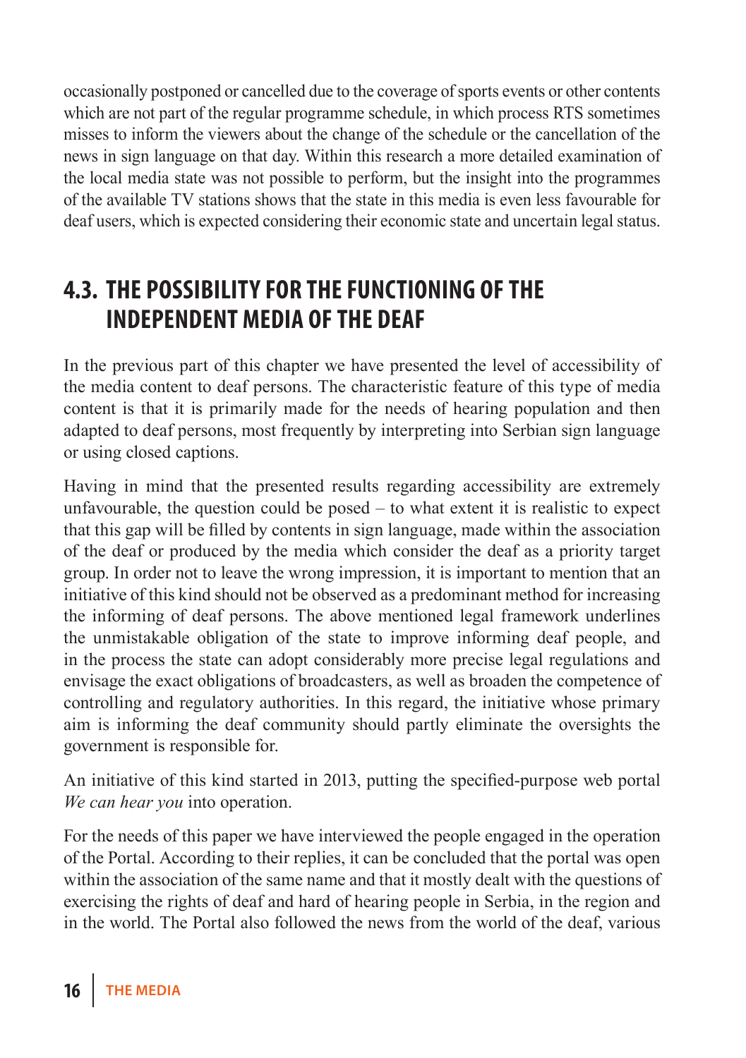occasionally postponed or cancelled due to the coverage of sports events or other contents which are not part of the regular programme schedule, in which process RTS sometimes misses to inform the viewers about the change of the schedule or the cancellation of the news in sign language on that day. Within this research a more detailed examination of the local media state was not possible to perform, but the insight into the programmes of the available TV stations shows that the state in this media is even less favourable for deaf users, which is expected considering their economic state and uncertain legal status.

## 4.3. THE POSSIBILITY FOR THE FUNCTIONING OF THE INDEPENDENT MEDIA OF THE DEAF

In the previous part of this chapter we have presented the level of accessibility of the media content to deaf persons. The characteristic feature of this type of media content is that it is primarily made for the needs of hearing population and then adapted to deaf persons, most frequently by interpreting into Serbian sign language or using closed captions.

Having in mind that the presented results regarding accessibility are extremely unfavourable, the question could be posed – to what extent it is realistic to expect that this gap will be filled by contents in sign language, made within the association of the deaf or produced by the media which consider the deaf as a priority target group. In order not to leave the wrong impression, it is important to mention that an initiative of this kind should not be observed as a predominant method for increasing the informing of deaf persons. The above mentioned legal framework underlines the unmistakable obligation of the state to improve informing deaf people, and in the process the state can adopt considerably more precise legal regulations and envisage the exact obligations of broadcasters, as well as broaden the competence of controlling and regulatory authorities. In this regard, the initiative whose primary aim is informing the deaf community should partly eliminate the oversights the government is responsible for.

An initiative of this kind started in 2013, putting the specified-purpose web portal *We can hear you* into operation.

For the needs of this paper we have interviewed the people engaged in the operation of the Portal. According to their replies, it can be concluded that the portal was open within the association of the same name and that it mostly dealt with the questions of exercising the rights of deaf and hard of hearing people in Serbia, in the region and in the world. The Portal also followed the news from the world of the deaf, various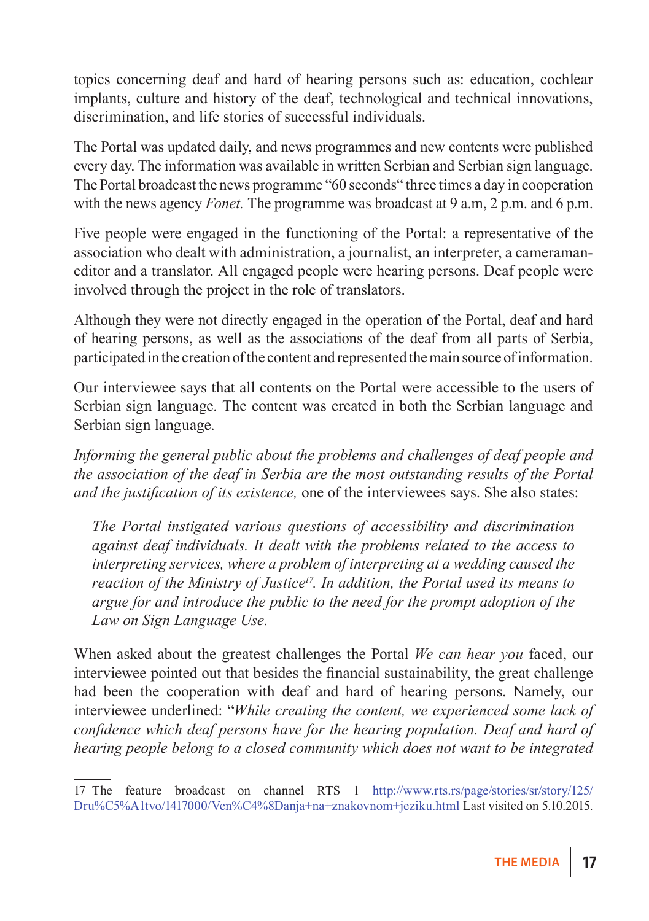topics concerning deaf and hard of hearing persons such as: education, cochlear implants, culture and history of the deaf, technological and technical innovations, discrimination, and life stories of successful individuals.

The Portal was updated daily, and news programmes and new contents were published every day. The information was available in written Serbian and Serbian sign language. The Portal broadcast the news programme "60 seconds" three times a day in cooperation with the news agency *Fonet.* The programme was broadcast at 9 a.m, 2 p.m. and 6 p.m.

Five people were engaged in the functioning of the Portal: a representative of the association who dealt with administration, a journalist, an interpreter, a cameraman-editor and a translator. All engaged people were hearing persons. Deaf people were involved through the project in the role of translators.

Although they were not directly engaged in the operation of the Portal, deaf and hard of hearing persons, as well as the associations of the deaf from all parts of Serbia, participated in the creation of the content and represented the main source of information.

Our interviewee says that all contents on the Portal were accessible to the users of Serbian sign language. The content was created in both the Serbian language and Serbian sign language.

*Informing the general public about the problems and challenges of deaf people and the association of the deaf in Serbia are the most outstanding results of the Portal and the justification of its existence,* one of the interviewees says. She also states:

> *The Portal instigated various questions of accessibility and discrimination against deaf individuals. It dealt with the problems related to the access to interpreting services, where a problem of interpreting at a wedding caused the reaction of the Ministry of Justice[17]. In addition, the Portal used its means to argue for and introduce the public to the need for the prompt adoption of the Law on Sign Language Use.*

When asked about the greatest challenges the Portal *We can hear you* faced, our interviewee pointed out that besides the financial sustainability, the great challenge had been the cooperation with deaf and hard of hearing persons. Namely, our interviewee underlined: "*While creating the content, we experienced some lack of confidence which deaf persons have for the hearing population. Deaf and hard of hearing people belong to a closed community which does not want to be integrated*

---

17 The feature broadcast on channel RTS 1 http://www.rts.rs/page/stories/sr/story/125/Dru%C5%A1tvo/1417000/Ven%C4%8Danja+na+znakovnom+jeziku.html Last visited on 5.10.2015.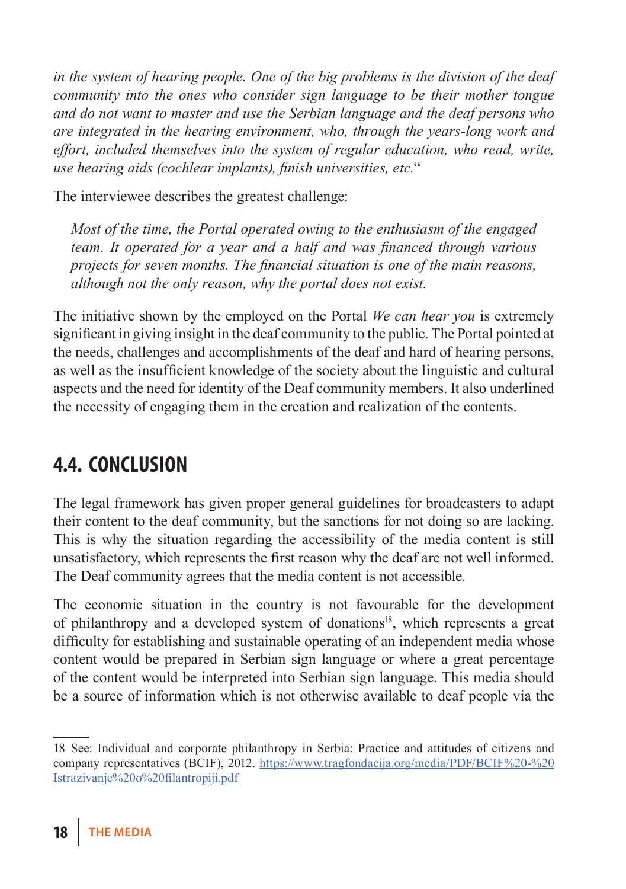*in the system of hearing people. One of the big problems is the division of the deaf community into the ones who consider sign language to be their mother tongue and do not want to master and use the Serbian language and the deaf persons who are integrated in the hearing environment, who, through the years-long work and effort, included themselves into the system of regular education, who read, write, use hearing aids (cochlear implants), finish universities, etc.*"

The interviewee describes the greatest challenge:

> *Most of the time, the Portal operated owing to the enthusiasm of the engaged team. It operated for a year and a half and was financed through various projects for seven months. The financial situation is one of the main reasons, although not the only reason, why the portal does not exist.*

The initiative shown by the employed on the Portal *We can hear you* is extremely significant in giving insight in the deaf community to the public. The Portal pointed at the needs, challenges and accomplishments of the deaf and hard of hearing persons, as well as the insufficient knowledge of the society about the linguistic and cultural aspects and the need for identity of the Deaf community members. It also underlined the necessity of engaging them in the creation and realization of the contents.

## 4.4. CONCLUSION

The legal framework has given proper general guidelines for broadcasters to adapt their content to the deaf community, but the sanctions for not doing so are lacking. This is why the situation regarding the accessibility of the media content is still unsatisfactory, which represents the first reason why the deaf are not well informed. The Deaf community agrees that the media content is not accessible.

The economic situation in the country is not favourable for the development of philanthropy and a developed system of donations[18], which represents a great difficulty for establishing and sustainable operating of an independent media whose content would be prepared in Serbian sign language or where a great percentage of the content would be interpreted into Serbian sign language. This media should be a source of information which is not otherwise available to deaf people via the

---

18 See: Individual and corporate philanthropy in Serbia: Practice and attitudes of citizens and company representatives (BCIF), 2012. https://www.tragfondacija.org/media/PDF/BCIF%20-%20Istrazivanje%20o%20filantropiji.pdf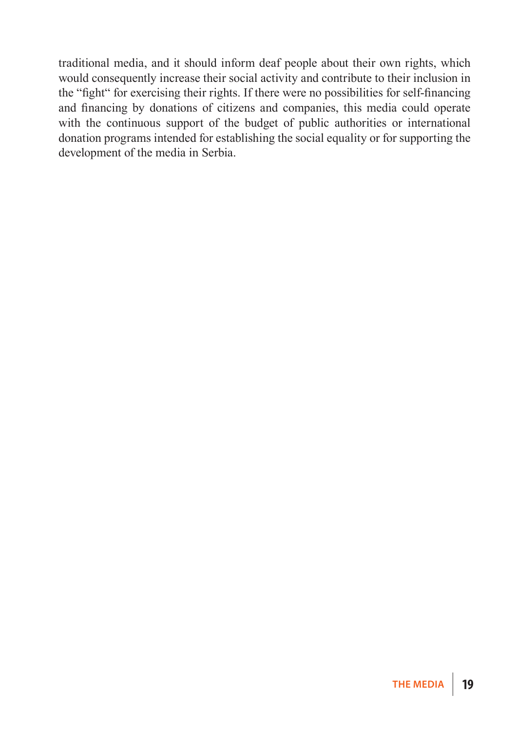traditional media, and it should inform deaf people about their own rights, which would consequently increase their social activity and contribute to their inclusion in the "fight" for exercising their rights. If there were no possibilities for self-financing and financing by donations of citizens and companies, this media could operate with the continuous support of the budget of public authorities or international donation programs intended for establishing the social equality or for supporting the development of the media in Serbia.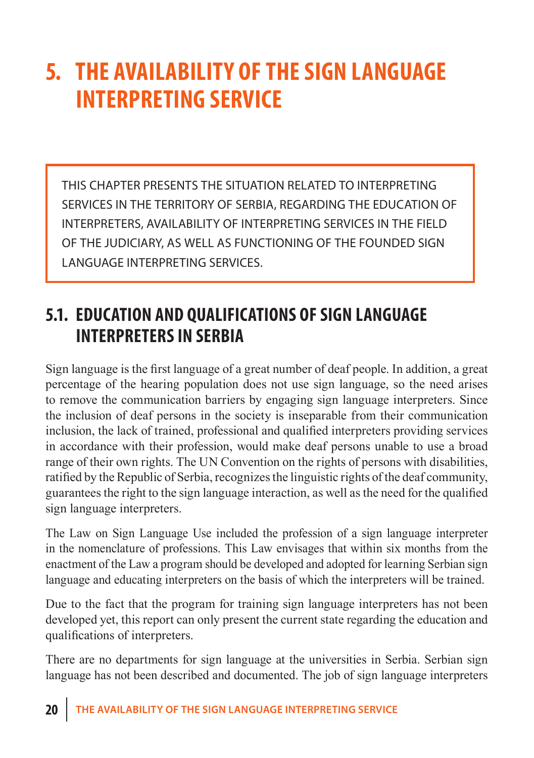# 5. THE AVAILABILITY OF THE SIGN LANGUAGE INTERPRETING SERVICE

THIS CHAPTER PRESENTS THE SITUATION RELATED TO INTERPRETING SERVICES IN THE TERRITORY OF SERBIA, REGARDING THE EDUCATION OF INTERPRETERS, AVAILABILITY OF INTERPRETING SERVICES IN THE FIELD OF THE JUDICIARY, AS WELL AS FUNCTIONING OF THE FOUNDED SIGN LANGUAGE INTERPRETING SERVICES.

## 5.1. EDUCATION AND QUALIFICATIONS OF SIGN LANGUAGE INTERPRETERS IN SERBIA

Sign language is the first language of a great number of deaf people. In addition, a great percentage of the hearing population does not use sign language, so the need arises to remove the communication barriers by engaging sign language interpreters. Since the inclusion of deaf persons in the society is inseparable from their communication inclusion, the lack of trained, professional and qualified interpreters providing services in accordance with their profession, would make deaf persons unable to use a broad range of their own rights. The UN Convention on the rights of persons with disabilities, ratified by the Republic of Serbia, recognizes the linguistic rights of the deaf community, guarantees the right to the sign language interaction, as well as the need for the qualified sign language interpreters.

The Law on Sign Language Use included the profession of a sign language interpreter in the nomenclature of professions. This Law envisages that within six months from the enactment of the Law a program should be developed and adopted for learning Serbian sign language and educating interpreters on the basis of which the interpreters will be trained.

Due to the fact that the program for training sign language interpreters has not been developed yet, this report can only present the current state regarding the education and qualifications of interpreters.

There are no departments for sign language at the universities in Serbia. Serbian sign language has not been described and documented. The job of sign language interpreters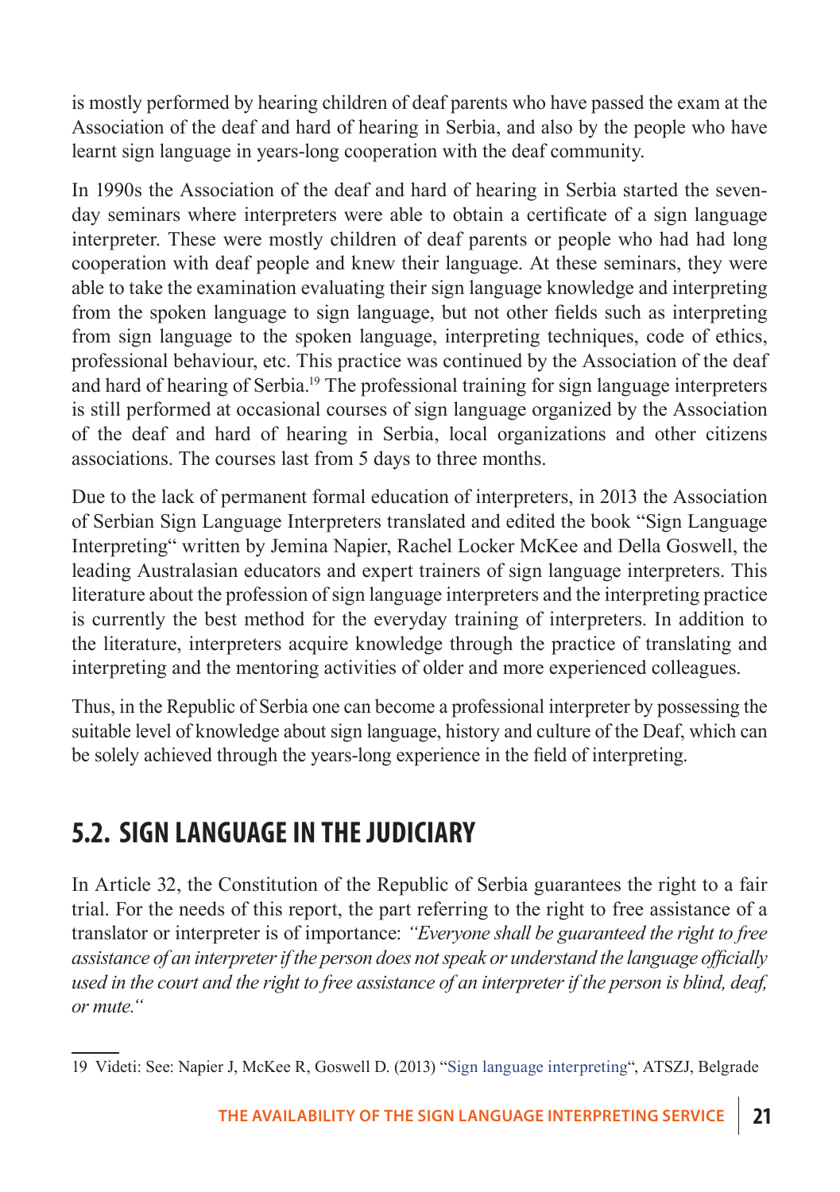is mostly performed by hearing children of deaf parents who have passed the exam at the Association of the deaf and hard of hearing in Serbia, and also by the people who have learnt sign language in years-long cooperation with the deaf community.

In 1990s the Association of the deaf and hard of hearing in Serbia started the seven-day seminars where interpreters were able to obtain a certificate of a sign language interpreter. These were mostly children of deaf parents or people who had had long cooperation with deaf people and knew their language. At these seminars, they were able to take the examination evaluating their sign language knowledge and interpreting from the spoken language to sign language, but not other fields such as interpreting from sign language to the spoken language, interpreting techniques, code of ethics, professional behaviour, etc. This practice was continued by the Association of the deaf and hard of hearing of Serbia.[19] The professional training for sign language interpreters is still performed at occasional courses of sign language organized by the Association of the deaf and hard of hearing in Serbia, local organizations and other citizens associations. The courses last from 5 days to three months.

Due to the lack of permanent formal education of interpreters, in 2013 the Association of Serbian Sign Language Interpreters translated and edited the book "Sign Language Interpreting" written by Jemina Napier, Rachel Locker McKee and Della Goswell, the leading Australasian educators and expert trainers of sign language interpreters. This literature about the profession of sign language interpreters and the interpreting practice is currently the best method for the everyday training of interpreters. In addition to the literature, interpreters acquire knowledge through the practice of translating and interpreting and the mentoring activities of older and more experienced colleagues.

Thus, in the Republic of Serbia one can become a professional interpreter by possessing the suitable level of knowledge about sign language, history and culture of the Deaf, which can be solely achieved through the years-long experience in the field of interpreting.

## 5.2. SIGN LANGUAGE IN THE JUDICIARY

In Article 32, the Constitution of the Republic of Serbia guarantees the right to a fair trial. For the needs of this report, the part referring to the right to free assistance of a translator or interpreter is of importance: *"Everyone shall be guaranteed the right to free assistance of an interpreter if the person does not speak or understand the language officially used in the court and the right to free assistance of an interpreter if the person is blind, deaf, or mute."*

---

19 Videti: See: Napier J, McKee R, Goswell D. (2013) "Sign language interpreting", ATSZJ, Belgrade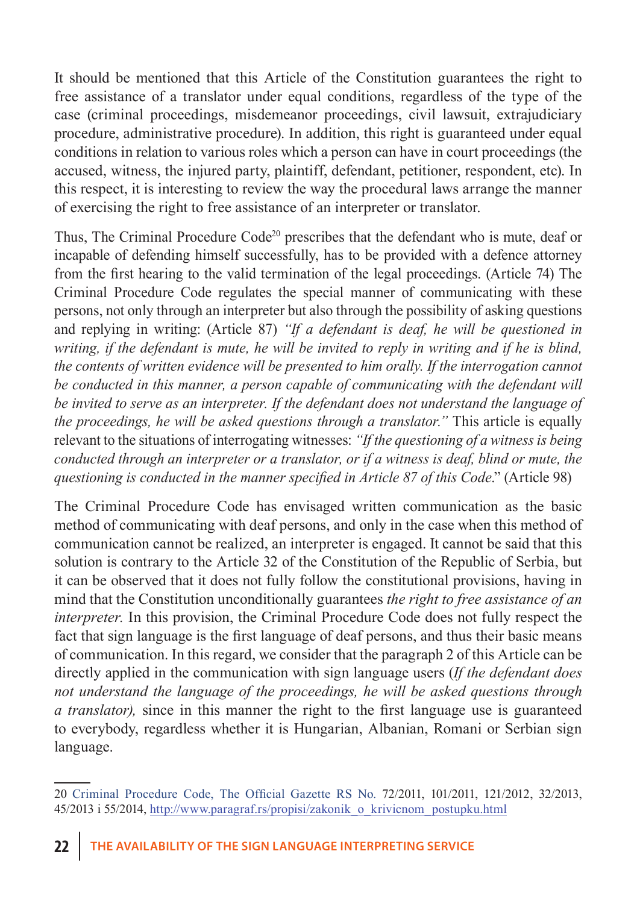It should be mentioned that this Article of the Constitution guarantees the right to free assistance of a translator under equal conditions, regardless of the type of the case (criminal proceedings, misdemeanor proceedings, civil lawsuit, extrajudiciary procedure, administrative procedure). In addition, this right is guaranteed under equal conditions in relation to various roles which a person can have in court proceedings (the accused, witness, the injured party, plaintiff, defendant, petitioner, respondent, etc). In this respect, it is interesting to review the way the procedural laws arrange the manner of exercising the right to free assistance of an interpreter or translator.

Thus, The Criminal Procedure Code[20] prescribes that the defendant who is mute, deaf or incapable of defending himself successfully, has to be provided with a defence attorney from the first hearing to the valid termination of the legal proceedings. (Article 74) The Criminal Procedure Code regulates the special manner of communicating with these persons, not only through an interpreter but also through the possibility of asking questions and replying in writing: (Article 87) *"If a defendant is deaf, he will be questioned in writing, if the defendant is mute, he will be invited to reply in writing and if he is blind, the contents of written evidence will be presented to him orally. If the interrogation cannot be conducted in this manner, a person capable of communicating with the defendant will be invited to serve as an interpreter. If the defendant does not understand the language of the proceedings, he will be asked questions through a translator."* This article is equally relevant to the situations of interrogating witnesses: *"If the questioning of a witness is being conducted through an interpreter or a translator, or if a witness is deaf, blind or mute, the questioning is conducted in the manner specified in Article 87 of this Code*." (Article 98)

The Criminal Procedure Code has envisaged written communication as the basic method of communicating with deaf persons, and only in the case when this method of communication cannot be realized, an interpreter is engaged. It cannot be said that this solution is contrary to the Article 32 of the Constitution of the Republic of Serbia, but it can be observed that it does not fully follow the constitutional provisions, having in mind that the Constitution unconditionally guarantees *the right to free assistance of an interpreter.* In this provision, the Criminal Procedure Code does not fully respect the fact that sign language is the first language of deaf persons, and thus their basic means of communication. In this regard, we consider that the paragraph 2 of this Article can be directly applied in the communication with sign language users (*If the defendant does not understand the language of the proceedings, he will be asked questions through a translator),* since in this manner the right to the first language use is guaranteed to everybody, regardless whether it is Hungarian, Albanian, Romani or Serbian sign language.

---

20 Criminal Procedure Code, The Official Gazette RS No. 72/2011, 101/2011, 121/2012, 32/2013, 45/2013 i 55/2014, http://www.paragraf.rs/propisi/zakonik_o_krivicnom_postupku.html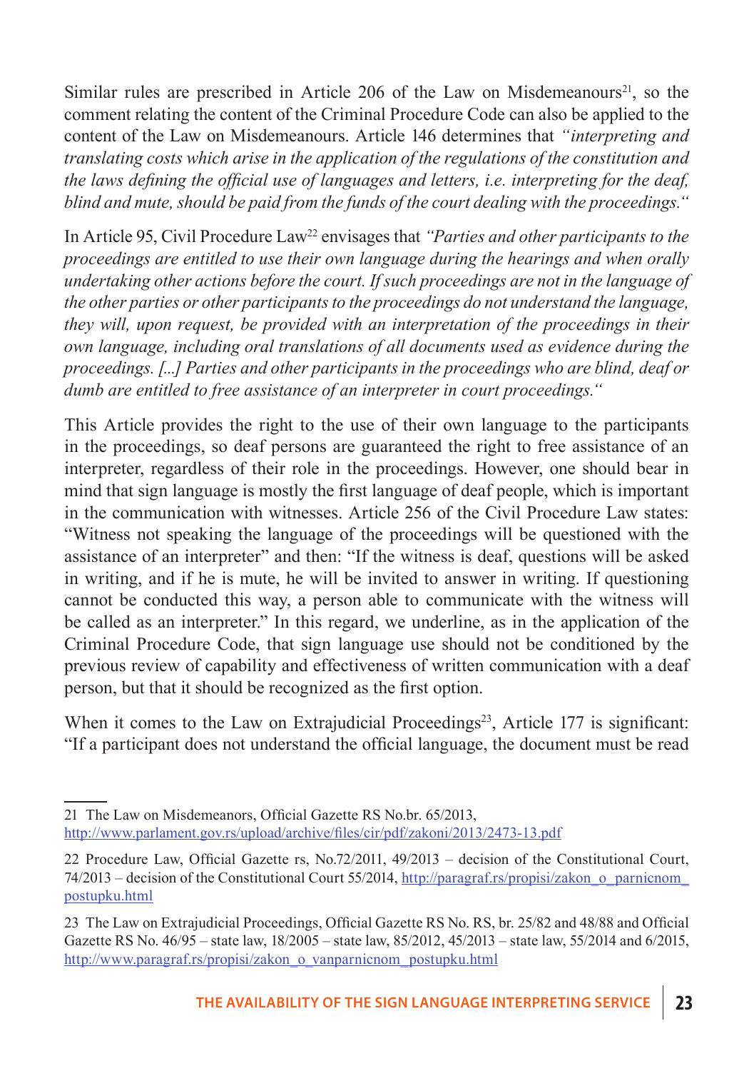Similar rules are prescribed in Article 206 of the Law on Misdemeanours[21], so the comment relating the content of the Criminal Procedure Code can also be applied to the content of the Law on Misdemeanours. Article 146 determines that *"interpreting and translating costs which arise in the application of the regulations of the constitution and the laws defining the official use of languages and letters, i.e. interpreting for the deaf, blind and mute, should be paid from the funds of the court dealing with the proceedings."*

In Article 95, Civil Procedure Law[22] envisages that *"Parties and other participants to the proceedings are entitled to use their own language during the hearings and when orally undertaking other actions before the court. If such proceedings are not in the language of the other parties or other participants to the proceedings do not understand the language, they will, upon request, be provided with an interpretation of the proceedings in their own language, including oral translations of all documents used as evidence during the proceedings. [...] Parties and other participants in the proceedings who are blind, deaf or dumb are entitled to free assistance of an interpreter in court proceedings."*

This Article provides the right to the use of their own language to the participants in the proceedings, so deaf persons are guaranteed the right to free assistance of an interpreter, regardless of their role in the proceedings. However, one should bear in mind that sign language is mostly the first language of deaf people, which is important in the communication with witnesses. Article 256 of the Civil Procedure Law states: "Witness not speaking the language of the proceedings will be questioned with the assistance of an interpreter" and then: "If the witness is deaf, questions will be asked in writing, and if he is mute, he will be invited to answer in writing. If questioning cannot be conducted this way, a person able to communicate with the witness will be called as an interpreter." In this regard, we underline, as in the application of the Criminal Procedure Code, that sign language use should not be conditioned by the previous review of capability and effectiveness of written communication with a deaf person, but that it should be recognized as the first option.

When it comes to the Law on Extrajudicial Proceedings[23], Article 177 is significant: "If a participant does not understand the official language, the document must be read

---

21 The Law on Misdemeanors, Official Gazette RS No.br. 65/2013, http://www.parlament.gov.rs/upload/archive/files/cir/pdf/zakoni/2013/2473-13.pdf

22 Procedure Law, Official Gazette rs, No.72/2011, 49/2013 – decision of the Constitutional Court, 74/2013 – decision of the Constitutional Court 55/2014, http://paragraf.rs/propisi/zakon_o_parnicnom_postupku.html

23 The Law on Extrajudicial Proceedings, Official Gazette RS No. RS, br. 25/82 and 48/88 and Official Gazette RS No. 46/95 – state law, 18/2005 – state law, 85/2012, 45/2013 – state law, 55/2014 and 6/2015, http://www.paragraf.rs/propisi/zakon_o_vanparnicnom_postupku.html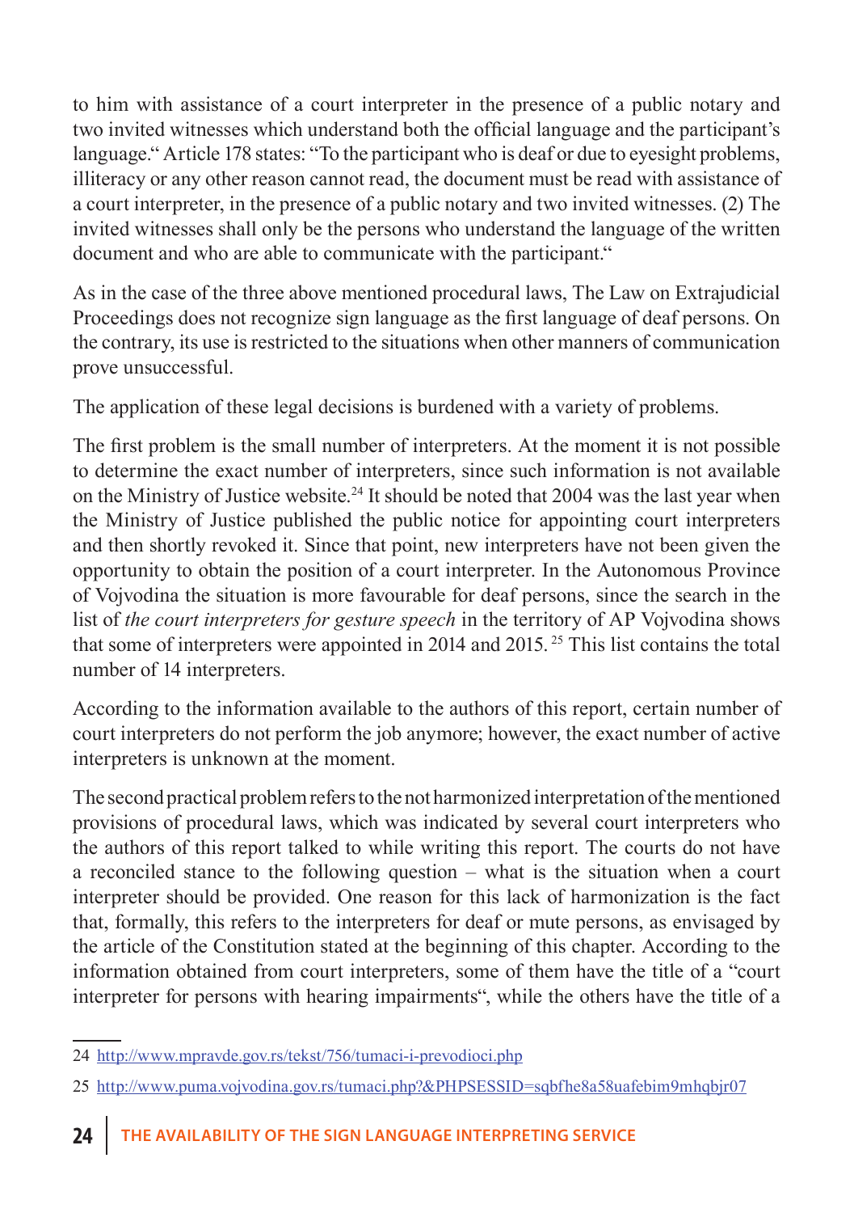to him with assistance of a court interpreter in the presence of a public notary and two invited witnesses which understand both the official language and the participant's language." Article 178 states: "To the participant who is deaf or due to eyesight problems, illiteracy or any other reason cannot read, the document must be read with assistance of a court interpreter, in the presence of a public notary and two invited witnesses. (2) The invited witnesses shall only be the persons who understand the language of the written document and who are able to communicate with the participant."

As in the case of the three above mentioned procedural laws, The Law on Extrajudicial Proceedings does not recognize sign language as the first language of deaf persons. On the contrary, its use is restricted to the situations when other manners of communication prove unsuccessful.

The application of these legal decisions is burdened with a variety of problems.

The first problem is the small number of interpreters. At the moment it is not possible to determine the exact number of interpreters, since such information is not available on the Ministry of Justice website.[24] It should be noted that 2004 was the last year when the Ministry of Justice published the public notice for appointing court interpreters and then shortly revoked it. Since that point, new interpreters have not been given the opportunity to obtain the position of a court interpreter. In the Autonomous Province of Vojvodina the situation is more favourable for deaf persons, since the search in the list of *the court interpreters for gesture speech* in the territory of AP Vojvodina shows that some of interpreters were appointed in 2014 and 2015.[25] This list contains the total number of 14 interpreters.

According to the information available to the authors of this report, certain number of court interpreters do not perform the job anymore; however, the exact number of active interpreters is unknown at the moment.

The second practical problem refers to the not harmonized interpretation of the mentioned provisions of procedural laws, which was indicated by several court interpreters who the authors of this report talked to while writing this report. The courts do not have a reconciled stance to the following question – what is the situation when a court interpreter should be provided. One reason for this lack of harmonization is the fact that, formally, this refers to the interpreters for deaf or mute persons, as envisaged by the article of the Constitution stated at the beginning of this chapter. According to the information obtained from court interpreters, some of them have the title of a "court interpreter for persons with hearing impairments", while the others have the title of a

---

24 http://www.mpravde.gov.rs/tekst/756/tumaci-i-prevodioci.php

25 http://www.puma.vojvodina.gov.rs/tumaci.php?&PHPSESSID=sqbfhe8a58uafebim9mhqbjr07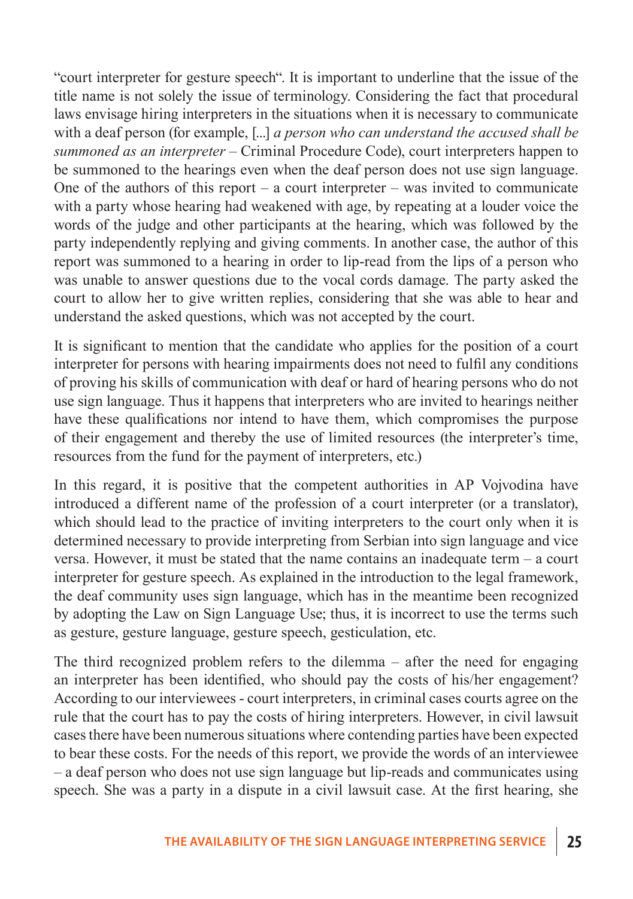"court interpreter for gesture speech". It is important to underline that the issue of the title name is not solely the issue of terminology. Considering the fact that procedural laws envisage hiring interpreters in the situations when it is necessary to communicate with a deaf person (for example, [...] *a person who can understand the accused shall be summoned as an interpreter* – Criminal Procedure Code), court interpreters happen to be summoned to the hearings even when the deaf person does not use sign language. One of the authors of this report – a court interpreter – was invited to communicate with a party whose hearing had weakened with age, by repeating at a louder voice the words of the judge and other participants at the hearing, which was followed by the party independently replying and giving comments. In another case, the author of this report was summoned to a hearing in order to lip-read from the lips of a person who was unable to answer questions due to the vocal cords damage. The party asked the court to allow her to give written replies, considering that she was able to hear and understand the asked questions, which was not accepted by the court.

It is significant to mention that the candidate who applies for the position of a court interpreter for persons with hearing impairments does not need to fulfil any conditions of proving his skills of communication with deaf or hard of hearing persons who do not use sign language. Thus it happens that interpreters who are invited to hearings neither have these qualifications nor intend to have them, which compromises the purpose of their engagement and thereby the use of limited resources (the interpreter's time, resources from the fund for the payment of interpreters, etc.)

In this regard, it is positive that the competent authorities in AP Vojvodina have introduced a different name of the profession of a court interpreter (or a translator), which should lead to the practice of inviting interpreters to the court only when it is determined necessary to provide interpreting from Serbian into sign language and vice versa. However, it must be stated that the name contains an inadequate term – a court interpreter for gesture speech. As explained in the introduction to the legal framework, the deaf community uses sign language, which has in the meantime been recognized by adopting the Law on Sign Language Use; thus, it is incorrect to use the terms such as gesture, gesture language, gesture speech, gesticulation, etc.

The third recognized problem refers to the dilemma – after the need for engaging an interpreter has been identified, who should pay the costs of his/her engagement? According to our interviewees - court interpreters, in criminal cases courts agree on the rule that the court has to pay the costs of hiring interpreters. However, in civil lawsuit cases there have been numerous situations where contending parties have been expected to bear these costs. For the needs of this report, we provide the words of an interviewee – a deaf person who does not use sign language but lip-reads and communicates using speech. She was a party in a dispute in a civil lawsuit case. At the first hearing, she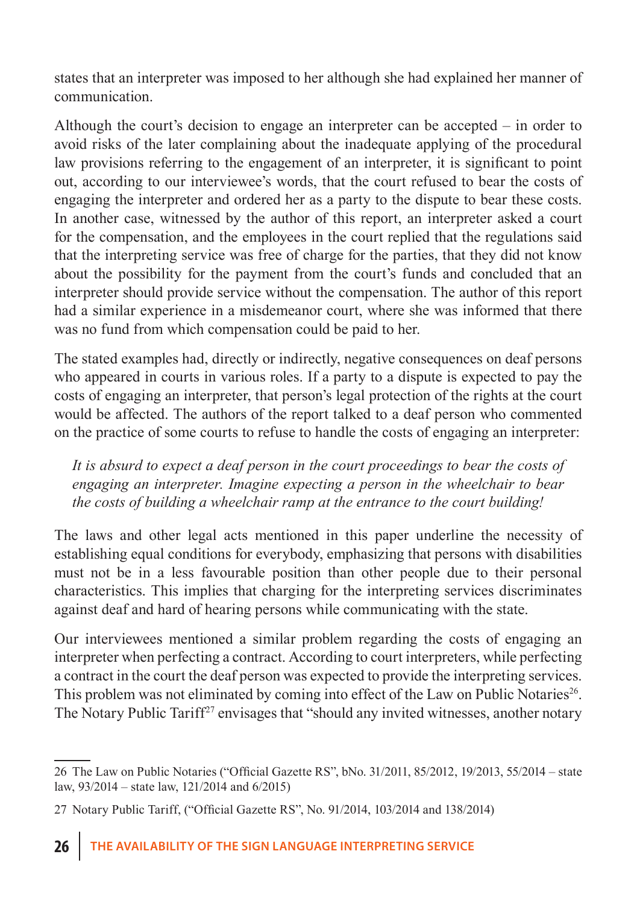states that an interpreter was imposed to her although she had explained her manner of communication.

Although the court's decision to engage an interpreter can be accepted – in order to avoid risks of the later complaining about the inadequate applying of the procedural law provisions referring to the engagement of an interpreter, it is significant to point out, according to our interviewee's words, that the court refused to bear the costs of engaging the interpreter and ordered her as a party to the dispute to bear these costs. In another case, witnessed by the author of this report, an interpreter asked a court for the compensation, and the employees in the court replied that the regulations said that the interpreting service was free of charge for the parties, that they did not know about the possibility for the payment from the court's funds and concluded that an interpreter should provide service without the compensation. The author of this report had a similar experience in a misdemeanor court, where she was informed that there was no fund from which compensation could be paid to her.

The stated examples had, directly or indirectly, negative consequences on deaf persons who appeared in courts in various roles. If a party to a dispute is expected to pay the costs of engaging an interpreter, that person's legal protection of the rights at the court would be affected. The authors of the report talked to a deaf person who commented on the practice of some courts to refuse to handle the costs of engaging an interpreter:

> *It is absurd to expect a deaf person in the court proceedings to bear the costs of engaging an interpreter. Imagine expecting a person in the wheelchair to bear the costs of building a wheelchair ramp at the entrance to the court building!*

The laws and other legal acts mentioned in this paper underline the necessity of establishing equal conditions for everybody, emphasizing that persons with disabilities must not be in a less favourable position than other people due to their personal characteristics. This implies that charging for the interpreting services discriminates against deaf and hard of hearing persons while communicating with the state.

Our interviewees mentioned a similar problem regarding the costs of engaging an interpreter when perfecting a contract. According to court interpreters, while perfecting a contract in the court the deaf person was expected to provide the interpreting services. This problem was not eliminated by coming into effect of the Law on Public Notaries[26]. The Notary Public Tariff[27] envisages that "should any invited witnesses, another notary

---

26 The Law on Public Notaries ("Official Gazette RS", bNo. 31/2011, 85/2012, 19/2013, 55/2014 – state law, 93/2014 – state law, 121/2014 and 6/2015)

27 Notary Public Tariff, ("Official Gazette RS", No. 91/2014, 103/2014 and 138/2014)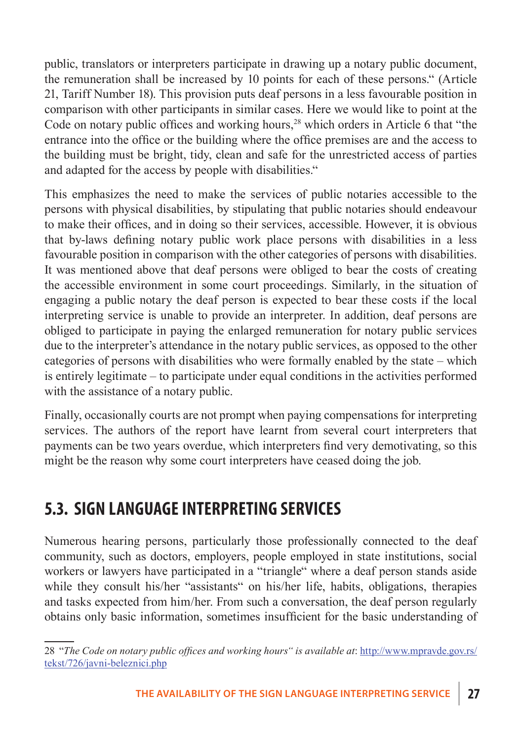public, translators or interpreters participate in drawing up a notary public document, the remuneration shall be increased by 10 points for each of these persons." (Article 21, Tariff Number 18). This provision puts deaf persons in a less favourable position in comparison with other participants in similar cases. Here we would like to point at the Code on notary public offices and working hours,[28] which orders in Article 6 that "the entrance into the office or the building where the office premises are and the access to the building must be bright, tidy, clean and safe for the unrestricted access of parties and adapted for the access by people with disabilities."

This emphasizes the need to make the services of public notaries accessible to the persons with physical disabilities, by stipulating that public notaries should endeavour to make their offices, and in doing so their services, accessible. However, it is obvious that by-laws defining notary public work place persons with disabilities in a less favourable position in comparison with the other categories of persons with disabilities. It was mentioned above that deaf persons were obliged to bear the costs of creating the accessible environment in some court proceedings. Similarly, in the situation of engaging a public notary the deaf person is expected to bear these costs if the local interpreting service is unable to provide an interpreter. In addition, deaf persons are obliged to participate in paying the enlarged remuneration for notary public services due to the interpreter's attendance in the notary public services, as opposed to the other categories of persons with disabilities who were formally enabled by the state – which is entirely legitimate – to participate under equal conditions in the activities performed with the assistance of a notary public.

Finally, occasionally courts are not prompt when paying compensations for interpreting services. The authors of the report have learnt from several court interpreters that payments can be two years overdue, which interpreters find very demotivating, so this might be the reason why some court interpreters have ceased doing the job.

## 5.3. SIGN LANGUAGE INTERPRETING SERVICES

Numerous hearing persons, particularly those professionally connected to the deaf community, such as doctors, employers, people employed in state institutions, social workers or lawyers have participated in a "triangle" where a deaf person stands aside while they consult his/her "assistants" on his/her life, habits, obligations, therapies and tasks expected from him/her. From such a conversation, the deaf person regularly obtains only basic information, sometimes insufficient for the basic understanding of

---

28 *"The Code on notary public offices and working hours" is available at*: http://www.mpravde.gov.rs/tekst/726/javni-beleznici.php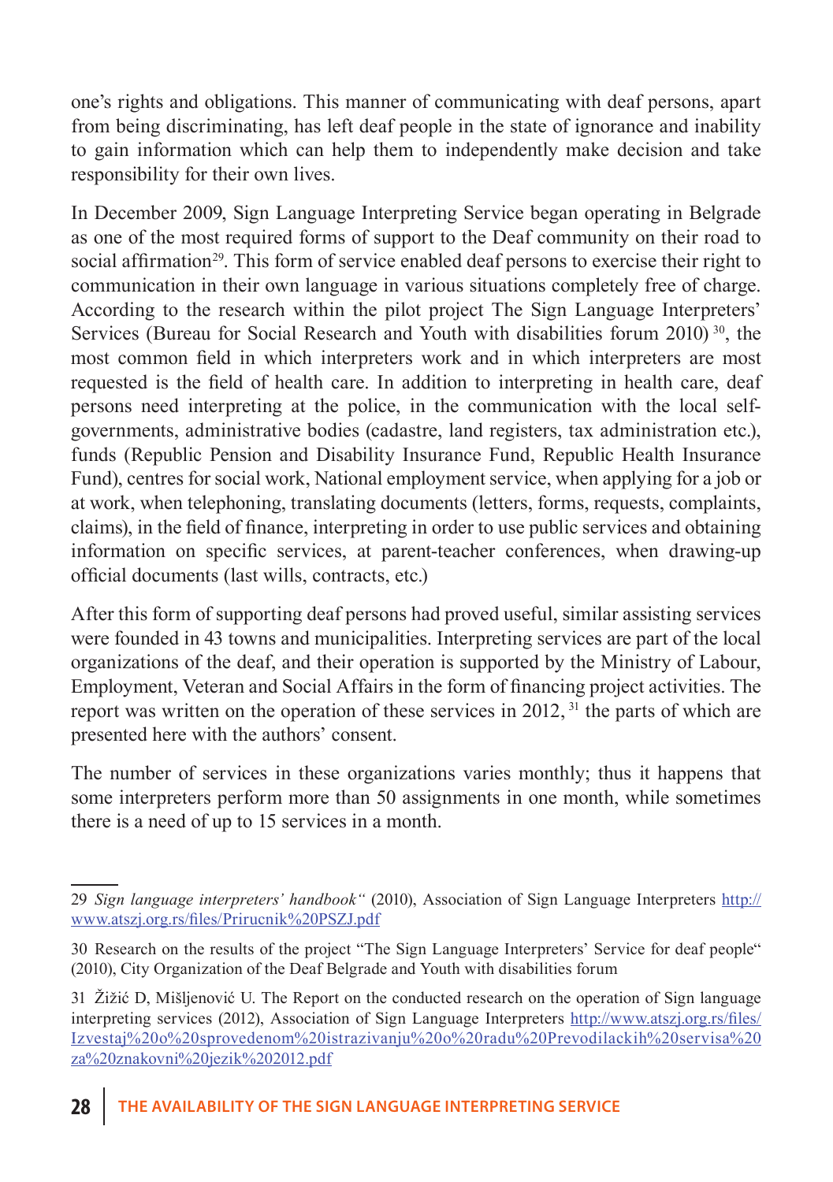one's rights and obligations. This manner of communicating with deaf persons, apart from being discriminating, has left deaf people in the state of ignorance and inability to gain information which can help them to independently make decision and take responsibility for their own lives.

In December 2009, Sign Language Interpreting Service began operating in Belgrade as one of the most required forms of support to the Deaf community on their road to social affirmation[29]. This form of service enabled deaf persons to exercise their right to communication in their own language in various situations completely free of charge. According to the research within the pilot project The Sign Language Interpreters' Services (Bureau for Social Research and Youth with disabilities forum 2010) [30], the most common field in which interpreters work and in which interpreters are most requested is the field of health care. In addition to interpreting in health care, deaf persons need interpreting at the police, in the communication with the local self-governments, administrative bodies (cadastre, land registers, tax administration etc.), funds (Republic Pension and Disability Insurance Fund, Republic Health Insurance Fund), centres for social work, National employment service, when applying for a job or at work, when telephoning, translating documents (letters, forms, requests, complaints, claims), in the field of finance, interpreting in order to use public services and obtaining information on specific services, at parent-teacher conferences, when drawing-up official documents (last wills, contracts, etc.)

After this form of supporting deaf persons had proved useful, similar assisting services were founded in 43 towns and municipalities. Interpreting services are part of the local organizations of the deaf, and their operation is supported by the Ministry of Labour, Employment, Veteran and Social Affairs in the form of financing project activities. The report was written on the operation of these services in 2012, [31] the parts of which are presented here with the authors' consent.

The number of services in these organizations varies monthly; thus it happens that some interpreters perform more than 50 assignments in one month, while sometimes there is a need of up to 15 services in a month.

---

29 *Sign language interpreters' handbook"* (2010), Association of Sign Language Interpreters http://www.atszj.org.rs/files/Prirucnik%20PSZJ.pdf

30 Research on the results of the project "The Sign Language Interpreters' Service for deaf people" (2010), City Organization of the Deaf Belgrade and Youth with disabilities forum

31 Žižić D, Mišljenović U. The Report on the conducted research on the operation of Sign language interpreting services (2012), Association of Sign Language Interpreters http://www.atszj.org.rs/files/Izvestaj%20o%20sprovedenom%20istrazivanju%20o%20radu%20Prevodilackih%20servisa%20za%20znakovni%20jezik%202012.pdf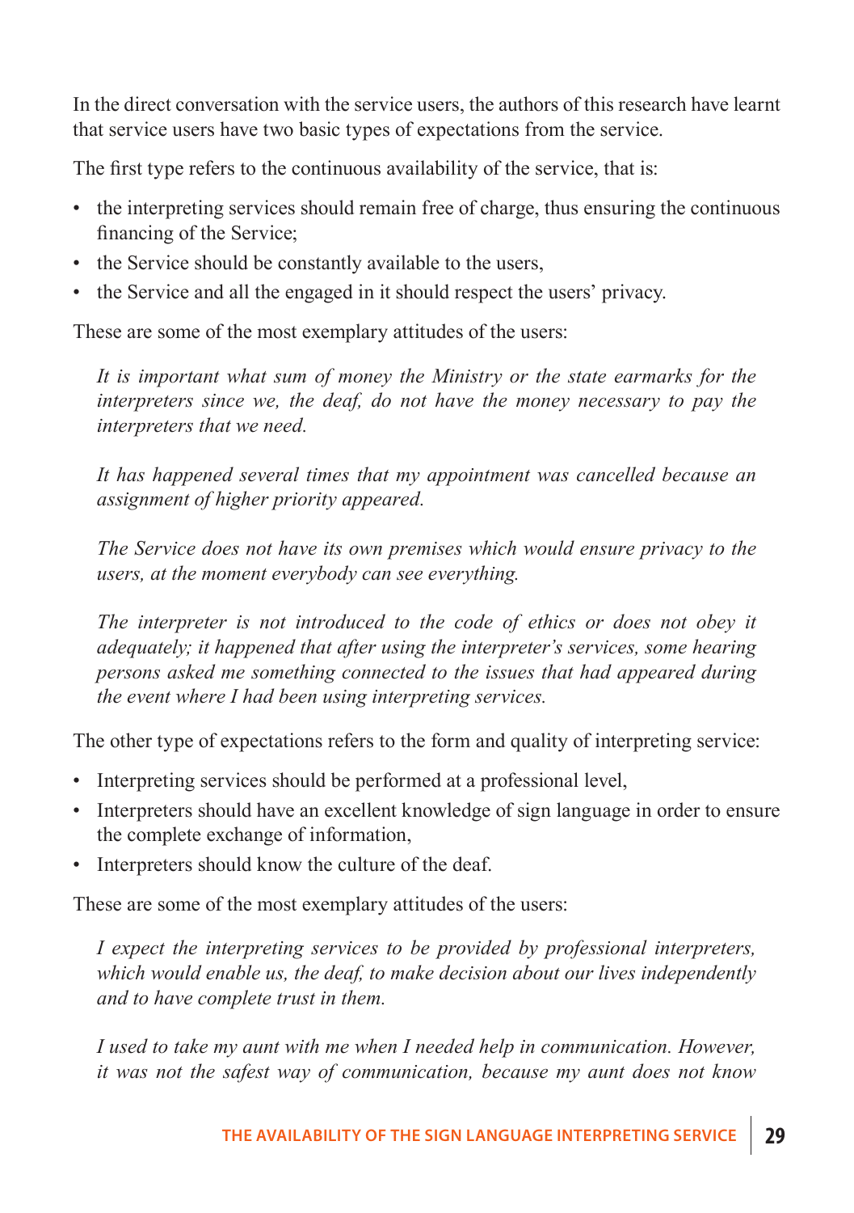In the direct conversation with the service users, the authors of this research have learnt that service users have two basic types of expectations from the service.

The first type refers to the continuous availability of the service, that is:

- the interpreting services should remain free of charge, thus ensuring the continuous financing of the Service;
- the Service should be constantly available to the users,
- the Service and all the engaged in it should respect the users' privacy.

These are some of the most exemplary attitudes of the users:

> *It is important what sum of money the Ministry or the state earmarks for the interpreters since we, the deaf, do not have the money necessary to pay the interpreters that we need.*
>
> *It has happened several times that my appointment was cancelled because an assignment of higher priority appeared.*
>
> *The Service does not have its own premises which would ensure privacy to the users, at the moment everybody can see everything.*
>
> *The interpreter is not introduced to the code of ethics or does not obey it adequately; it happened that after using the interpreter's services, some hearing persons asked me something connected to the issues that had appeared during the event where I had been using interpreting services.*

The other type of expectations refers to the form and quality of interpreting service:

- Interpreting services should be performed at a professional level,
- Interpreters should have an excellent knowledge of sign language in order to ensure the complete exchange of information,
- Interpreters should know the culture of the deaf.

These are some of the most exemplary attitudes of the users:

> *I expect the interpreting services to be provided by professional interpreters, which would enable us, the deaf, to make decision about our lives independently and to have complete trust in them.*
>
> *I used to take my aunt with me when I needed help in communication. However, it was not the safest way of communication, because my aunt does not know*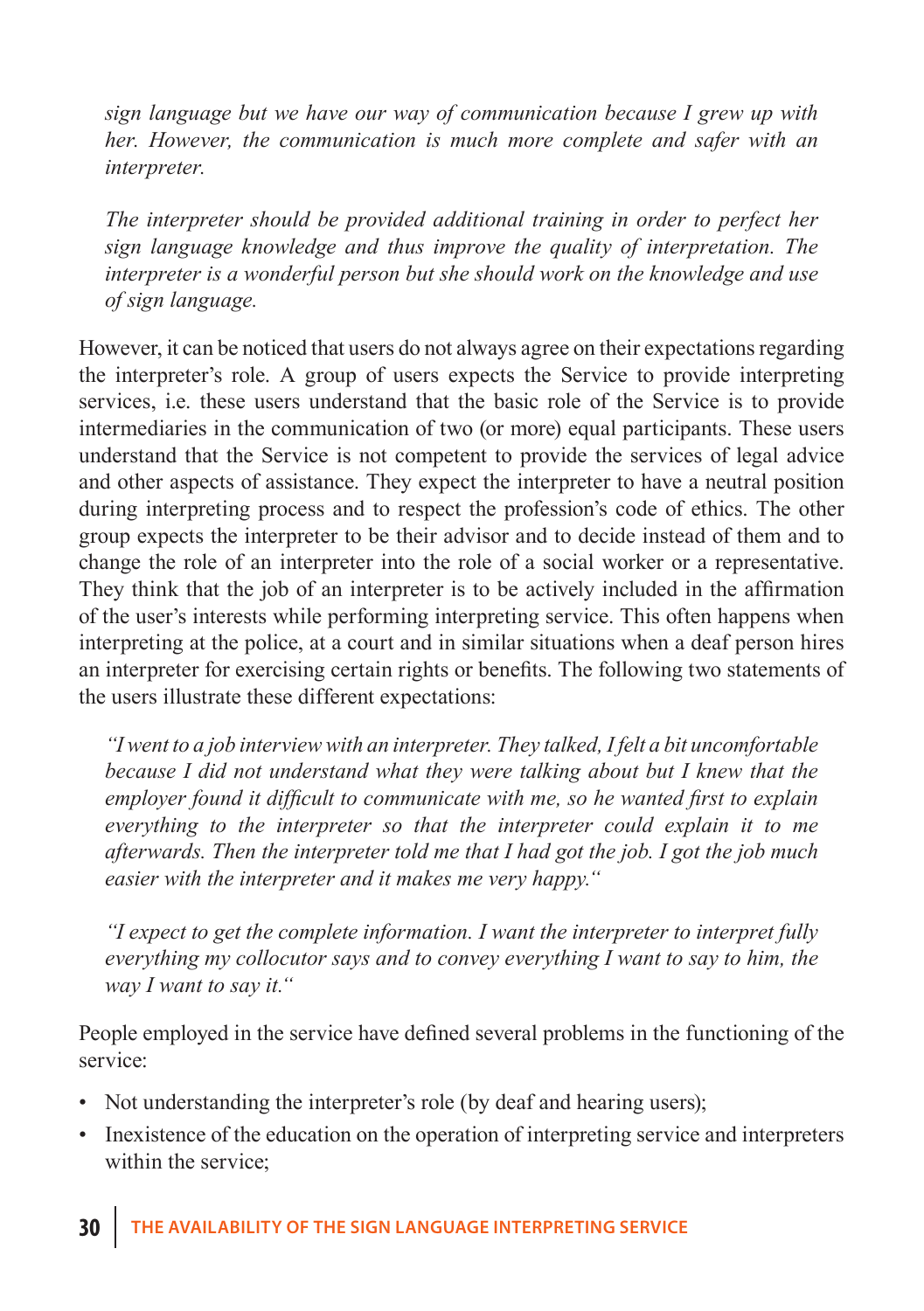*sign language but we have our way of communication because I grew up with her. However, the communication is much more complete and safer with an interpreter.*

*The interpreter should be provided additional training in order to perfect her sign language knowledge and thus improve the quality of interpretation. The interpreter is a wonderful person but she should work on the knowledge and use of sign language.*

However, it can be noticed that users do not always agree on their expectations regarding the interpreter's role. A group of users expects the Service to provide interpreting services, i.e. these users understand that the basic role of the Service is to provide intermediaries in the communication of two (or more) equal participants. These users understand that the Service is not competent to provide the services of legal advice and other aspects of assistance. They expect the interpreter to have a neutral position during interpreting process and to respect the profession's code of ethics. The other group expects the interpreter to be their advisor and to decide instead of them and to change the role of an interpreter into the role of a social worker or a representative. They think that the job of an interpreter is to be actively included in the affirmation of the user's interests while performing interpreting service. This often happens when interpreting at the police, at a court and in similar situations when a deaf person hires an interpreter for exercising certain rights or benefits. The following two statements of the users illustrate these different expectations:

*"I went to a job interview with an interpreter. They talked, I felt a bit uncomfortable because I did not understand what they were talking about but I knew that the employer found it difficult to communicate with me, so he wanted first to explain everything to the interpreter so that the interpreter could explain it to me afterwards. Then the interpreter told me that I had got the job. I got the job much easier with the interpreter and it makes me very happy."*

*"I expect to get the complete information. I want the interpreter to interpret fully everything my collocutor says and to convey everything I want to say to him, the way I want to say it."*

People employed in the service have defined several problems in the functioning of the service:

- Not understanding the interpreter's role (by deaf and hearing users);
- Inexistence of the education on the operation of interpreting service and interpreters within the service;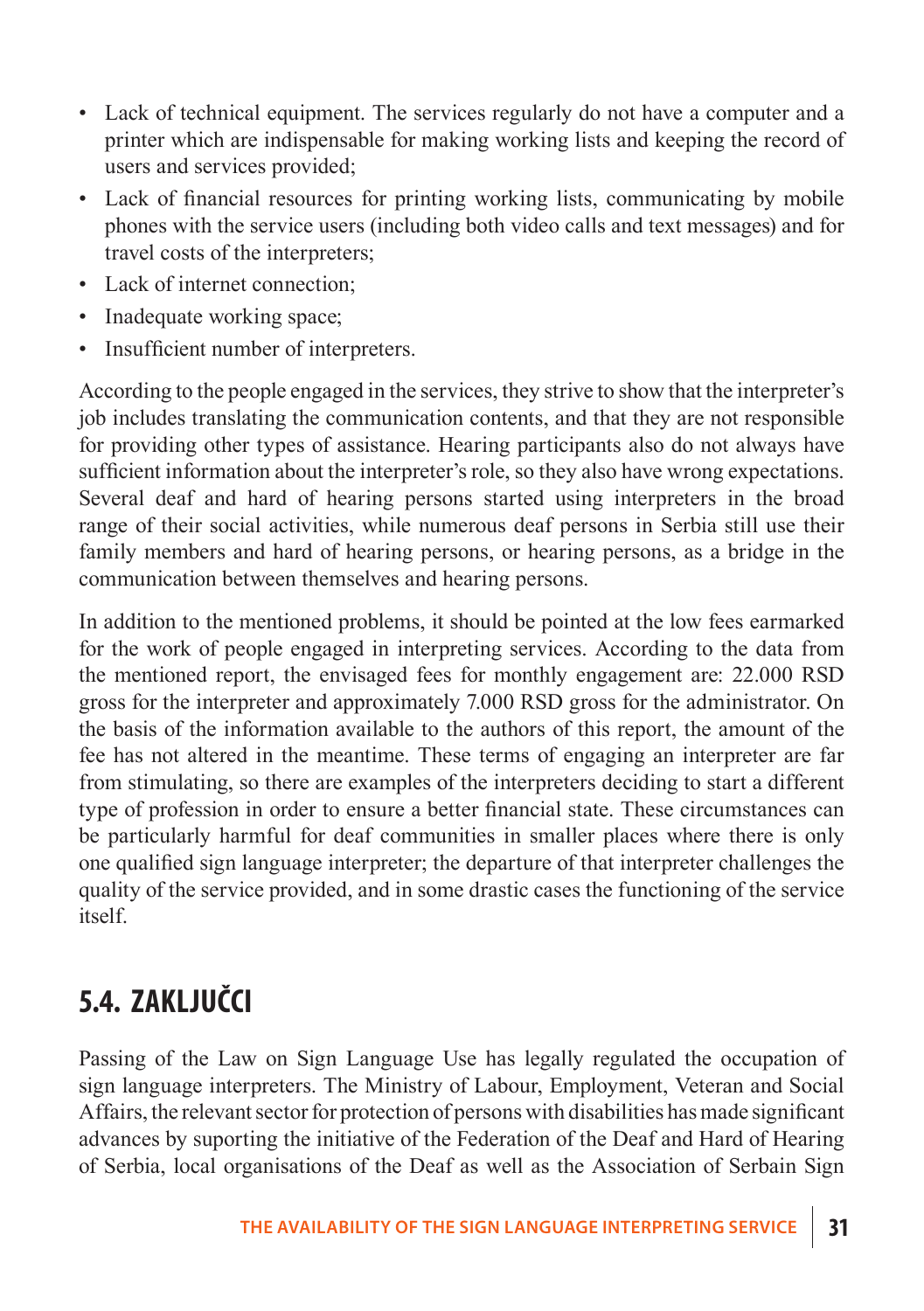- Lack of technical equipment. The services regularly do not have a computer and a printer which are indispensable for making working lists and keeping the record of users and services provided;
- Lack of financial resources for printing working lists, communicating by mobile phones with the service users (including both video calls and text messages) and for travel costs of the interpreters;
- Lack of internet connection;
- Inadequate working space;
- Insufficient number of interpreters.

According to the people engaged in the services, they strive to show that the interpreter's job includes translating the communication contents, and that they are not responsible for providing other types of assistance. Hearing participants also do not always have sufficient information about the interpreter's role, so they also have wrong expectations. Several deaf and hard of hearing persons started using interpreters in the broad range of their social activities, while numerous deaf persons in Serbia still use their family members and hard of hearing persons, or hearing persons, as a bridge in the communication between themselves and hearing persons.

In addition to the mentioned problems, it should be pointed at the low fees earmarked for the work of people engaged in interpreting services. According to the data from the mentioned report, the envisaged fees for monthly engagement are: 22.000 RSD gross for the interpreter and approximately 7.000 RSD gross for the administrator. On the basis of the information available to the authors of this report, the amount of the fee has not altered in the meantime. These terms of engaging an interpreter are far from stimulating, so there are examples of the interpreters deciding to start a different type of profession in order to ensure a better financial state. These circumstances can be particularly harmful for deaf communities in smaller places where there is only one qualified sign language interpreter; the departure of that interpreter challenges the quality of the service provided, and in some drastic cases the functioning of the service itself.

## 5.4. ZAKLJUČCI

Passing of the Law on Sign Language Use has legally regulated the occupation of sign language interpreters. The Ministry of Labour, Employment, Veteran and Social Affairs, the relevant sector for protection of persons with disabilities has made significant advances by suporting the initiative of the Federation of the Deaf and Hard of Hearing of Serbia, local organisations of the Deaf as well as the Association of Serbain Sign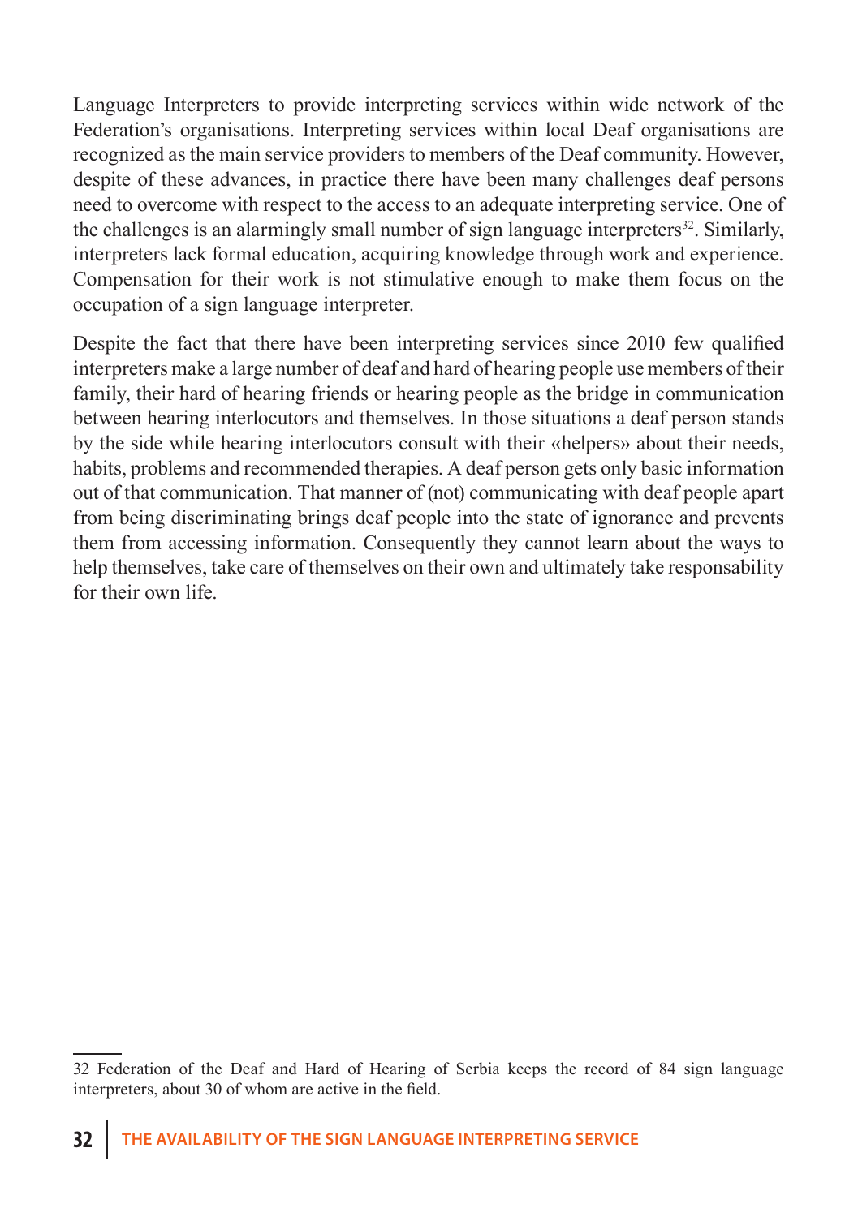Language Interpreters to provide interpreting services within wide network of the Federation's organisations. Interpreting services within local Deaf organisations are recognized as the main service providers to members of the Deaf community. However, despite of these advances, in practice there have been many challenges deaf persons need to overcome with respect to the access to an adequate interpreting service. One of the challenges is an alarmingly small number of sign language interpreters[32]. Similarly, interpreters lack formal education, acquiring knowledge through work and experience. Compensation for their work is not stimulative enough to make them focus on the occupation of a sign language interpreter.

Despite the fact that there have been interpreting services since 2010 few qualified interpreters make a large number of deaf and hard of hearing people use members of their family, their hard of hearing friends or hearing people as the bridge in communication between hearing interlocutors and themselves. In those situations a deaf person stands by the side while hearing interlocutors consult with their «helpers» about their needs, habits, problems and recommended therapies. A deaf person gets only basic information out of that communication. That manner of (not) communicating with deaf people apart from being discriminating brings deaf people into the state of ignorance and prevents them from accessing information. Consequently they cannot learn about the ways to help themselves, take care of themselves on their own and ultimately take responsability for their own life.

---

32 Federation of the Deaf and Hard of Hearing of Serbia keeps the record of 84 sign language interpreters, about 30 of whom are active in the field.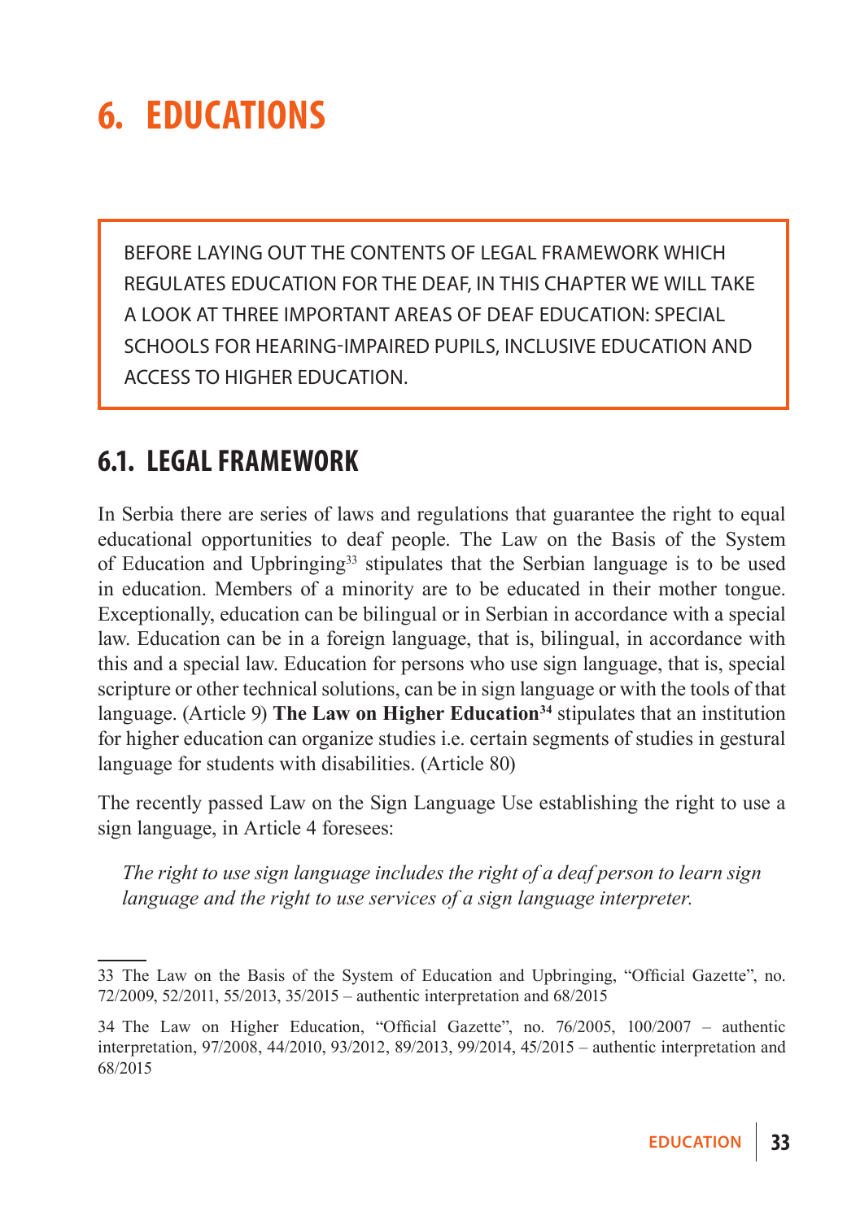# 6. EDUCATIONS

BEFORE LAYING OUT THE CONTENTS OF LEGAL FRAMEWORK WHICH REGULATES EDUCATION FOR THE DEAF, IN THIS CHAPTER WE WILL TAKE A LOOK AT THREE IMPORTANT AREAS OF DEAF EDUCATION: SPECIAL SCHOOLS FOR HEARING-IMPAIRED PUPILS, INCLUSIVE EDUCATION AND ACCESS TO HIGHER EDUCATION.

## 6.1. LEGAL FRAMEWORK

In Serbia there are series of laws and regulations that guarantee the right to equal educational opportunities to deaf people. The Law on the Basis of the System of Education and Upbringing[33] stipulates that the Serbian language is to be used in education. Members of a minority are to be educated in their mother tongue. Exceptionally, education can be bilingual or in Serbian in accordance with a special law. Education can be in a foreign language, that is, bilingual, in accordance with this and a special law. Education for persons who use sign language, that is, special scripture or other technical solutions, can be in sign language or with the tools of that language. (Article 9) **The Law on Higher Education[34]** stipulates that an institution for higher education can organize studies i.e. certain segments of studies in gestural language for students with disabilities. (Article 80)

The recently passed Law on the Sign Language Use establishing the right to use a sign language, in Article 4 foresees:

> *The right to use sign language includes the right of a deaf person to learn sign language and the right to use services of a sign language interpreter.*

---

33 The Law on the Basis of the System of Education and Upbringing, "Official Gazette", no. 72/2009, 52/2011, 55/2013, 35/2015 – authentic interpretation and 68/2015

34 The Law on Higher Education, "Official Gazette", no. 76/2005, 100/2007 – authentic interpretation, 97/2008, 44/2010, 93/2012, 89/2013, 99/2014, 45/2015 – authentic interpretation and 68/2015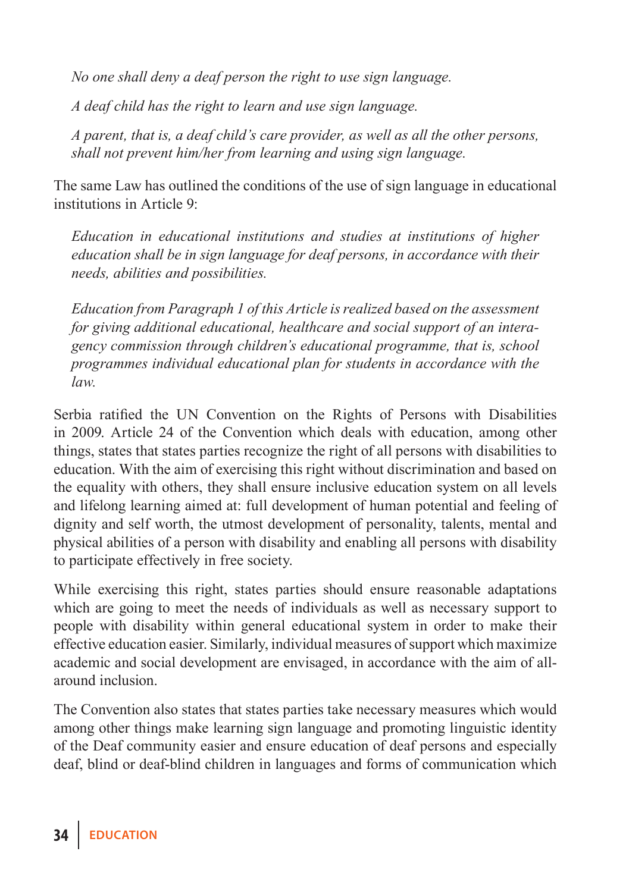*No one shall deny a deaf person the right to use sign language.*

*A deaf child has the right to learn and use sign language.*

*A parent, that is, a deaf child's care provider, as well as all the other persons, shall not prevent him/her from learning and using sign language.*

The same Law has outlined the conditions of the use of sign language in educational institutions in Article 9:

*Education in educational institutions and studies at institutions of higher education shall be in sign language for deaf persons, in accordance with their needs, abilities and possibilities.*

*Education from Paragraph 1 of this Article is realized based on the assessment for giving additional educational, healthcare and social support of an interagency commission through children's educational programme, that is, school programmes individual educational plan for students in accordance with the law.*

Serbia ratified the UN Convention on the Rights of Persons with Disabilities in 2009. Article 24 of the Convention which deals with education, among other things, states that states parties recognize the right of all persons with disabilities to education. With the aim of exercising this right without discrimination and based on the equality with others, they shall ensure inclusive education system on all levels and lifelong learning aimed at: full development of human potential and feeling of dignity and self worth, the utmost development of personality, talents, mental and physical abilities of a person with disability and enabling all persons with disability to participate effectively in free society.

While exercising this right, states parties should ensure reasonable adaptations which are going to meet the needs of individuals as well as necessary support to people with disability within general educational system in order to make their effective education easier. Similarly, individual measures of support which maximize academic and social development are envisaged, in accordance with the aim of all-around inclusion.

The Convention also states that states parties take necessary measures which would among other things make learning sign language and promoting linguistic identity of the Deaf community easier and ensure education of deaf persons and especially deaf, blind or deaf-blind children in languages and forms of communication which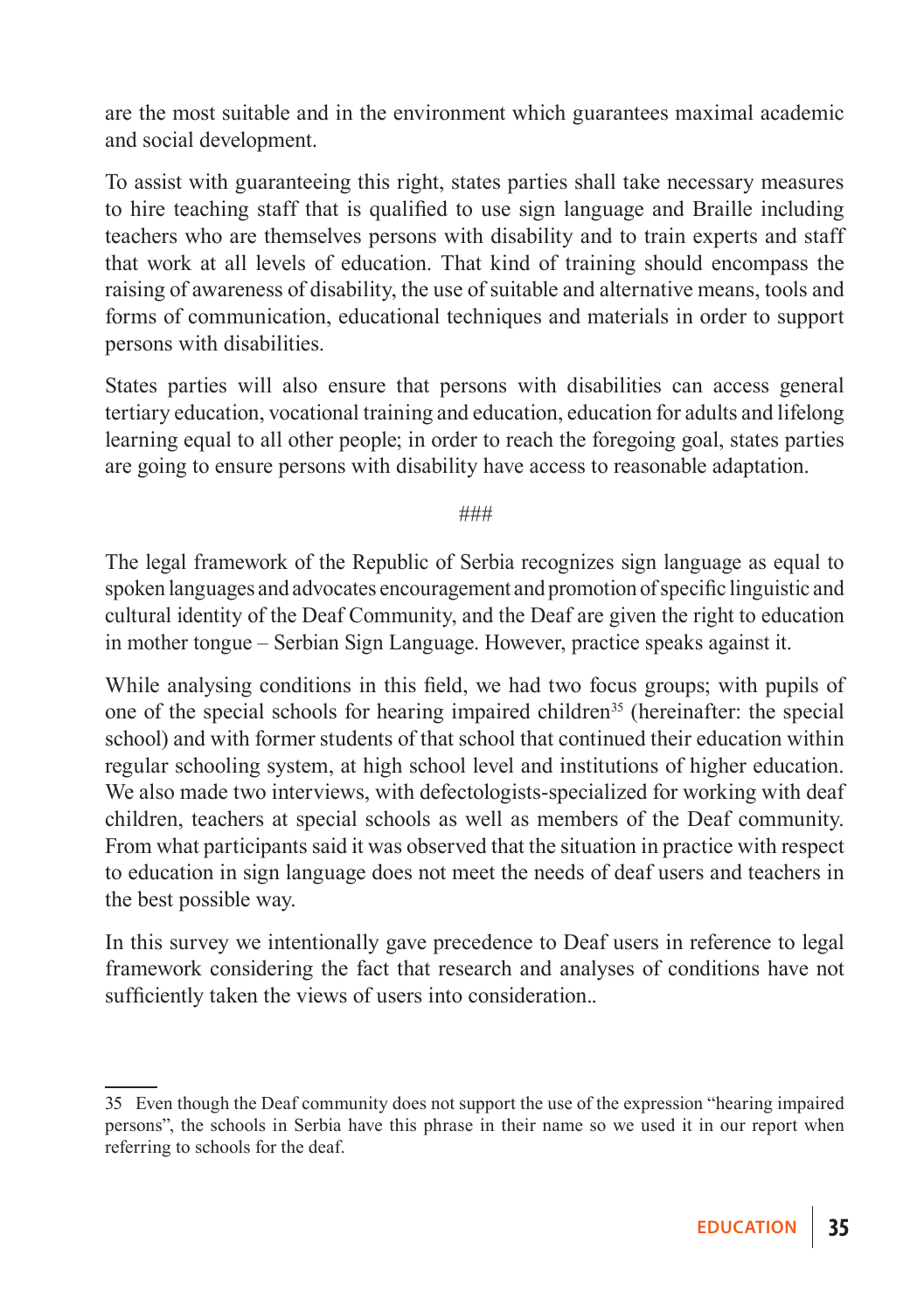are the most suitable and in the environment which guarantees maximal academic and social development.

To assist with guaranteeing this right, states parties shall take necessary measures to hire teaching staff that is qualified to use sign language and Braille including teachers who are themselves persons with disability and to train experts and staff that work at all levels of education. That kind of training should encompass the raising of awareness of disability, the use of suitable and alternative means, tools and forms of communication, educational techniques and materials in order to support persons with disabilities.

States parties will also ensure that persons with disabilities can access general tertiary education, vocational training and education, education for adults and lifelong learning equal to all other people; in order to reach the foregoing goal, states parties are going to ensure persons with disability have access to reasonable adaptation.

###

The legal framework of the Republic of Serbia recognizes sign language as equal to spoken languages and advocates encouragement and promotion of specific linguistic and cultural identity of the Deaf Community, and the Deaf are given the right to education in mother tongue – Serbian Sign Language. However, practice speaks against it.

While analysing conditions in this field, we had two focus groups; with pupils of one of the special schools for hearing impaired children[35] (hereinafter: the special school) and with former students of that school that continued their education within regular schooling system, at high school level and institutions of higher education. We also made two interviews, with defectologists-specialized for working with deaf children, teachers at special schools as well as members of the Deaf community. From what participants said it was observed that the situation in practice with respect to education in sign language does not meet the needs of deaf users and teachers in the best possible way.

In this survey we intentionally gave precedence to Deaf users in reference to legal framework considering the fact that research and analyses of conditions have not sufficiently taken the views of users into consideration..

35 Even though the Deaf community does not support the use of the expression "hearing impaired persons", the schools in Serbia have this phrase in their name so we used it in our report when referring to schools for the deaf.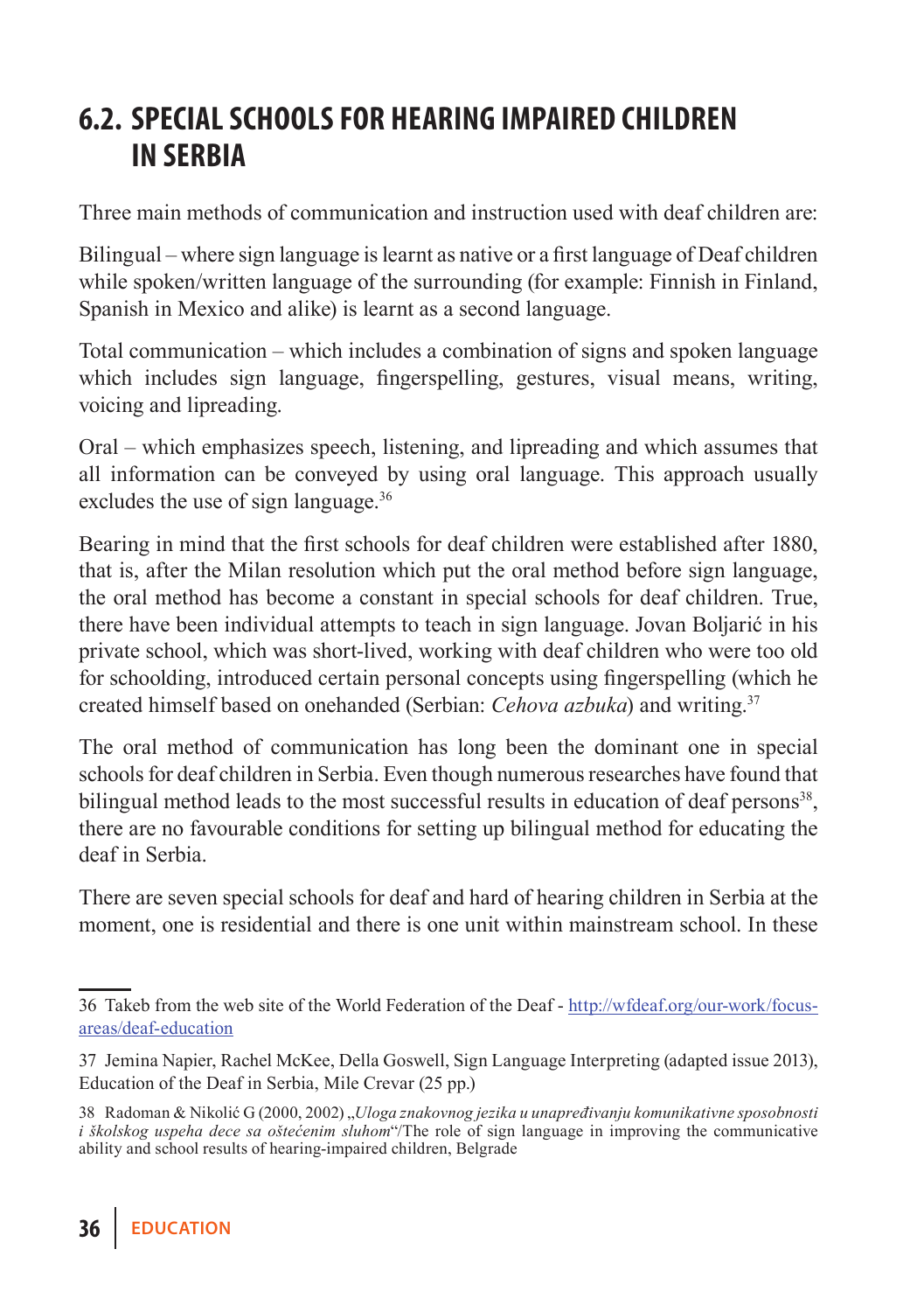## 6.2. SPECIAL SCHOOLS FOR HEARING IMPAIRED CHILDREN IN SERBIA

Three main methods of communication and instruction used with deaf children are:

Bilingual – where sign language is learnt as native or a first language of Deaf children while spoken/written language of the surrounding (for example: Finnish in Finland, Spanish in Mexico and alike) is learnt as a second language.

Total communication – which includes a combination of signs and spoken language which includes sign language, fingerspelling, gestures, visual means, writing, voicing and lipreading.

Oral – which emphasizes speech, listening, and lipreading and which assumes that all information can be conveyed by using oral language. This approach usually excludes the use of sign language.[36]

Bearing in mind that the first schools for deaf children were established after 1880, that is, after the Milan resolution which put the oral method before sign language, the oral method has become a constant in special schools for deaf children. True, there have been individual attempts to teach in sign language. Jovan Boljarić in his private school, which was short-lived, working with deaf children who were too old for schoolding, introduced certain personal concepts using fingerspelling (which he created himself based on onehanded (Serbian: *Cehova azbuka*) and writing.[37]

The oral method of communication has long been the dominant one in special schools for deaf children in Serbia. Even though numerous researches have found that bilingual method leads to the most successful results in education of deaf persons[38], there are no favourable conditions for setting up bilingual method for educating the deaf in Serbia.

There are seven special schools for deaf and hard of hearing children in Serbia at the moment, one is residential and there is one unit within mainstream school. In these

---

36 Takeb from the web site of the World Federation of the Deaf - http://wfdeaf.org/our-work/focus-areas/deaf-education

37 Jemina Napier, Rachel McKee, Della Goswell, Sign Language Interpreting (adapted issue 2013), Education of the Deaf in Serbia, Mile Crevar (25 pp.)

38 Radoman & Nikolić G (2000, 2002) „*Uloga znakovnog jezika u unapređivanju komunikativne sposobnosti i školskog uspeha dece sa oštećenim sluhom*"/The role of sign language in improving the communicative ability and school results of hearing-impaired children, Belgrade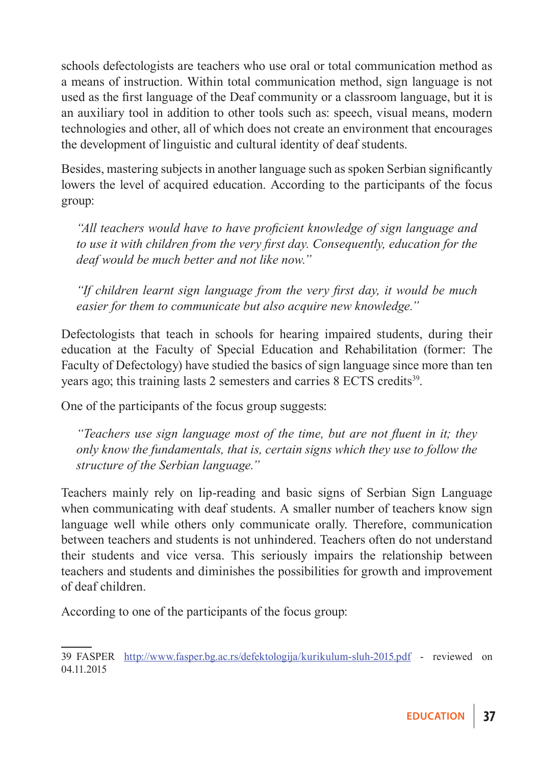schools defectologists are teachers who use oral or total communication method as a means of instruction. Within total communication method, sign language is not used as the first language of the Deaf community or a classroom language, but it is an auxiliary tool in addition to other tools such as: speech, visual means, modern technologies and other, all of which does not create an environment that encourages the development of linguistic and cultural identity of deaf students.

Besides, mastering subjects in another language such as spoken Serbian significantly lowers the level of acquired education. According to the participants of the focus group:

> *"All teachers would have to have proficient knowledge of sign language and to use it with children from the very first day. Consequently, education for the deaf would be much better and not like now."*

> *"If children learnt sign language from the very first day, it would be much easier for them to communicate but also acquire new knowledge."*

Defectologists that teach in schools for hearing impaired students, during their education at the Faculty of Special Education and Rehabilitation (former: The Faculty of Defectology) have studied the basics of sign language since more than ten years ago; this training lasts 2 semesters and carries 8 ECTS credits[39].

One of the participants of the focus group suggests:

> *"Teachers use sign language most of the time, but are not fluent in it; they only know the fundamentals, that is, certain signs which they use to follow the structure of the Serbian language."*

Teachers mainly rely on lip-reading and basic signs of Serbian Sign Language when communicating with deaf students. A smaller number of teachers know sign language well while others only communicate orally. Therefore, communication between teachers and students is not unhindered. Teachers often do not understand their students and vice versa. This seriously impairs the relationship between teachers and students and diminishes the possibilities for growth and improvement of deaf children.

According to one of the participants of the focus group:

---

39 FASPER http://www.fasper.bg.ac.rs/defektologija/kurikulum-sluh-2015.pdf - reviewed on 04.11.2015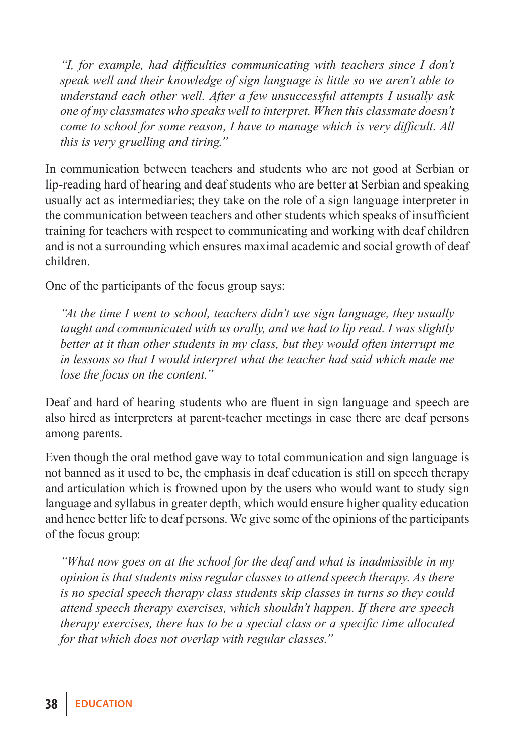*"I, for example, had difficulties communicating with teachers since I don't speak well and their knowledge of sign language is little so we aren't able to understand each other well. After a few unsuccessful attempts I usually ask one of my classmates who speaks well to interpret. When this classmate doesn't come to school for some reason, I have to manage which is very difficult. All this is very gruelling and tiring."*

In communication between teachers and students who are not good at Serbian or lip-reading hard of hearing and deaf students who are better at Serbian and speaking usually act as intermediaries; they take on the role of a sign language interpreter in the communication between teachers and other students which speaks of insufficient training for teachers with respect to communicating and working with deaf children and is not a surrounding which ensures maximal academic and social growth of deaf children.

One of the participants of the focus group says:

*"At the time I went to school, teachers didn't use sign language, they usually taught and communicated with us orally, and we had to lip read. I was slightly better at it than other students in my class, but they would often interrupt me in lessons so that I would interpret what the teacher had said which made me lose the focus on the content."*

Deaf and hard of hearing students who are fluent in sign language and speech are also hired as interpreters at parent-teacher meetings in case there are deaf persons among parents.

Even though the oral method gave way to total communication and sign language is not banned as it used to be, the emphasis in deaf education is still on speech therapy and articulation which is frowned upon by the users who would want to study sign language and syllabus in greater depth, which would ensure higher quality education and hence better life to deaf persons. We give some of the opinions of the participants of the focus group:

*"What now goes on at the school for the deaf and what is inadmissible in my opinion is that students miss regular classes to attend speech therapy. As there is no special speech therapy class students skip classes in turns so they could attend speech therapy exercises, which shouldn't happen. If there are speech therapy exercises, there has to be a special class or a specific time allocated for that which does not overlap with regular classes."*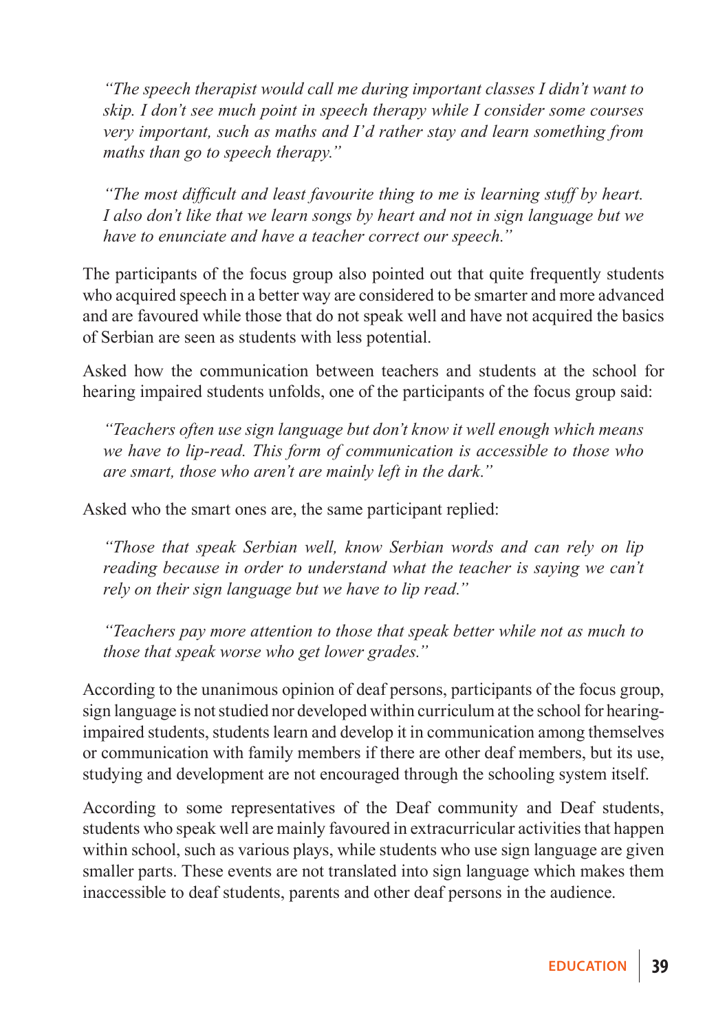> *"The speech therapist would call me during important classes I didn't want to skip. I don't see much point in speech therapy while I consider some courses very important, such as maths and I'd rather stay and learn something from maths than go to speech therapy."*

> *"The most difficult and least favourite thing to me is learning stuff by heart. I also don't like that we learn songs by heart and not in sign language but we have to enunciate and have a teacher correct our speech."*

The participants of the focus group also pointed out that quite frequently students who acquired speech in a better way are considered to be smarter and more advanced and are favoured while those that do not speak well and have not acquired the basics of Serbian are seen as students with less potential.

Asked how the communication between teachers and students at the school for hearing impaired students unfolds, one of the participants of the focus group said:

> *"Teachers often use sign language but don't know it well enough which means we have to lip-read. This form of communication is accessible to those who are smart, those who aren't are mainly left in the dark."*

Asked who the smart ones are, the same participant replied:

> *"Those that speak Serbian well, know Serbian words and can rely on lip reading because in order to understand what the teacher is saying we can't rely on their sign language but we have to lip read."*

> *"Teachers pay more attention to those that speak better while not as much to those that speak worse who get lower grades."*

According to the unanimous opinion of deaf persons, participants of the focus group, sign language is not studied nor developed within curriculum at the school for hearing-impaired students, students learn and develop it in communication among themselves or communication with family members if there are other deaf members, but its use, studying and development are not encouraged through the schooling system itself.

According to some representatives of the Deaf community and Deaf students, students who speak well are mainly favoured in extracurricular activities that happen within school, such as various plays, while students who use sign language are given smaller parts. These events are not translated into sign language which makes them inaccessible to deaf students, parents and other deaf persons in the audience.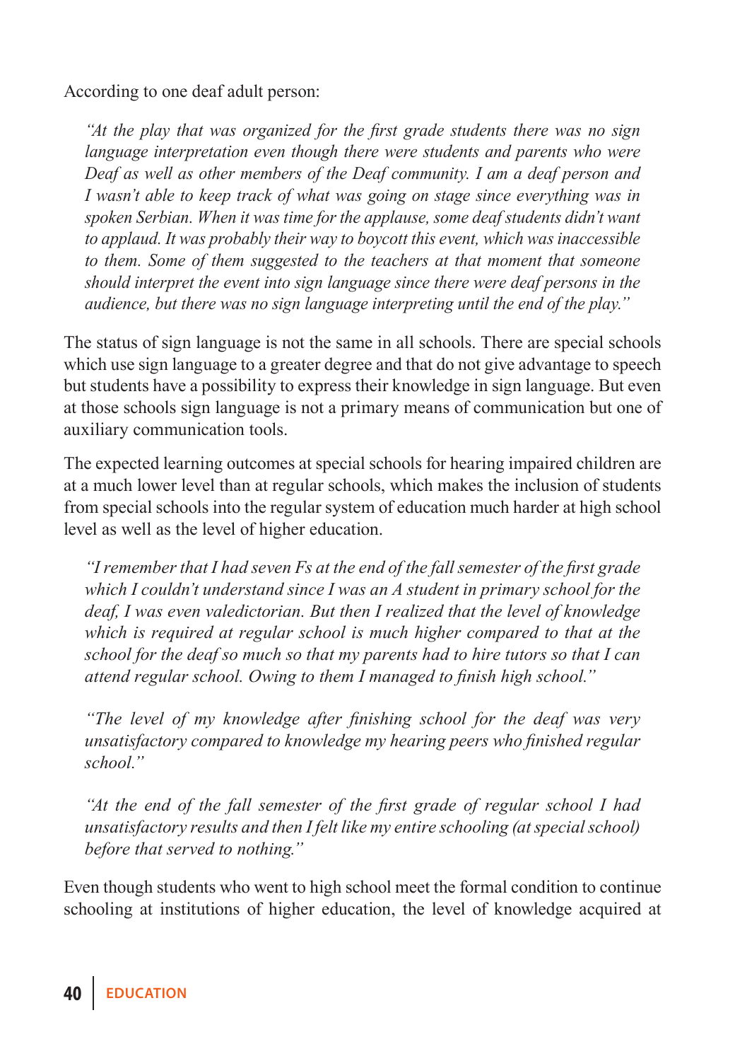According to one deaf adult person:

> *"At the play that was organized for the first grade students there was no sign language interpretation even though there were students and parents who were Deaf as well as other members of the Deaf community. I am a deaf person and I wasn't able to keep track of what was going on stage since everything was in spoken Serbian. When it was time for the applause, some deaf students didn't want to applaud. It was probably their way to boycott this event, which was inaccessible to them. Some of them suggested to the teachers at that moment that someone should interpret the event into sign language since there were deaf persons in the audience, but there was no sign language interpreting until the end of the play."*

The status of sign language is not the same in all schools. There are special schools which use sign language to a greater degree and that do not give advantage to speech but students have a possibility to express their knowledge in sign language. But even at those schools sign language is not a primary means of communication but one of auxiliary communication tools.

The expected learning outcomes at special schools for hearing impaired children are at a much lower level than at regular schools, which makes the inclusion of students from special schools into the regular system of education much harder at high school level as well as the level of higher education.

> *"I remember that I had seven Fs at the end of the fall semester of the first grade which I couldn't understand since I was an A student in primary school for the deaf, I was even valedictorian. But then I realized that the level of knowledge which is required at regular school is much higher compared to that at the school for the deaf so much so that my parents had to hire tutors so that I can attend regular school. Owing to them I managed to finish high school."*

> *"The level of my knowledge after finishing school for the deaf was very unsatisfactory compared to knowledge my hearing peers who finished regular school."*

> *"At the end of the fall semester of the first grade of regular school I had unsatisfactory results and then I felt like my entire schooling (at special school) before that served to nothing."*

Even though students who went to high school meet the formal condition to continue schooling at institutions of higher education, the level of knowledge acquired at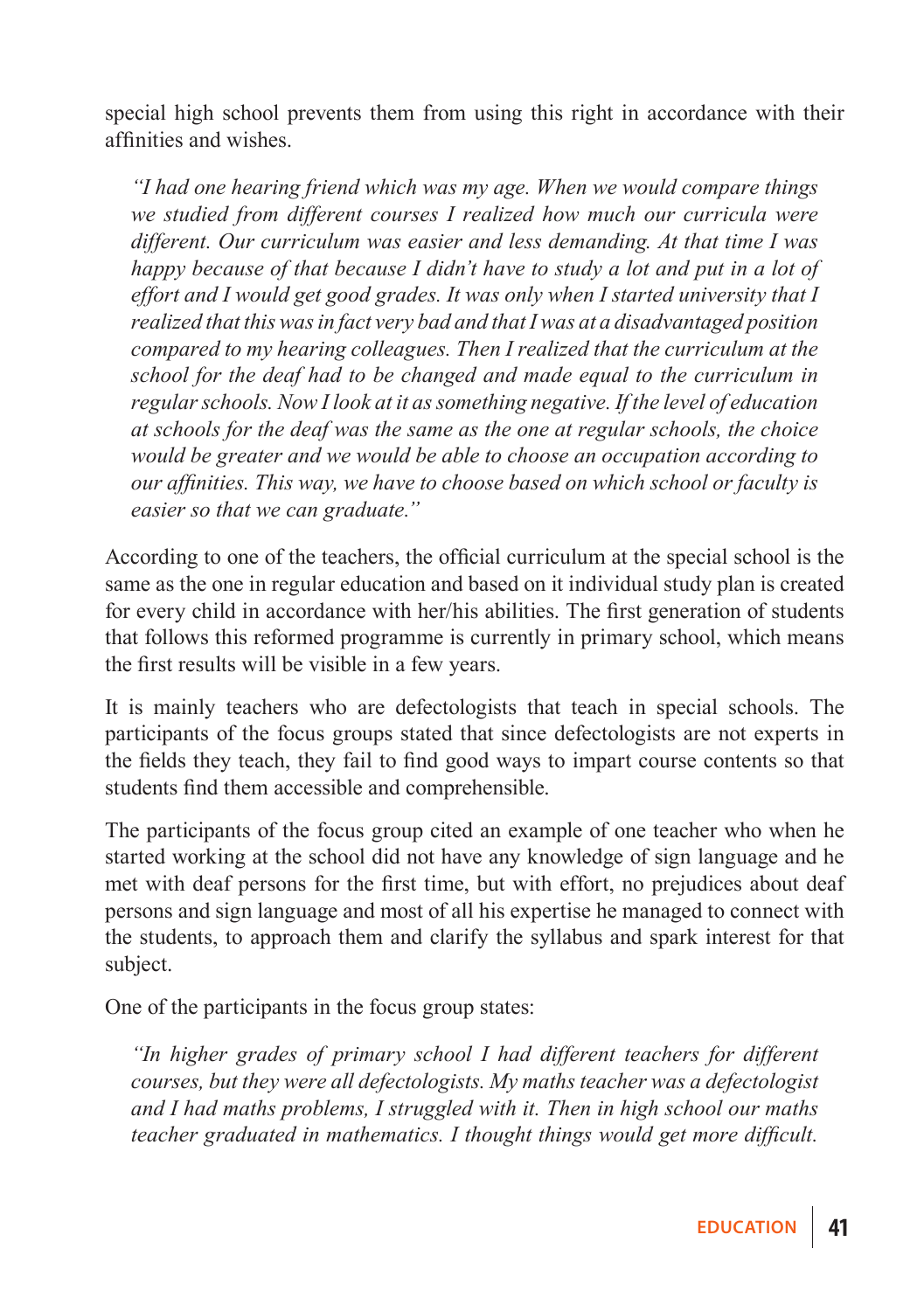special high school prevents them from using this right in accordance with their affinities and wishes.

> *"I had one hearing friend which was my age. When we would compare things we studied from different courses I realized how much our curricula were different. Our curriculum was easier and less demanding. At that time I was happy because of that because I didn't have to study a lot and put in a lot of effort and I would get good grades. It was only when I started university that I realized that this was in fact very bad and that I was at a disadvantaged position compared to my hearing colleagues. Then I realized that the curriculum at the school for the deaf had to be changed and made equal to the curriculum in regular schools. Now I look at it as something negative. If the level of education at schools for the deaf was the same as the one at regular schools, the choice would be greater and we would be able to choose an occupation according to our affinities. This way, we have to choose based on which school or faculty is easier so that we can graduate."*

According to one of the teachers, the official curriculum at the special school is the same as the one in regular education and based on it individual study plan is created for every child in accordance with her/his abilities. The first generation of students that follows this reformed programme is currently in primary school, which means the first results will be visible in a few years.

It is mainly teachers who are defectologists that teach in special schools. The participants of the focus groups stated that since defectologists are not experts in the fields they teach, they fail to find good ways to impart course contents so that students find them accessible and comprehensible.

The participants of the focus group cited an example of one teacher who when he started working at the school did not have any knowledge of sign language and he met with deaf persons for the first time, but with effort, no prejudices about deaf persons and sign language and most of all his expertise he managed to connect with the students, to approach them and clarify the syllabus and spark interest for that subject.

One of the participants in the focus group states:

> *"In higher grades of primary school I had different teachers for different courses, but they were all defectologists. My maths teacher was a defectologist and I had maths problems, I struggled with it. Then in high school our maths teacher graduated in mathematics. I thought things would get more difficult.*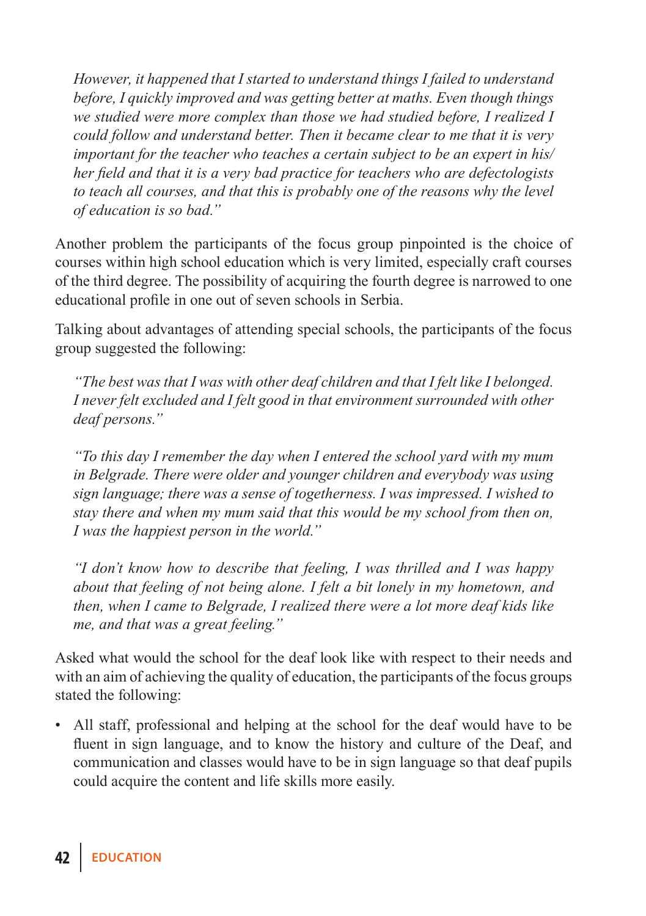*However, it happened that I started to understand things I failed to understand before, I quickly improved and was getting better at maths. Even though things we studied were more complex than those we had studied before, I realized I could follow and understand better. Then it became clear to me that it is very important for the teacher who teaches a certain subject to be an expert in his/her field and that it is a very bad practice for teachers who are defectologists to teach all courses, and that this is probably one of the reasons why the level of education is so bad."*

Another problem the participants of the focus group pinpointed is the choice of courses within high school education which is very limited, especially craft courses of the third degree. The possibility of acquiring the fourth degree is narrowed to one educational profile in one out of seven schools in Serbia.

Talking about advantages of attending special schools, the participants of the focus group suggested the following:

*"The best was that I was with other deaf children and that I felt like I belonged. I never felt excluded and I felt good in that environment surrounded with other deaf persons."*

*"To this day I remember the day when I entered the school yard with my mum in Belgrade. There were older and younger children and everybody was using sign language; there was a sense of togetherness. I was impressed. I wished to stay there and when my mum said that this would be my school from then on, I was the happiest person in the world."*

*"I don't know how to describe that feeling, I was thrilled and I was happy about that feeling of not being alone. I felt a bit lonely in my hometown, and then, when I came to Belgrade, I realized there were a lot more deaf kids like me, and that was a great feeling."*

Asked what would the school for the deaf look like with respect to their needs and with an aim of achieving the quality of education, the participants of the focus groups stated the following:

- All staff, professional and helping at the school for the deaf would have to be fluent in sign language, and to know the history and culture of the Deaf, and communication and classes would have to be in sign language so that deaf pupils could acquire the content and life skills more easily.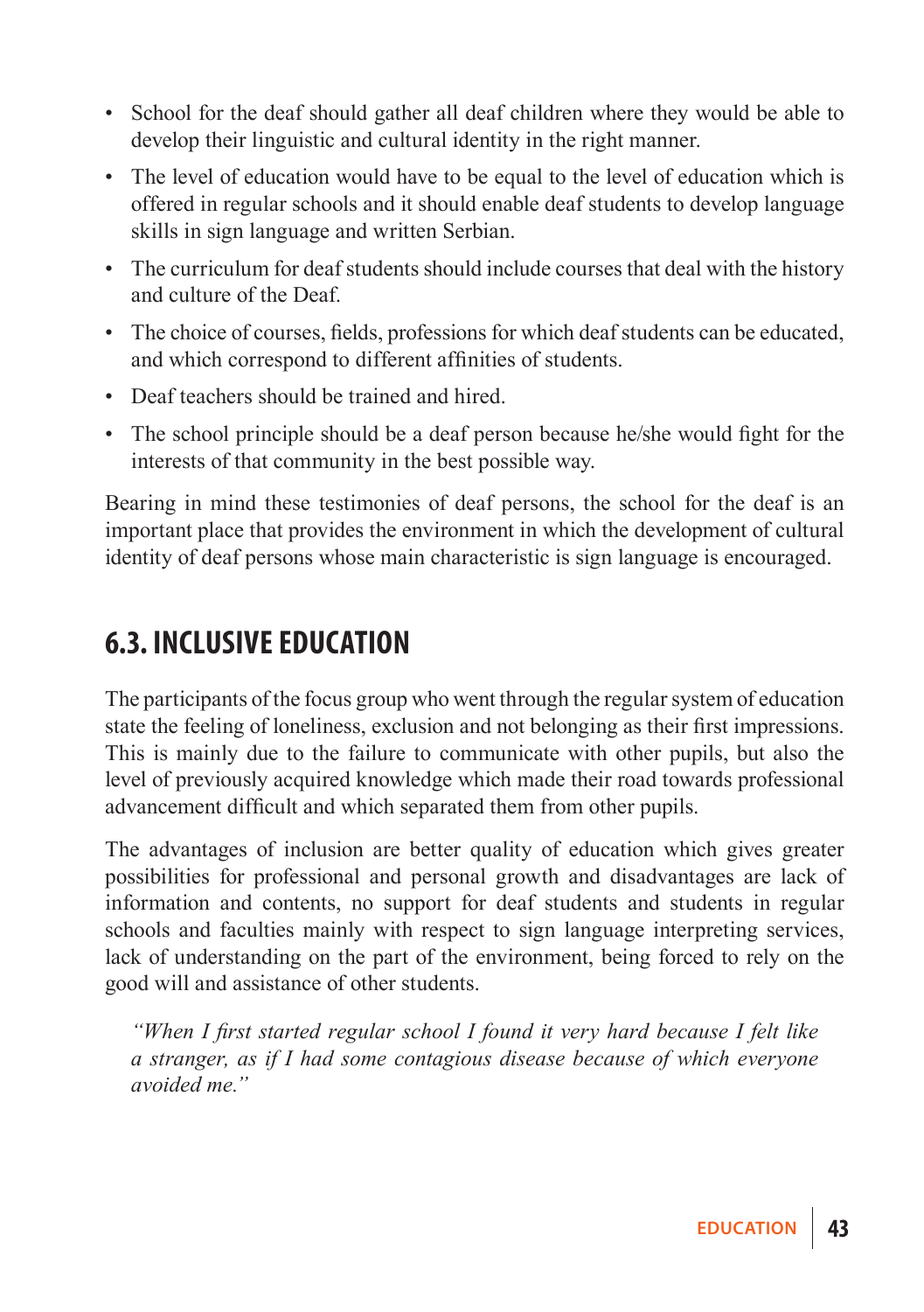- School for the deaf should gather all deaf children where they would be able to develop their linguistic and cultural identity in the right manner.
- The level of education would have to be equal to the level of education which is offered in regular schools and it should enable deaf students to develop language skills in sign language and written Serbian.
- The curriculum for deaf students should include courses that deal with the history and culture of the Deaf.
- The choice of courses, fields, professions for which deaf students can be educated, and which correspond to different affinities of students.
- Deaf teachers should be trained and hired.
- The school principle should be a deaf person because he/she would fight for the interests of that community in the best possible way.

Bearing in mind these testimonies of deaf persons, the school for the deaf is an important place that provides the environment in which the development of cultural identity of deaf persons whose main characteristic is sign language is encouraged.

## 6.3. INCLUSIVE EDUCATION

The participants of the focus group who went through the regular system of education state the feeling of loneliness, exclusion and not belonging as their first impressions. This is mainly due to the failure to communicate with other pupils, but also the level of previously acquired knowledge which made their road towards professional advancement difficult and which separated them from other pupils.

The advantages of inclusion are better quality of education which gives greater possibilities for professional and personal growth and disadvantages are lack of information and contents, no support for deaf students and students in regular schools and faculties mainly with respect to sign language interpreting services, lack of understanding on the part of the environment, being forced to rely on the good will and assistance of other students.

> *"When I first started regular school I found it very hard because I felt like a stranger, as if I had some contagious disease because of which everyone avoided me."*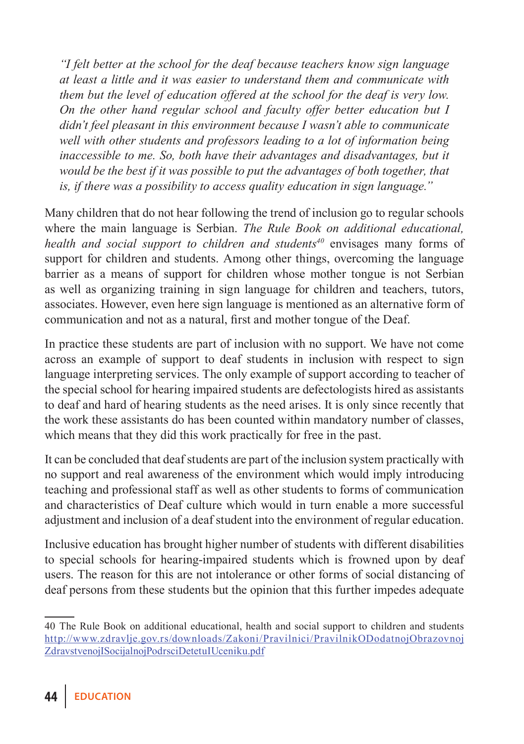*"I felt better at the school for the deaf because teachers know sign language at least a little and it was easier to understand them and communicate with them but the level of education offered at the school for the deaf is very low. On the other hand regular school and faculty offer better education but I didn't feel pleasant in this environment because I wasn't able to communicate well with other students and professors leading to a lot of information being inaccessible to me. So, both have their advantages and disadvantages, but it would be the best if it was possible to put the advantages of both together, that is, if there was a possibility to access quality education in sign language."*

Many children that do not hear following the trend of inclusion go to regular schools where the main language is Serbian. *The Rule Book on additional educational, health and social support to children and students*[40] envisages many forms of support for children and students. Among other things, overcoming the language barrier as a means of support for children whose mother tongue is not Serbian as well as organizing training in sign language for children and teachers, tutors, associates. However, even here sign language is mentioned as an alternative form of communication and not as a natural, first and mother tongue of the Deaf.

In practice these students are part of inclusion with no support. We have not come across an example of support to deaf students in inclusion with respect to sign language interpreting services. The only example of support according to teacher of the special school for hearing impaired students are defectologists hired as assistants to deaf and hard of hearing students as the need arises. It is only since recently that the work these assistants do has been counted within mandatory number of classes, which means that they did this work practically for free in the past.

It can be concluded that deaf students are part of the inclusion system practically with no support and real awareness of the environment which would imply introducing teaching and professional staff as well as other students to forms of communication and characteristics of Deaf culture which would in turn enable a more successful adjustment and inclusion of a deaf student into the environment of regular education.

Inclusive education has brought higher number of students with different disabilities to special schools for hearing-impaired students which is frowned upon by deaf users. The reason for this are not intolerance or other forms of social distancing of deaf persons from these students but the opinion that this further impedes adequate

40 The Rule Book on additional educational, health and social support to children and students http://www.zdravlje.gov.rs/downloads/Zakoni/Pravilnici/PravilnikODodatnojObrazovnojZdravstvenojISocijalnojPodrsciDetetuIUceniku.pdf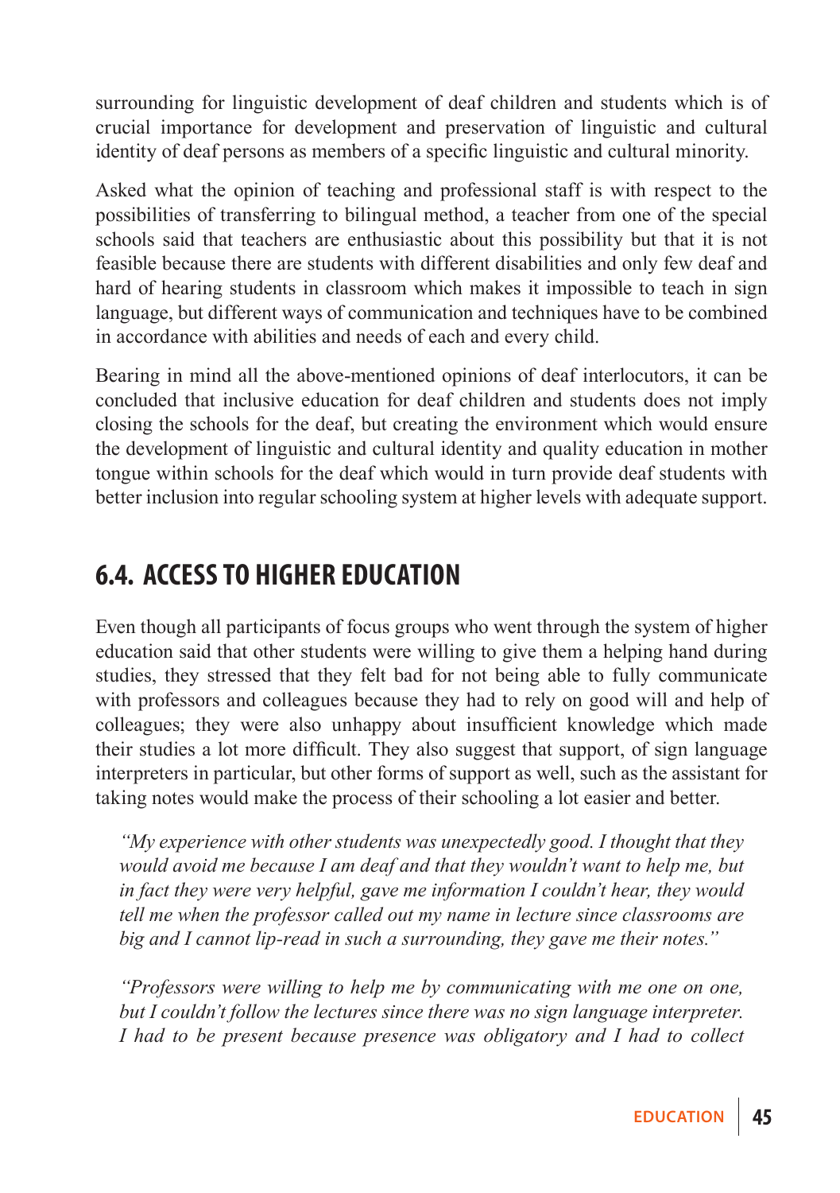surrounding for linguistic development of deaf children and students which is of crucial importance for development and preservation of linguistic and cultural identity of deaf persons as members of a specific linguistic and cultural minority.

Asked what the opinion of teaching and professional staff is with respect to the possibilities of transferring to bilingual method, a teacher from one of the special schools said that teachers are enthusiastic about this possibility but that it is not feasible because there are students with different disabilities and only few deaf and hard of hearing students in classroom which makes it impossible to teach in sign language, but different ways of communication and techniques have to be combined in accordance with abilities and needs of each and every child.

Bearing in mind all the above-mentioned opinions of deaf interlocutors, it can be concluded that inclusive education for deaf children and students does not imply closing the schools for the deaf, but creating the environment which would ensure the development of linguistic and cultural identity and quality education in mother tongue within schools for the deaf which would in turn provide deaf students with better inclusion into regular schooling system at higher levels with adequate support.

## 6.4. ACCESS TO HIGHER EDUCATION

Even though all participants of focus groups who went through the system of higher education said that other students were willing to give them a helping hand during studies, they stressed that they felt bad for not being able to fully communicate with professors and colleagues because they had to rely on good will and help of colleagues; they were also unhappy about insufficient knowledge which made their studies a lot more difficult. They also suggest that support, of sign language interpreters in particular, but other forms of support as well, such as the assistant for taking notes would make the process of their schooling a lot easier and better.

> *"My experience with other students was unexpectedly good. I thought that they would avoid me because I am deaf and that they wouldn't want to help me, but in fact they were very helpful, gave me information I couldn't hear, they would tell me when the professor called out my name in lecture since classrooms are big and I cannot lip-read in such a surrounding, they gave me their notes."*

> *"Professors were willing to help me by communicating with me one on one, but I couldn't follow the lectures since there was no sign language interpreter. I had to be present because presence was obligatory and I had to collect*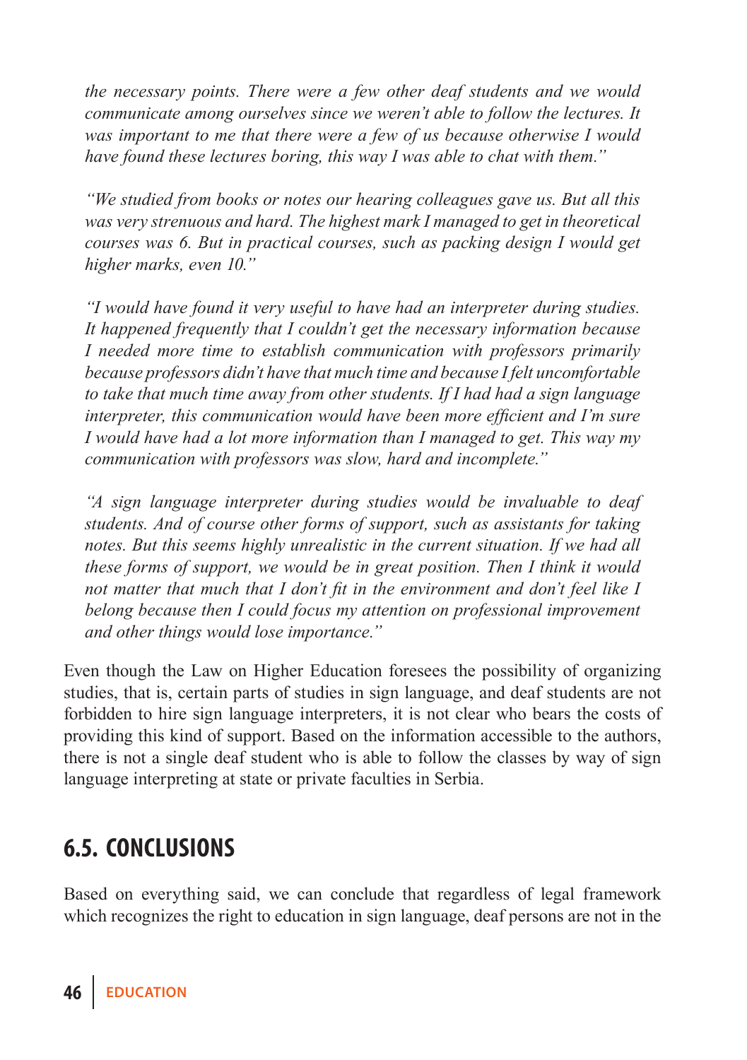*the necessary points. There were a few other deaf students and we would communicate among ourselves since we weren't able to follow the lectures. It was important to me that there were a few of us because otherwise I would have found these lectures boring, this way I was able to chat with them."*

*"We studied from books or notes our hearing colleagues gave us. But all this was very strenuous and hard. The highest mark I managed to get in theoretical courses was 6. But in practical courses, such as packing design I would get higher marks, even 10."*

*"I would have found it very useful to have had an interpreter during studies. It happened frequently that I couldn't get the necessary information because I needed more time to establish communication with professors primarily because professors didn't have that much time and because I felt uncomfortable to take that much time away from other students. If I had had a sign language interpreter, this communication would have been more efficient and I'm sure I would have had a lot more information than I managed to get. This way my communication with professors was slow, hard and incomplete."*

*"A sign language interpreter during studies would be invaluable to deaf students. And of course other forms of support, such as assistants for taking notes. But this seems highly unrealistic in the current situation. If we had all these forms of support, we would be in great position. Then I think it would not matter that much that I don't fit in the environment and don't feel like I belong because then I could focus my attention on professional improvement and other things would lose importance."*

Even though the Law on Higher Education foresees the possibility of organizing studies, that is, certain parts of studies in sign language, and deaf students are not forbidden to hire sign language interpreters, it is not clear who bears the costs of providing this kind of support. Based on the information accessible to the authors, there is not a single deaf student who is able to follow the classes by way of sign language interpreting at state or private faculties in Serbia.

## 6.5. CONCLUSIONS

Based on everything said, we can conclude that regardless of legal framework which recognizes the right to education in sign language, deaf persons are not in the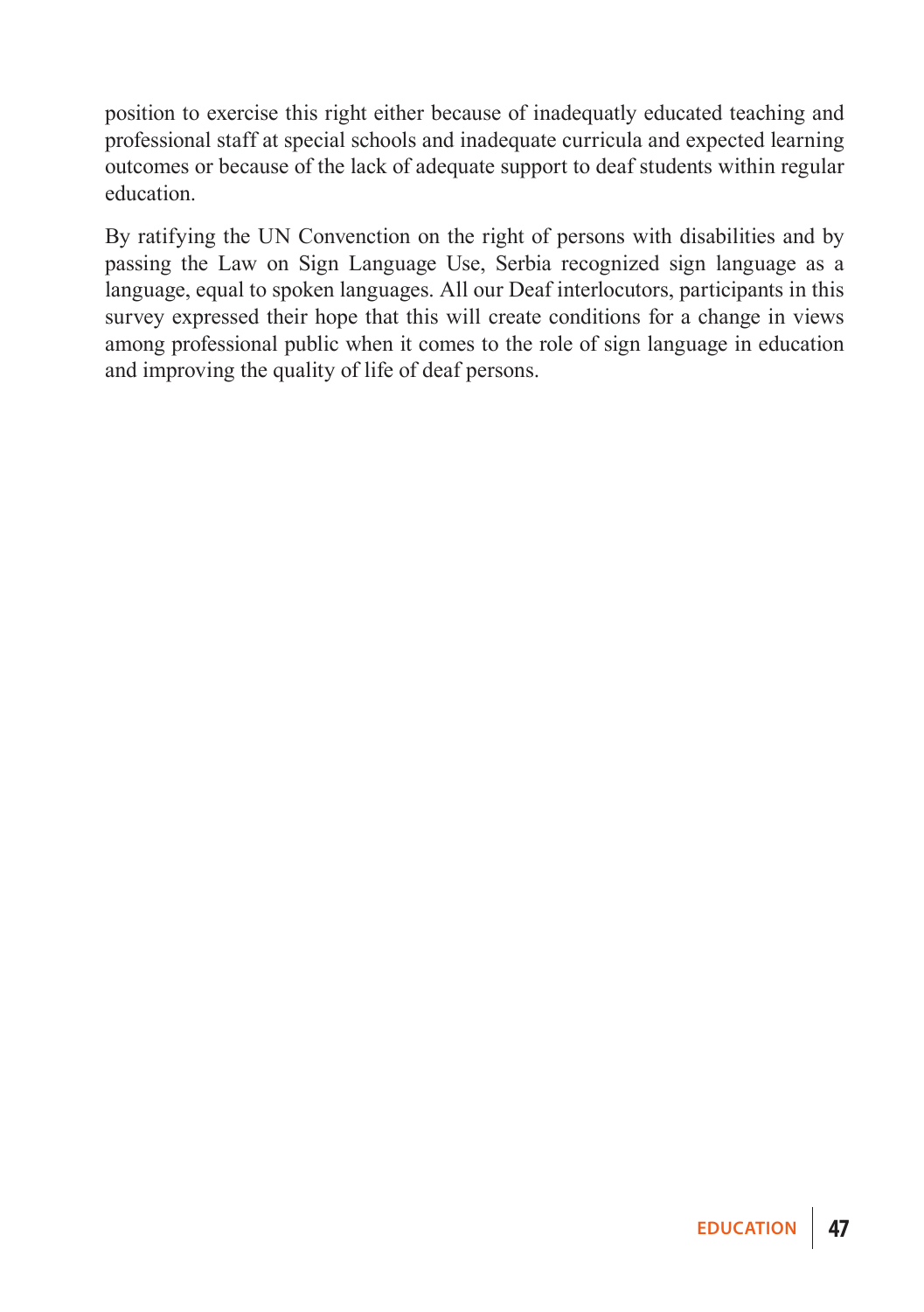position to exercise this right either because of inadequatly educated teaching and professional staff at special schools and inadequate curricula and expected learning outcomes or because of the lack of adequate support to deaf students within regular education.

By ratifying the UN Convenction on the right of persons with disabilities and by passing the Law on Sign Language Use, Serbia recognized sign language as a language, equal to spoken languages. All our Deaf interlocutors, participants in this survey expressed their hope that this will create conditions for a change in views among professional public when it comes to the role of sign language in education and improving the quality of life of deaf persons.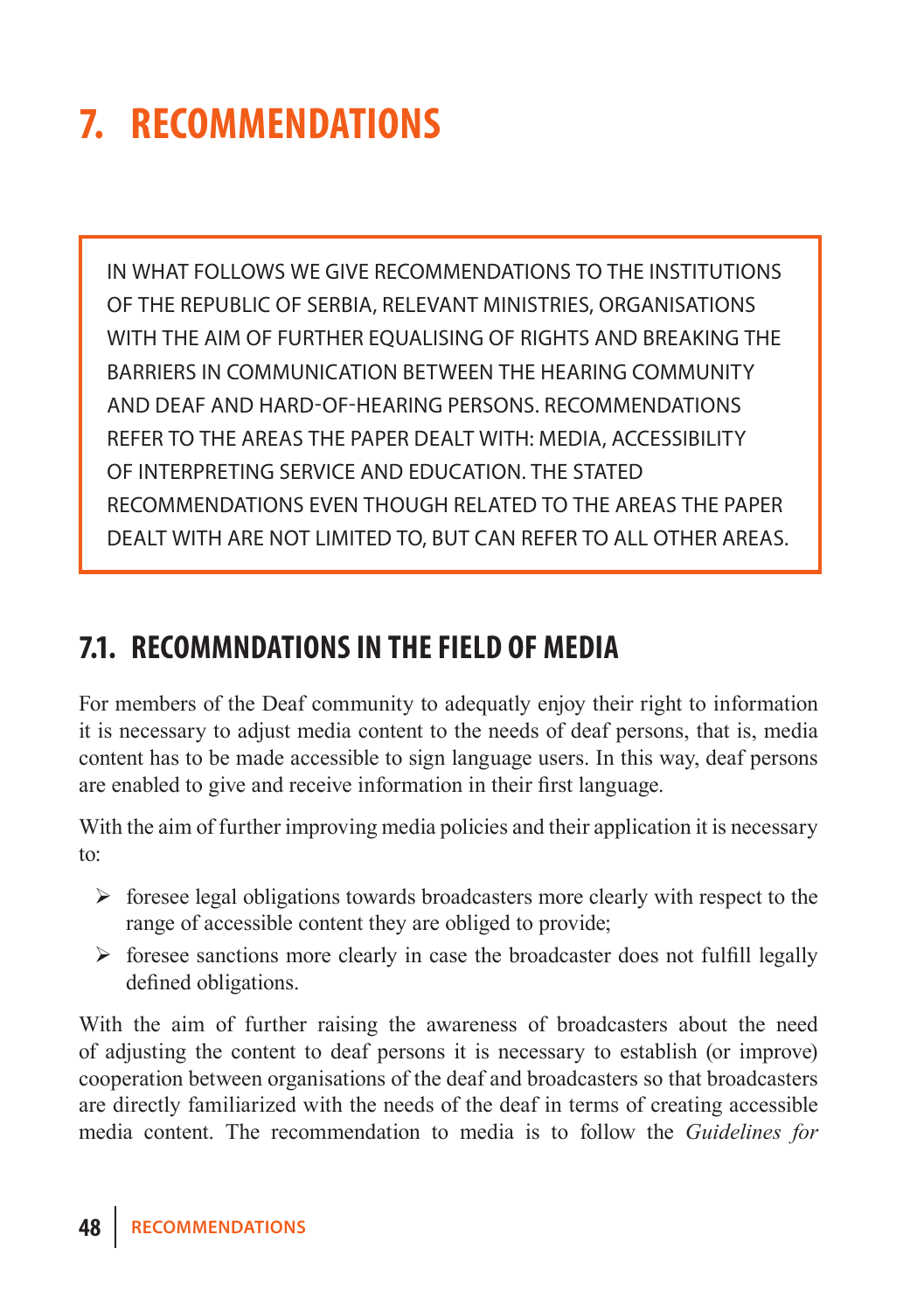# 7. RECOMMENDATIONS

IN WHAT FOLLOWS WE GIVE RECOMMENDATIONS TO THE INSTITUTIONS OF THE REPUBLIC OF SERBIA, RELEVANT MINISTRIES, ORGANISATIONS WITH THE AIM OF FURTHER EQUALISING OF RIGHTS AND BREAKING THE BARRIERS IN COMMUNICATION BETWEEN THE HEARING COMMUNITY AND DEAF AND HARD-OF-HEARING PERSONS. RECOMMENDATIONS REFER TO THE AREAS THE PAPER DEALT WITH: MEDIA, ACCESSIBILITY OF INTERPRETING SERVICE AND EDUCATION. THE STATED RECOMMENDATIONS EVEN THOUGH RELATED TO THE AREAS THE PAPER DEALT WITH ARE NOT LIMITED TO, BUT CAN REFER TO ALL OTHER AREAS.

## 7.1. RECOMMNDATIONS IN THE FIELD OF MEDIA

For members of the Deaf community to adequatly enjoy their right to information it is necessary to adjust media content to the needs of deaf persons, that is, media content has to be made accessible to sign language users. In this way, deaf persons are enabled to give and receive information in their first language.

With the aim of further improving media policies and their application it is necessary to:

- foresee legal obligations towards broadcasters more clearly with respect to the range of accessible content they are obliged to provide;
- foresee sanctions more clearly in case the broadcaster does not fulfill legally defined obligations.

With the aim of further raising the awareness of broadcasters about the need of adjusting the content to deaf persons it is necessary to establish (or improve) cooperation between organisations of the deaf and broadcasters so that broadcasters are directly familiarized with the needs of the deaf in terms of creating accessible media content. The recommendation to media is to follow the *Guidelines for*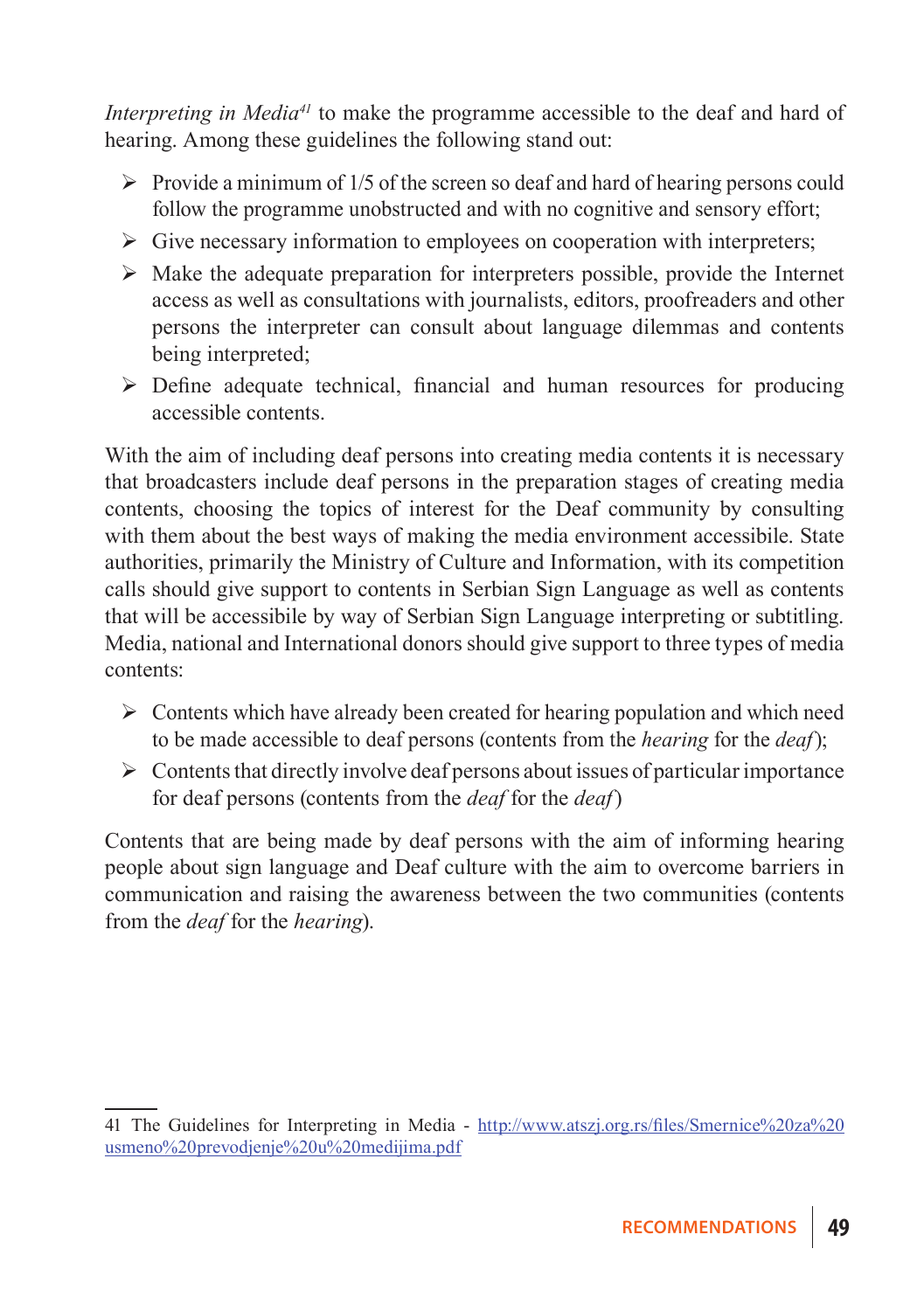*Interpreting in Media*[41] to make the programme accessible to the deaf and hard of hearing. Among these guidelines the following stand out:

- Provide a minimum of 1/5 of the screen so deaf and hard of hearing persons could follow the programme unobstructed and with no cognitive and sensory effort;
- Give necessary information to employees on cooperation with interpreters;
- Make the adequate preparation for interpreters possible, provide the Internet access as well as consultations with journalists, editors, proofreaders and other persons the interpreter can consult about language dilemmas and contents being interpreted;
- Define adequate technical, financial and human resources for producing accessible contents.

With the aim of including deaf persons into creating media contents it is necessary that broadcasters include deaf persons in the preparation stages of creating media contents, choosing the topics of interest for the Deaf community by consulting with them about the best ways of making the media environment accessibile. State authorities, primarily the Ministry of Culture and Information, with its competition calls should give support to contents in Serbian Sign Language as well as contents that will be accessibile by way of Serbian Sign Language interpreting or subtitling. Media, national and International donors should give support to three types of media contents:

- Contents which have already been created for hearing population and which need to be made accessible to deaf persons (contents from the *hearing* for the *deaf*);
- Contents that directly involve deaf persons about issues of particular importance for deaf persons (contents from the *deaf* for the *deaf*)

Contents that are being made by deaf persons with the aim of informing hearing people about sign language and Deaf culture with the aim to overcome barriers in communication and raising the awareness between the two communities (contents from the *deaf* for the *hearing*).

---

41 The Guidelines for Interpreting in Media - http://www.atszj.org.rs/files/Smernice%20za%20usmeno%20prevodjenje%20u%20medijima.pdf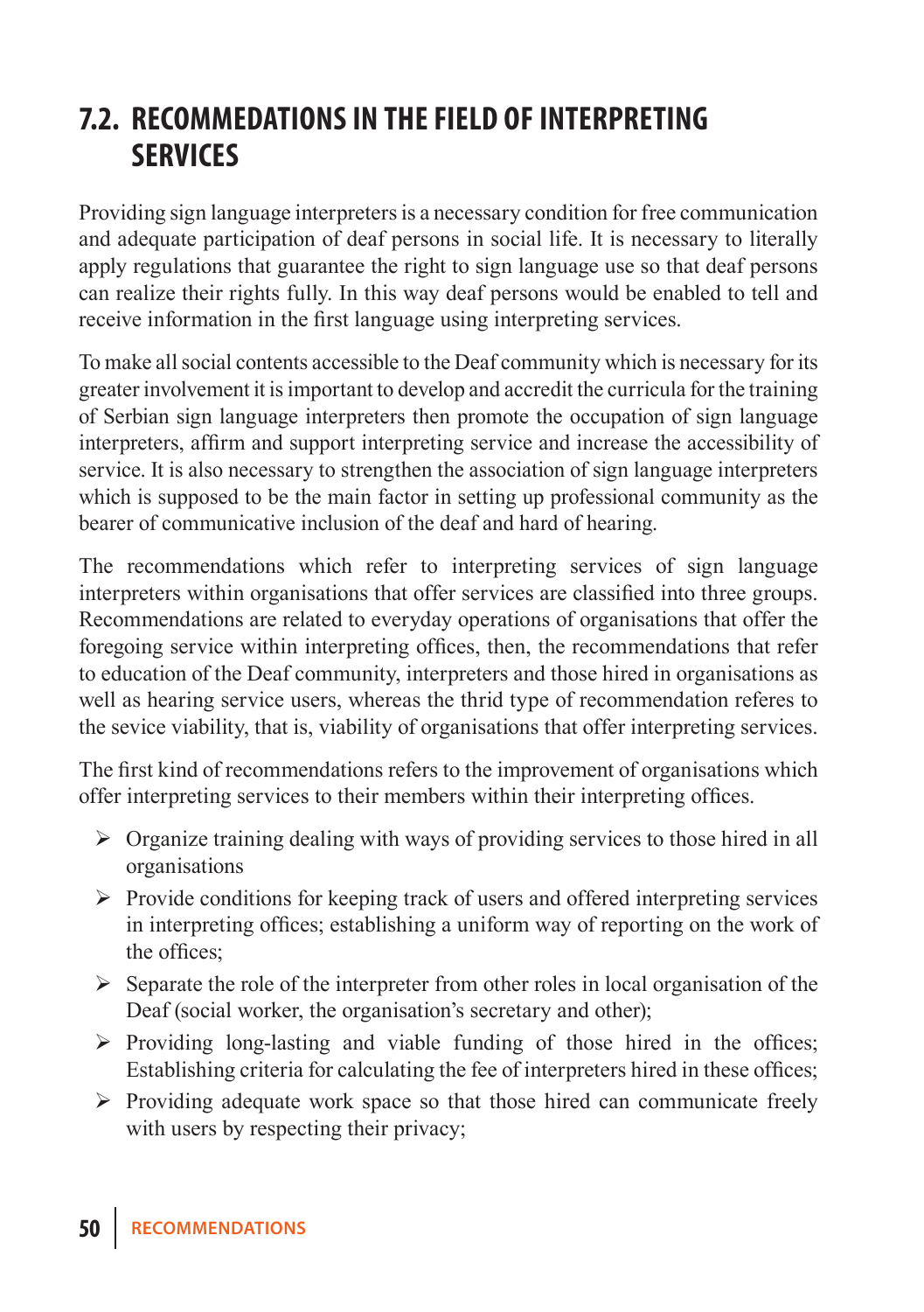## 7.2. RECOMMEDATIONS IN THE FIELD OF INTERPRETING SERVICES

Providing sign language interpreters is a necessary condition for free communication and adequate participation of deaf persons in social life. It is necessary to literally apply regulations that guarantee the right to sign language use so that deaf persons can realize their rights fully. In this way deaf persons would be enabled to tell and receive information in the first language using interpreting services.

To make all social contents accessible to the Deaf community which is necessary for its greater involvement it is important to develop and accredit the curricula for the training of Serbian sign language interpreters then promote the occupation of sign language interpreters, affirm and support interpreting service and increase the accessibility of service. It is also necessary to strengthen the association of sign language interpreters which is supposed to be the main factor in setting up professional community as the bearer of communicative inclusion of the deaf and hard of hearing.

The recommendations which refer to interpreting services of sign language interpreters within organisations that offer services are classified into three groups. Recommendations are related to everyday operations of organisations that offer the foregoing service within interpreting offices, then, the recommendations that refer to education of the Deaf community, interpreters and those hired in organisations as well as hearing service users, whereas the thrid type of recommendation referes to the sevice viability, that is, viability of organisations that offer interpreting services.

The first kind of recommendations refers to the improvement of organisations which offer interpreting services to their members within their interpreting offices.

- Organize training dealing with ways of providing services to those hired in all organisations
- Provide conditions for keeping track of users and offered interpreting services in interpreting offices; establishing a uniform way of reporting on the work of the offices;
- Separate the role of the interpreter from other roles in local organisation of the Deaf (social worker, the organisation's secretary and other);
- Providing long-lasting and viable funding of those hired in the offices; Establishing criteria for calculating the fee of interpreters hired in these offices;
- Providing adequate work space so that those hired can communicate freely with users by respecting their privacy;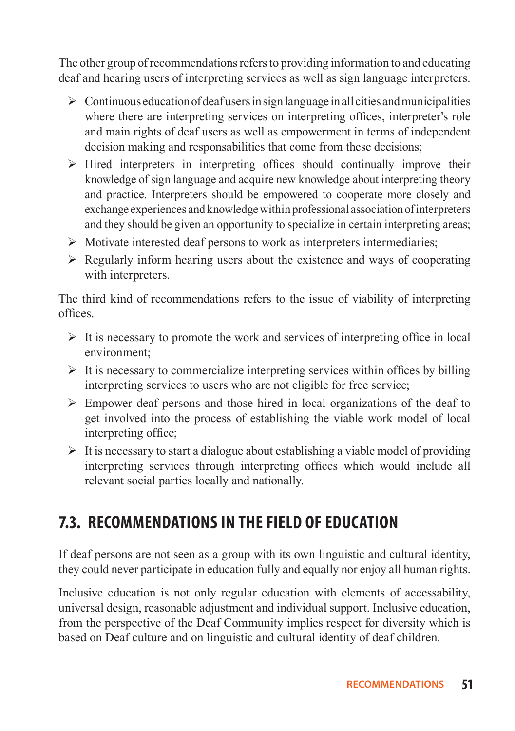The other group of recommendations refers to providing information to and educating deaf and hearing users of interpreting services as well as sign language interpreters.

- Continuous education of deaf users in sign language in all cities and municipalities where there are interpreting services on interpreting offices, interpreter's role and main rights of deaf users as well as empowerment in terms of independent decision making and responsabilities that come from these decisions;
- Hired interpreters in interpreting offices should continually improve their knowledge of sign language and acquire new knowledge about interpreting theory and practice. Interpreters should be empowered to cooperate more closely and exchange experiences and knowledge within professional association of interpreters and they should be given an opportunity to specialize in certain interpreting areas;
- Motivate interested deaf persons to work as interpreters intermediaries;
- Regularly inform hearing users about the existence and ways of cooperating with interpreters.

The third kind of recommendations refers to the issue of viability of interpreting offices.

- It is necessary to promote the work and services of interpreting office in local environment;
- It is necessary to commercialize interpreting services within offices by billing interpreting services to users who are not eligible for free service;
- Empower deaf persons and those hired in local organizations of the deaf to get involved into the process of establishing the viable work model of local interpreting office;
- It is necessary to start a dialogue about establishing a viable model of providing interpreting services through interpreting offices which would include all relevant social parties locally and nationally.

## 7.3. RECOMMENDATIONS IN THE FIELD OF EDUCATION

If deaf persons are not seen as a group with its own linguistic and cultural identity, they could never participate in education fully and equally nor enjoy all human rights.

Inclusive education is not only regular education with elements of accessability, universal design, reasonable adjustment and individual support. Inclusive education, from the perspective of the Deaf Community implies respect for diversity which is based on Deaf culture and on linguistic and cultural identity of deaf children.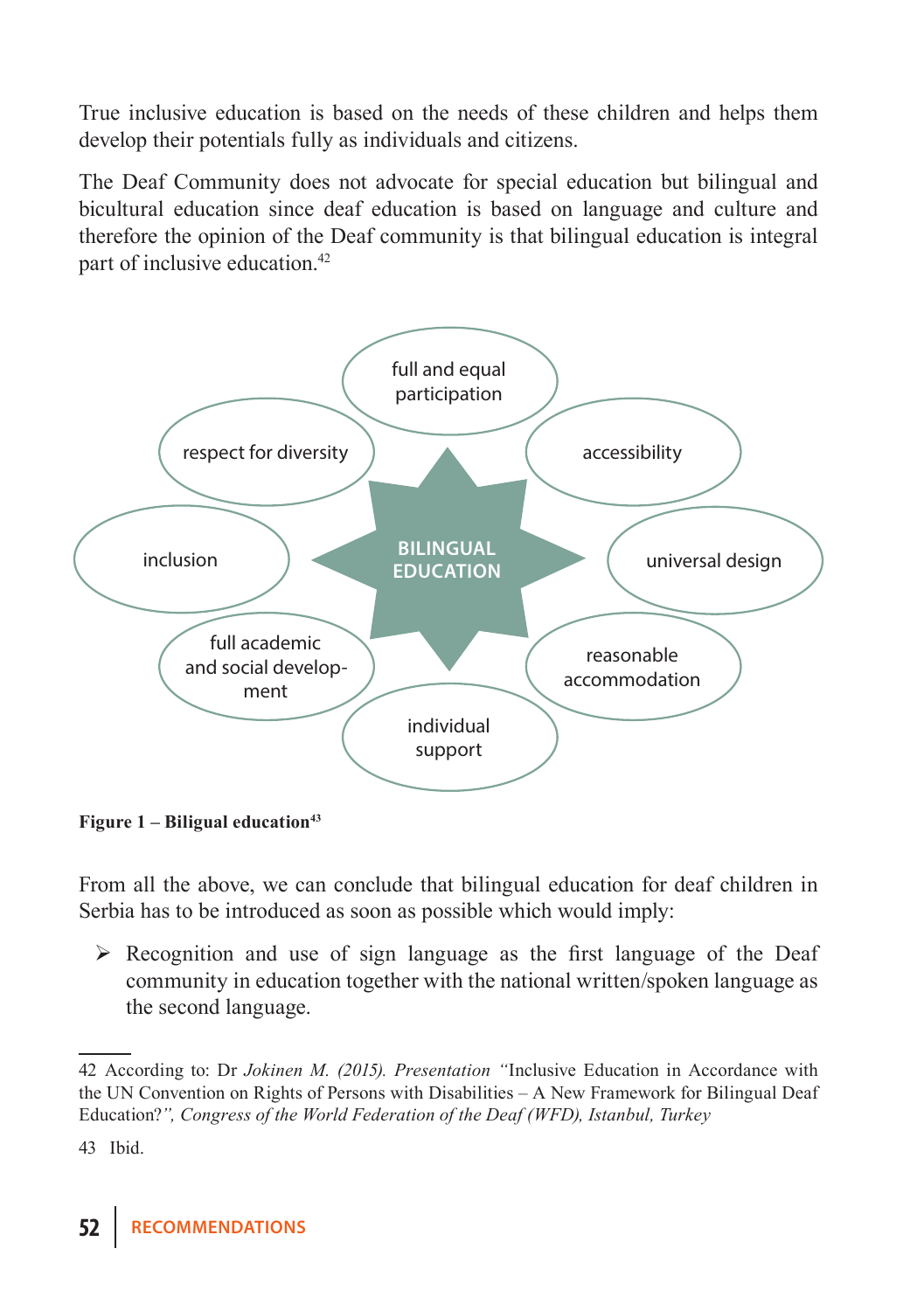True inclusive education is based on the needs of these children and helps them develop their potentials fully as individuals and citizens.

The Deaf Community does not advocate for special education but bilingual and bicultural education since deaf education is based on language and culture and therefore the opinion of the Deaf community is that bilingual education is integral part of inclusive education.[42]

BILINGUAL EDUCATION

- full and equal participation
- accessibility
- universal design
- reasonable accommodation
- individual support
- full academic and social development
- inclusion
- respect for diversity

**Figure 1 – Biligual education**[43]

From all the above, we can conclude that bilingual education for deaf children in Serbia has to be introduced as soon as possible which would imply:

- Recognition and use of sign language as the first language of the Deaf community in education together with the national written/spoken language as the second language.

---

42 According to: Dr *Jokinen M. (2015). Presentation "*Inclusive Education in Accordance with the UN Convention on Rights of Persons with Disabilities – A New Framework for Bilingual Deaf Education?*", Congress of the World Federation of the Deaf (WFD), Istanbul, Turkey*

43 Ibid.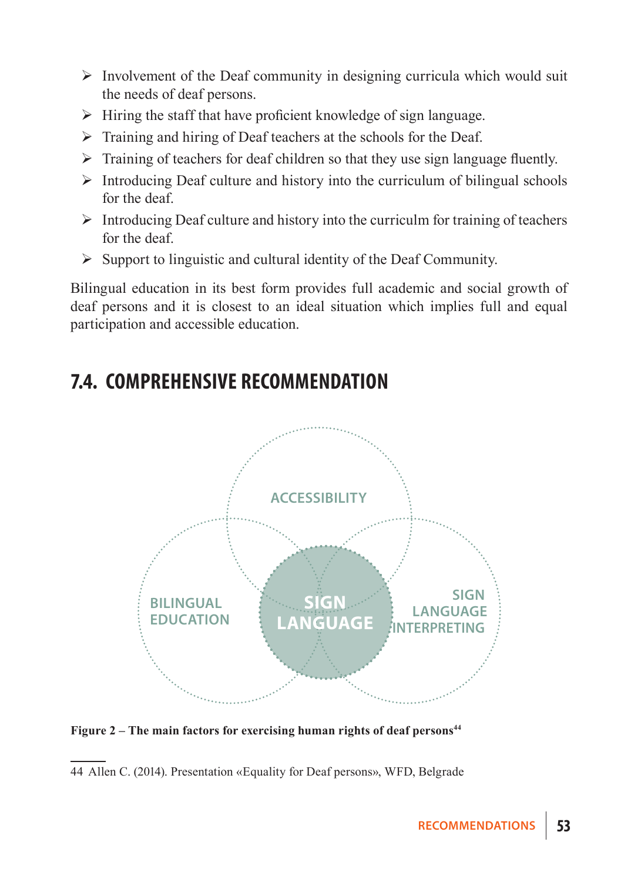- Involvement of the Deaf community in designing curricula which would suit the needs of deaf persons.
- Hiring the staff that have proficient knowledge of sign language.
- Training and hiring of Deaf teachers at the schools for the Deaf.
- Training of teachers for deaf children so that they use sign language fluently.
- Introducing Deaf culture and history into the curriculum of bilingual schools for the deaf.
- Introducing Deaf culture and history into the curriculm for training of teachers for the deaf.
- Support to linguistic and cultural identity of the Deaf Community.

Bilingual education in its best form provides full academic and social growth of deaf persons and it is closest to an ideal situation which implies full and equal participation and accessible education.

## 7.4. COMPREHENSIVE RECOMMENDATION

ACCESSIBILITY

BILINGUAL EDUCATION

SIGN LANGUAGE

SIGN LANGUAGE INTERPRETING

**Figure 2 – The main factors for exercising human rights of deaf persons**[44]

44 Allen C. (2014). Presentation «Equality for Deaf persons», WFD, Belgrade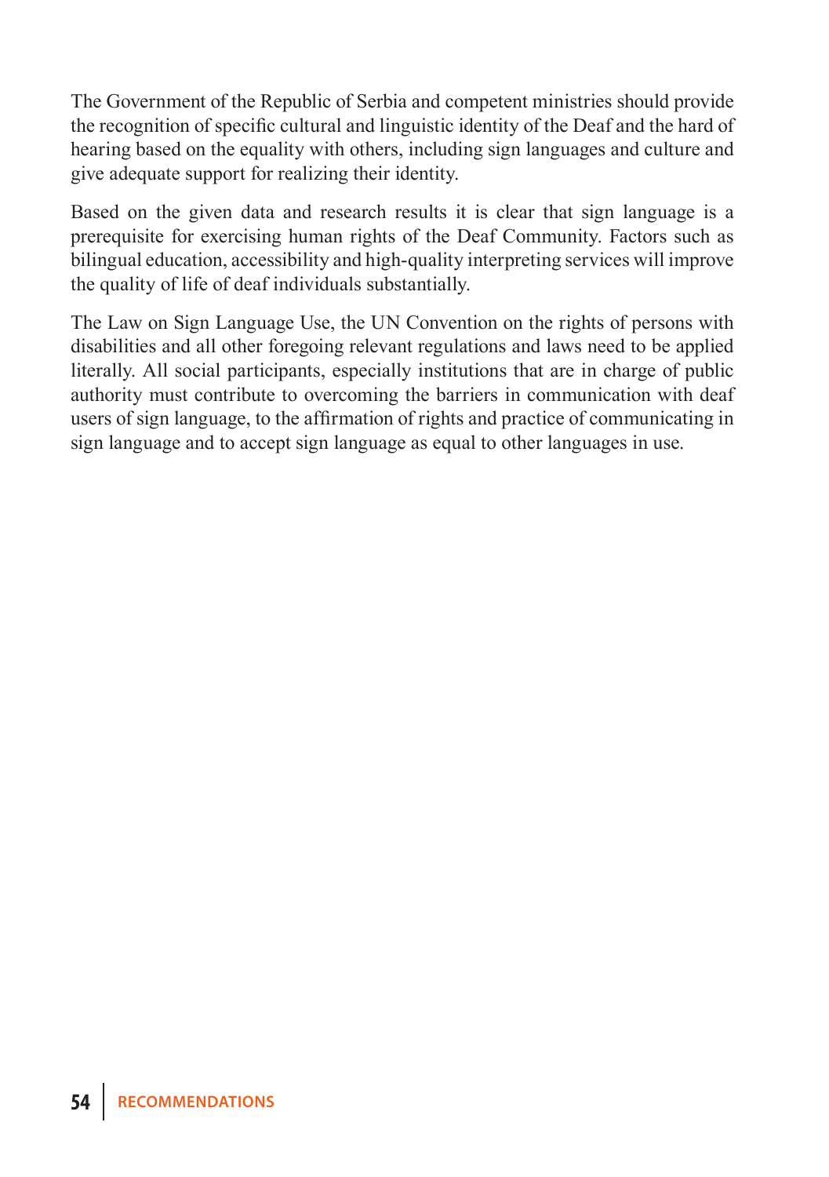The Government of the Republic of Serbia and competent ministries should provide the recognition of specific cultural and linguistic identity of the Deaf and the hard of hearing based on the equality with others, including sign languages and culture and give adequate support for realizing their identity.

Based on the given data and research results it is clear that sign language is a prerequisite for exercising human rights of the Deaf Community. Factors such as bilingual education, accessibility and high-quality interpreting services will improve the quality of life of deaf individuals substantially.

The Law on Sign Language Use, the UN Convention on the rights of persons with disabilities and all other foregoing relevant regulations and laws need to be applied literally. All social participants, especially institutions that are in charge of public authority must contribute to overcoming the barriers in communication with deaf users of sign language, to the affirmation of rights and practice of communicating in sign language and to accept sign language as equal to other languages in use.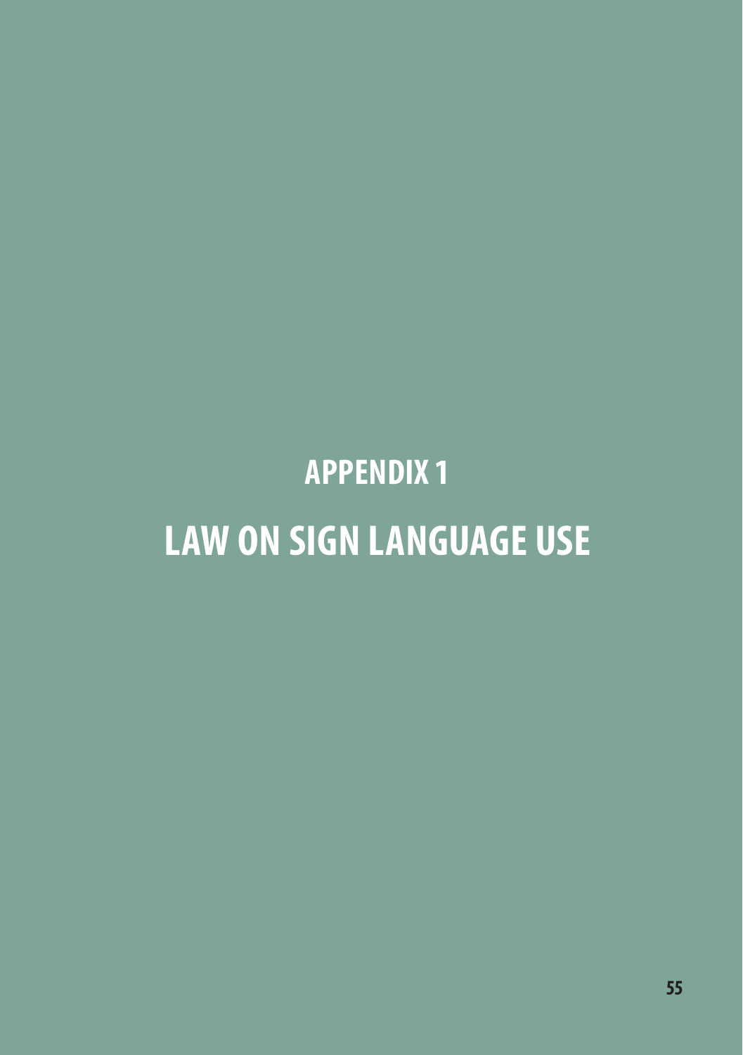# APPENDIX 1

# LAW ON SIGN LANGUAGE USE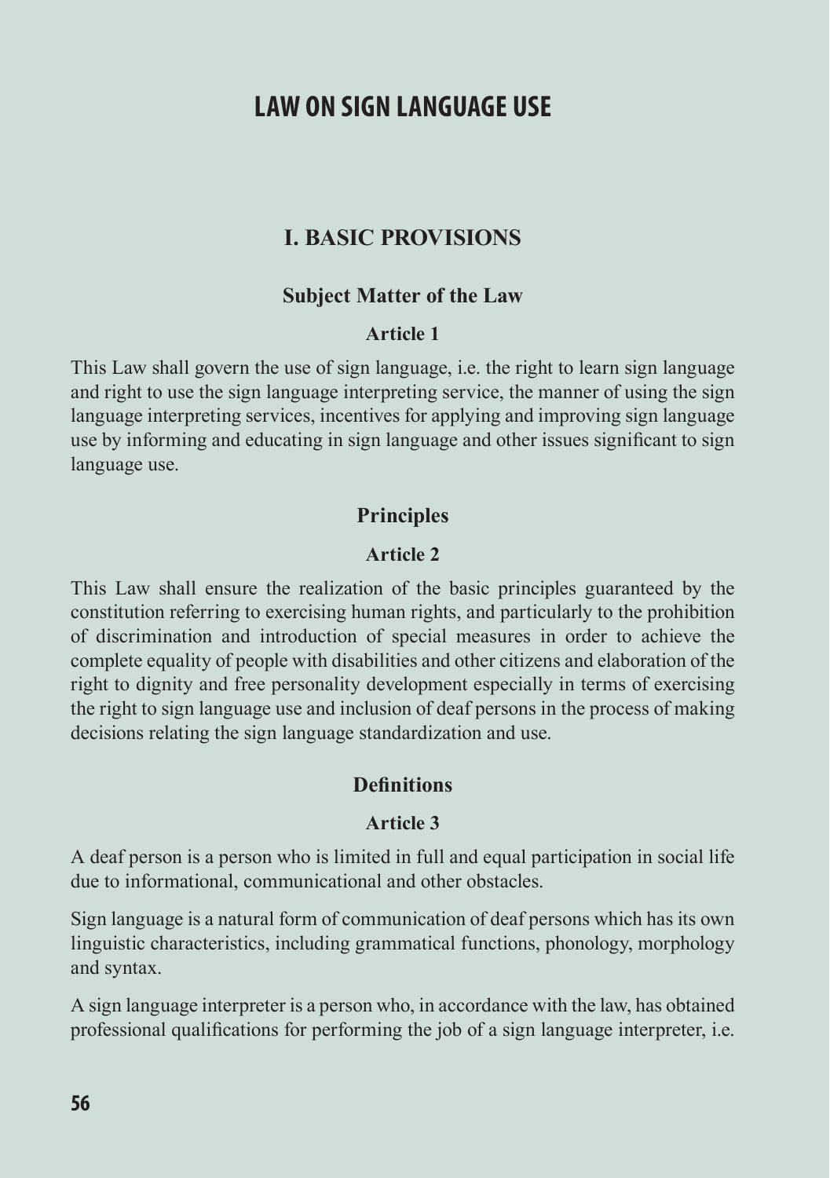# LAW ON SIGN LANGUAGE USE

## I. BASIC PROVISIONS

### Subject Matter of the Law

#### Article 1

This Law shall govern the use of sign language, i.e. the right to learn sign language and right to use the sign language interpreting service, the manner of using the sign language interpreting services, incentives for applying and improving sign language use by informing and educating in sign language and other issues significant to sign language use.

### Principles

#### Article 2

This Law shall ensure the realization of the basic principles guaranteed by the constitution referring to exercising human rights, and particularly to the prohibition of discrimination and introduction of special measures in order to achieve the complete equality of people with disabilities and other citizens and elaboration of the right to dignity and free personality development especially in terms of exercising the right to sign language use and inclusion of deaf persons in the process of making decisions relating the sign language standardization and use.

### Definitions

#### Article 3

A deaf person is a person who is limited in full and equal participation in social life due to informational, communicational and other obstacles.

Sign language is a natural form of communication of deaf persons which has its own linguistic characteristics, including grammatical functions, phonology, morphology and syntax.

A sign language interpreter is a person who, in accordance with the law, has obtained professional qualifications for performing the job of a sign language interpreter, i.e.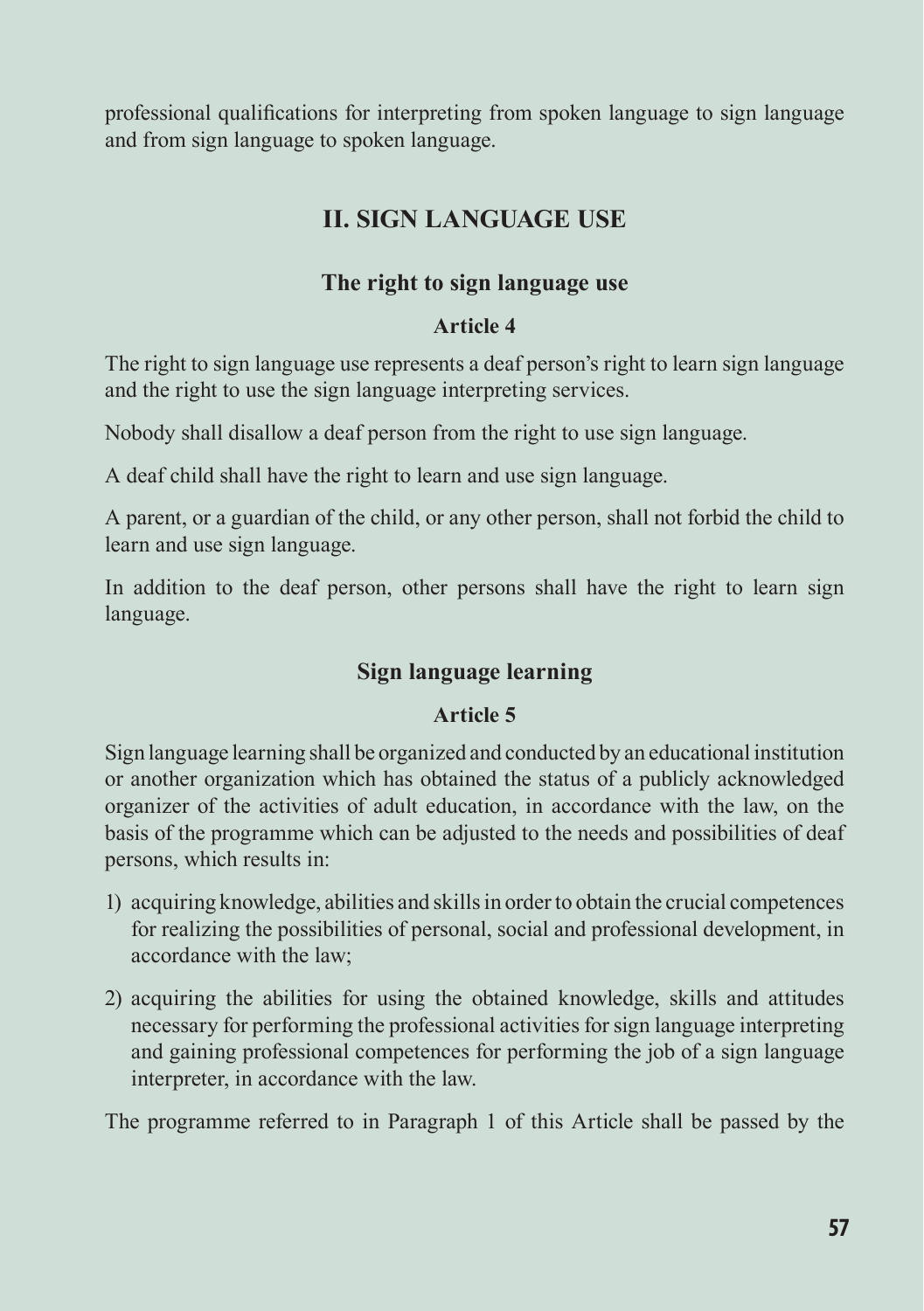professional qualifications for interpreting from spoken language to sign language and from sign language to spoken language.

## II. SIGN LANGUAGE USE

### The right to sign language use

#### Article 4

The right to sign language use represents a deaf person's right to learn sign language and the right to use the sign language interpreting services.

Nobody shall disallow a deaf person from the right to use sign language.

A deaf child shall have the right to learn and use sign language.

A parent, or a guardian of the child, or any other person, shall not forbid the child to learn and use sign language.

In addition to the deaf person, other persons shall have the right to learn sign language.

### Sign language learning

#### Article 5

Sign language learning shall be organized and conducted by an educational institution or another organization which has obtained the status of a publicly acknowledged organizer of the activities of adult education, in accordance with the law, on the basis of the programme which can be adjusted to the needs and possibilities of deaf persons, which results in:

1) acquiring knowledge, abilities and skills in order to obtain the crucial competences for realizing the possibilities of personal, social and professional development, in accordance with the law;
2) acquiring the abilities for using the obtained knowledge, skills and attitudes necessary for performing the professional activities for sign language interpreting and gaining professional competences for performing the job of a sign language interpreter, in accordance with the law.

The programme referred to in Paragraph 1 of this Article shall be passed by the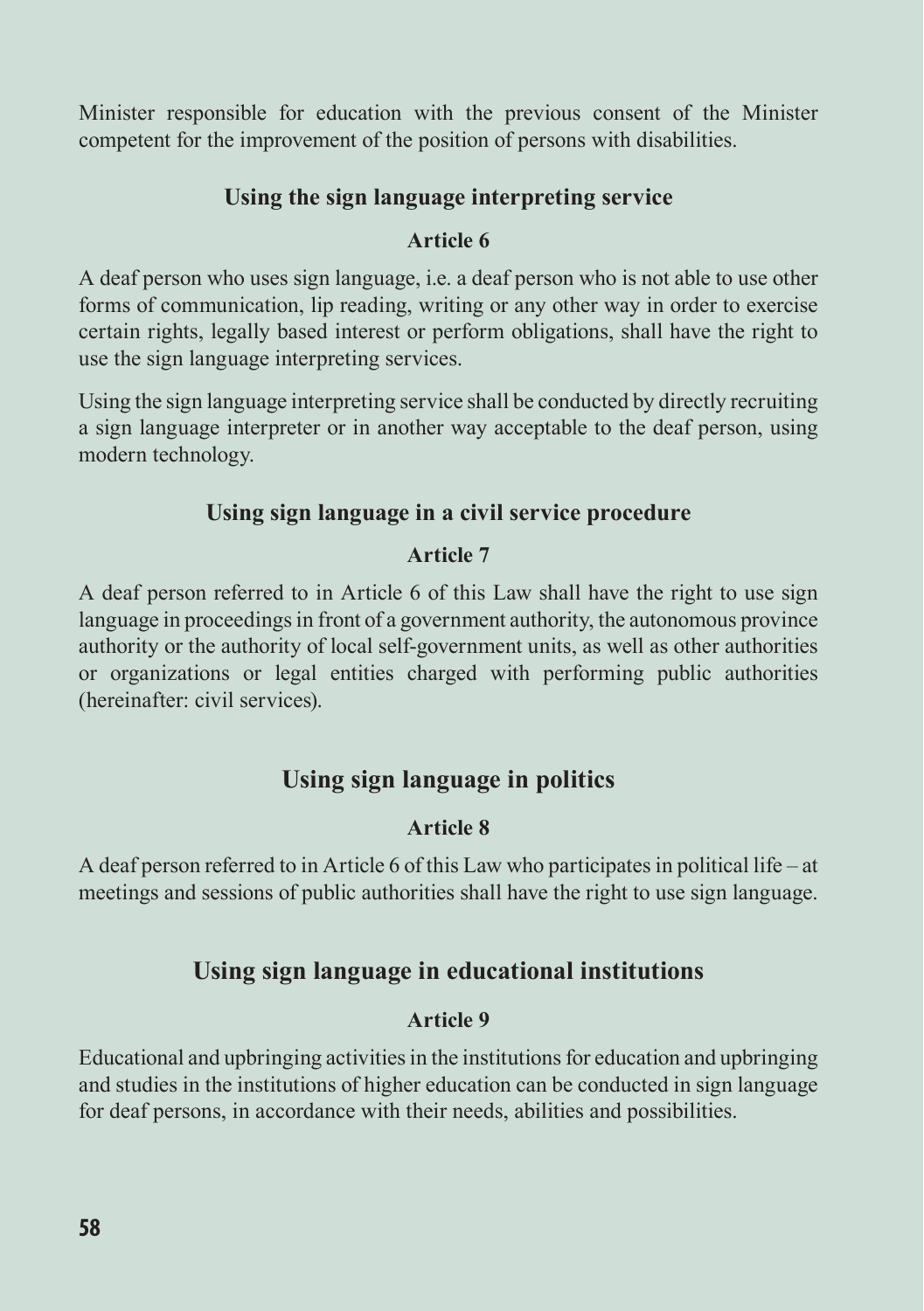Minister responsible for education with the previous consent of the Minister competent for the improvement of the position of persons with disabilities.

### Using the sign language interpreting service

#### Article 6

A deaf person who uses sign language, i.e. a deaf person who is not able to use other forms of communication, lip reading, writing or any other way in order to exercise certain rights, legally based interest or perform obligations, shall have the right to use the sign language interpreting services.

Using the sign language interpreting service shall be conducted by directly recruiting a sign language interpreter or in another way acceptable to the deaf person, using modern technology.

### Using sign language in a civil service procedure

#### Article 7

A deaf person referred to in Article 6 of this Law shall have the right to use sign language in proceedings in front of a government authority, the autonomous province authority or the authority of local self-government units, as well as other authorities or organizations or legal entities charged with performing public authorities (hereinafter: civil services).

## Using sign language in politics

#### Article 8

A deaf person referred to in Article 6 of this Law who participates in political life – at meetings and sessions of public authorities shall have the right to use sign language.

## Using sign language in educational institutions

#### Article 9

Educational and upbringing activities in the institutions for education and upbringing and studies in the institutions of higher education can be conducted in sign language for deaf persons, in accordance with their needs, abilities and possibilities.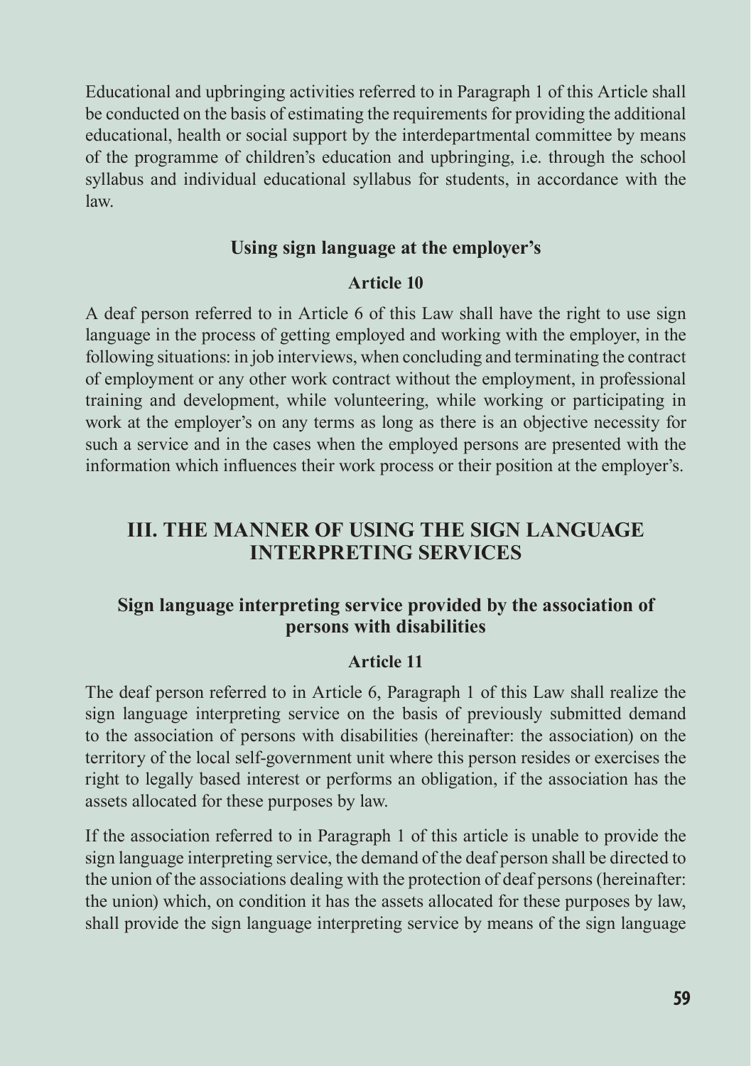Educational and upbringing activities referred to in Paragraph 1 of this Article shall be conducted on the basis of estimating the requirements for providing the additional educational, health or social support by the interdepartmental committee by means of the programme of children's education and upbringing, i.e. through the school syllabus and individual educational syllabus for students, in accordance with the law.

### Using sign language at the employer's

#### Article 10

A deaf person referred to in Article 6 of this Law shall have the right to use sign language in the process of getting employed and working with the employer, in the following situations: in job interviews, when concluding and terminating the contract of employment or any other work contract without the employment, in professional training and development, while volunteering, while working or participating in work at the employer's on any terms as long as there is an objective necessity for such a service and in the cases when the employed persons are presented with the information which influences their work process or their position at the employer's.

## III. THE MANNER OF USING THE SIGN LANGUAGE INTERPRETING SERVICES

### Sign language interpreting service provided by the association of persons with disabilities

#### Article 11

The deaf person referred to in Article 6, Paragraph 1 of this Law shall realize the sign language interpreting service on the basis of previously submitted demand to the association of persons with disabilities (hereinafter: the association) on the territory of the local self-government unit where this person resides or exercises the right to legally based interest or performs an obligation, if the association has the assets allocated for these purposes by law.

If the association referred to in Paragraph 1 of this article is unable to provide the sign language interpreting service, the demand of the deaf person shall be directed to the union of the associations dealing with the protection of deaf persons (hereinafter: the union) which, on condition it has the assets allocated for these purposes by law, shall provide the sign language interpreting service by means of the sign language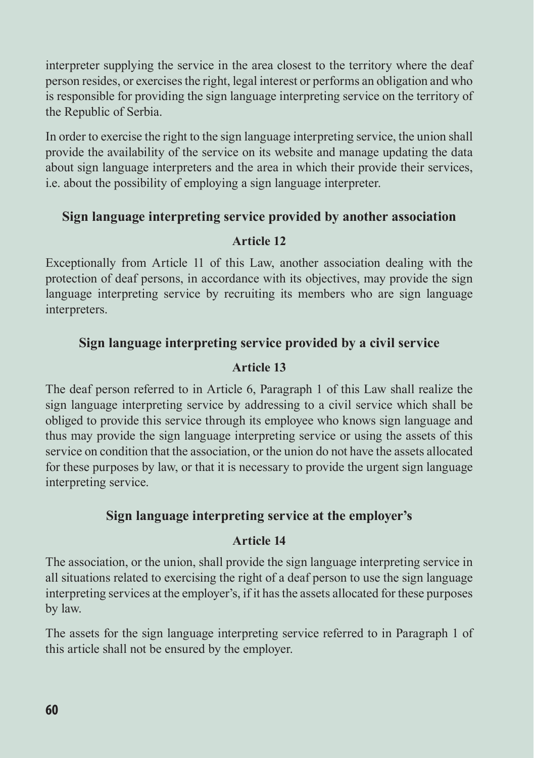interpreter supplying the service in the area closest to the territory where the deaf person resides, or exercises the right, legal interest or performs an obligation and who is responsible for providing the sign language interpreting service on the territory of the Republic of Serbia.

In order to exercise the right to the sign language interpreting service, the union shall provide the availability of the service on its website and manage updating the data about sign language interpreters and the area in which their provide their services, i.e. about the possibility of employing a sign language interpreter.

### Sign language interpreting service provided by another association

### Article 12

Exceptionally from Article 11 of this Law, another association dealing with the protection of deaf persons, in accordance with its objectives, may provide the sign language interpreting service by recruiting its members who are sign language interpreters.

### Sign language interpreting service provided by a civil service

### Article 13

The deaf person referred to in Article 6, Paragraph 1 of this Law shall realize the sign language interpreting service by addressing to a civil service which shall be obliged to provide this service through its employee who knows sign language and thus may provide the sign language interpreting service or using the assets of this service on condition that the association, or the union do not have the assets allocated for these purposes by law, or that it is necessary to provide the urgent sign language interpreting service.

### Sign language interpreting service at the employer's

### Article 14

The association, or the union, shall provide the sign language interpreting service in all situations related to exercising the right of a deaf person to use the sign language interpreting services at the employer's, if it has the assets allocated for these purposes by law.

The assets for the sign language interpreting service referred to in Paragraph 1 of this article shall not be ensured by the employer.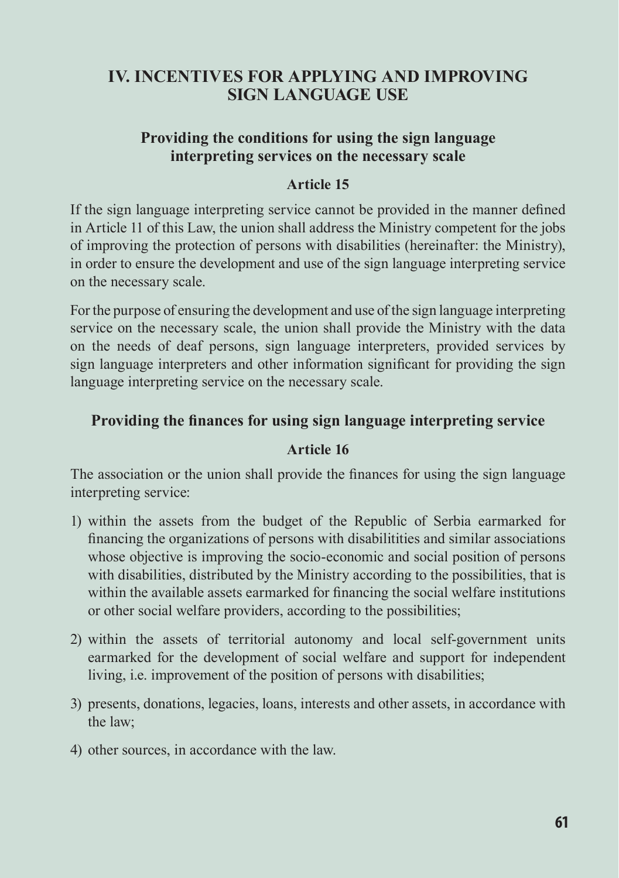## IV. INCENTIVES FOR APPLYING AND IMPROVING SIGN LANGUAGE USE

### Providing the conditions for using the sign language interpreting services on the necessary scale

#### Article 15

If the sign language interpreting service cannot be provided in the manner defined in Article 11 of this Law, the union shall address the Ministry competent for the jobs of improving the protection of persons with disabilities (hereinafter: the Ministry), in order to ensure the development and use of the sign language interpreting service on the necessary scale.

For the purpose of ensuring the development and use of the sign language interpreting service on the necessary scale, the union shall provide the Ministry with the data on the needs of deaf persons, sign language interpreters, provided services by sign language interpreters and other information significant for providing the sign language interpreting service on the necessary scale.

### Providing the finances for using sign language interpreting service

#### Article 16

The association or the union shall provide the finances for using the sign language interpreting service:

1) within the assets from the budget of the Republic of Serbia earmarked for financing the organizations of persons with disabilitities and similar associations whose objective is improving the socio-economic and social position of persons with disabilities, distributed by the Ministry according to the possibilities, that is within the available assets earmarked for financing the social welfare institutions or other social welfare providers, according to the possibilities;
2) within the assets of territorial autonomy and local self-government units earmarked for the development of social welfare and support for independent living, i.e. improvement of the position of persons with disabilities;
3) presents, donations, legacies, loans, interests and other assets, in accordance with the law;
4) other sources, in accordance with the law.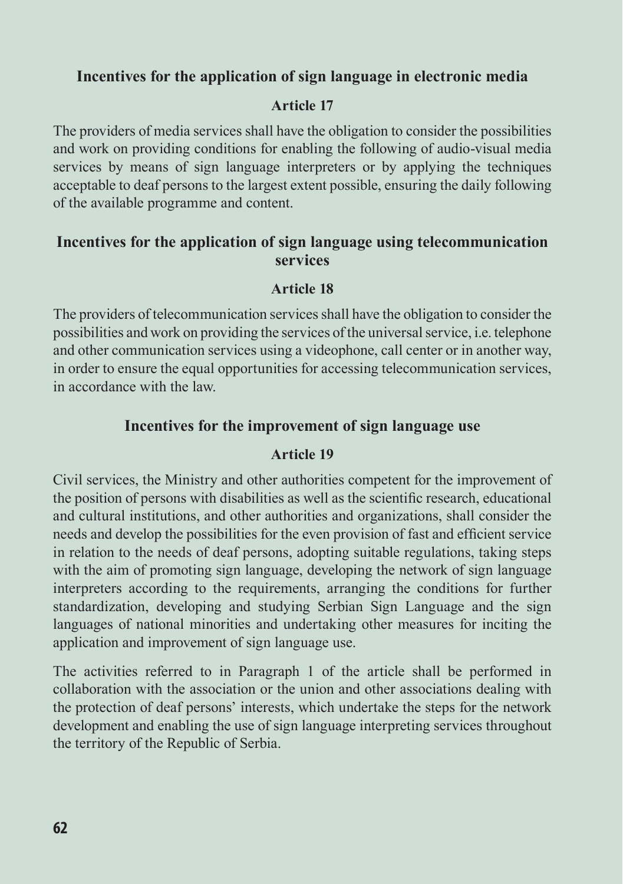### Incentives for the application of sign language in electronic media

#### Article 17

The providers of media services shall have the obligation to consider the possibilities and work on providing conditions for enabling the following of audio-visual media services by means of sign language interpreters or by applying the techniques acceptable to deaf persons to the largest extent possible, ensuring the daily following of the available programme and content.

### Incentives for the application of sign language using telecommunication services

#### Article 18

The providers of telecommunication services shall have the obligation to consider the possibilities and work on providing the services of the universal service, i.e. telephone and other communication services using a videophone, call center or in another way, in order to ensure the equal opportunities for accessing telecommunication services, in accordance with the law.

### Incentives for the improvement of sign language use

#### Article 19

Civil services, the Ministry and other authorities competent for the improvement of the position of persons with disabilities as well as the scientific research, educational and cultural institutions, and other authorities and organizations, shall consider the needs and develop the possibilities for the even provision of fast and efficient service in relation to the needs of deaf persons, adopting suitable regulations, taking steps with the aim of promoting sign language, developing the network of sign language interpreters according to the requirements, arranging the conditions for further standardization, developing and studying Serbian Sign Language and the sign languages of national minorities and undertaking other measures for inciting the application and improvement of sign language use.

The activities referred to in Paragraph 1 of the article shall be performed in collaboration with the association or the union and other associations dealing with the protection of deaf persons' interests, which undertake the steps for the network development and enabling the use of sign language interpreting services throughout the territory of the Republic of Serbia.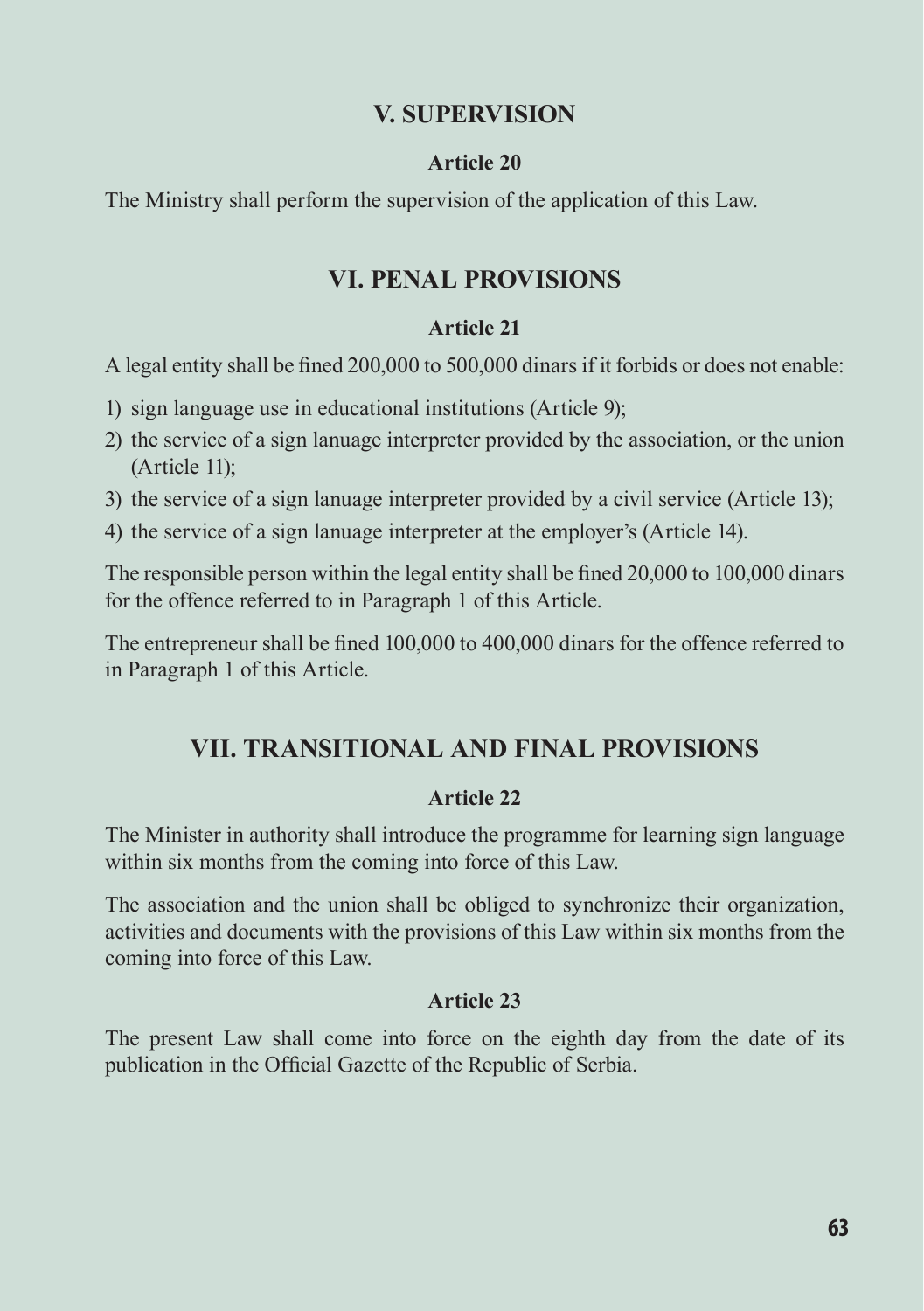## V. SUPERVISION

### Article 20

The Ministry shall perform the supervision of the application of this Law.

## VI. PENAL PROVISIONS

### Article 21

A legal entity shall be fined 200,000 to 500,000 dinars if it forbids or does not enable:

1) sign language use in educational institutions (Article 9);
2) the service of a sign lanuage interpreter provided by the association, or the union (Article 11);
3) the service of a sign lanuage interpreter provided by a civil service (Article 13);
4) the service of a sign lanuage interpreter at the employer's (Article 14).

The responsible person within the legal entity shall be fined 20,000 to 100,000 dinars for the offence referred to in Paragraph 1 of this Article.

The entrepreneur shall be fined 100,000 to 400,000 dinars for the offence referred to in Paragraph 1 of this Article.

## VII. TRANSITIONAL AND FINAL PROVISIONS

### Article 22

The Minister in authority shall introduce the programme for learning sign language within six months from the coming into force of this Law.

The association and the union shall be obliged to synchronize their organization, activities and documents with the provisions of this Law within six months from the coming into force of this Law.

### Article 23

The present Law shall come into force on the eighth day from the date of its publication in the Official Gazette of the Republic of Serbia.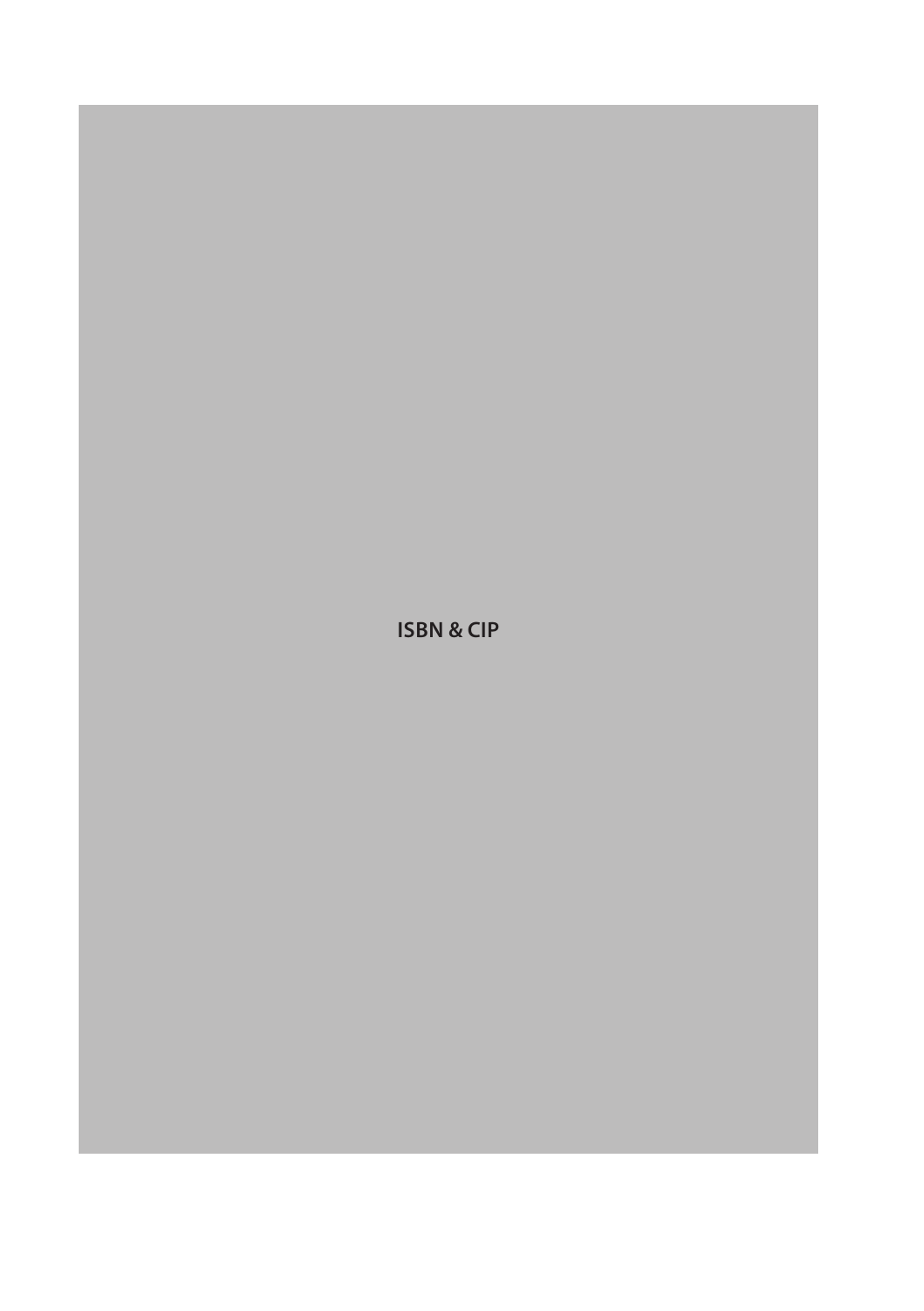ISBN & CIP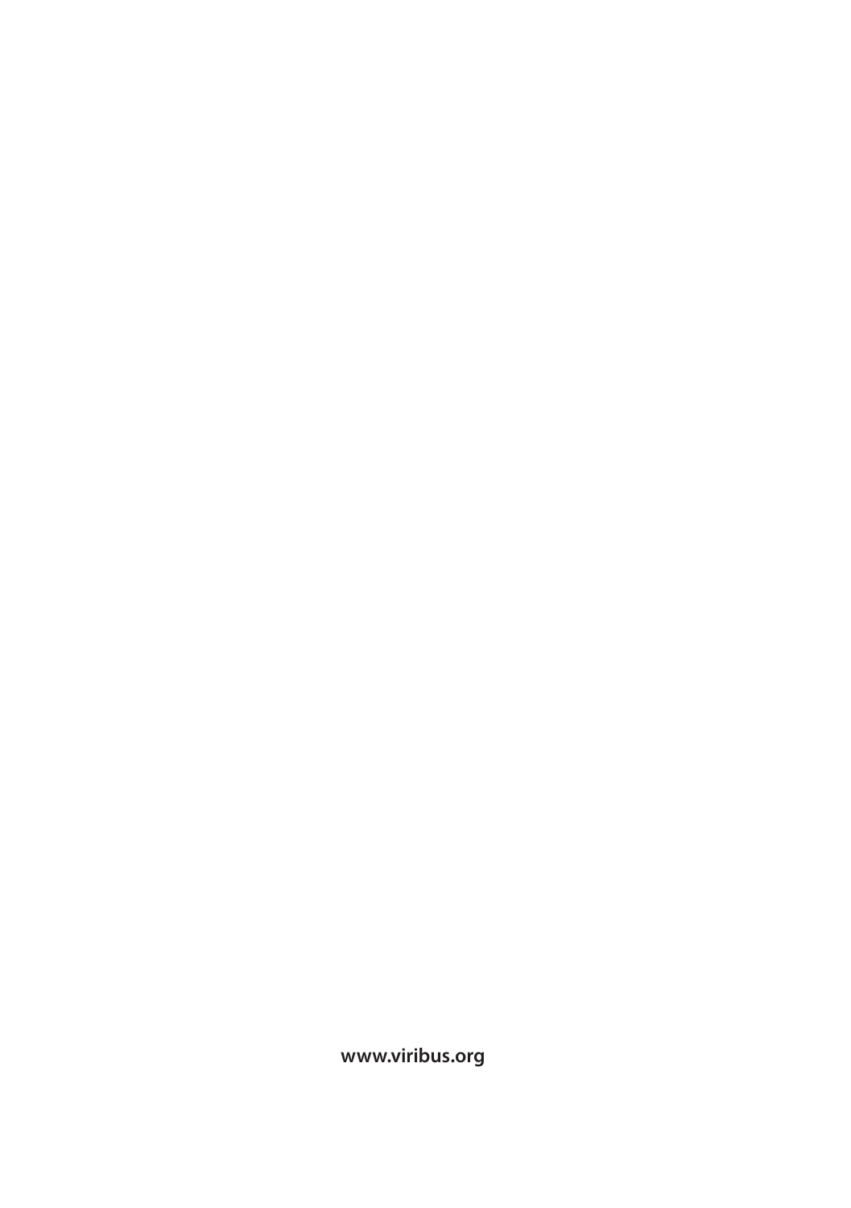**www.viribus.org**